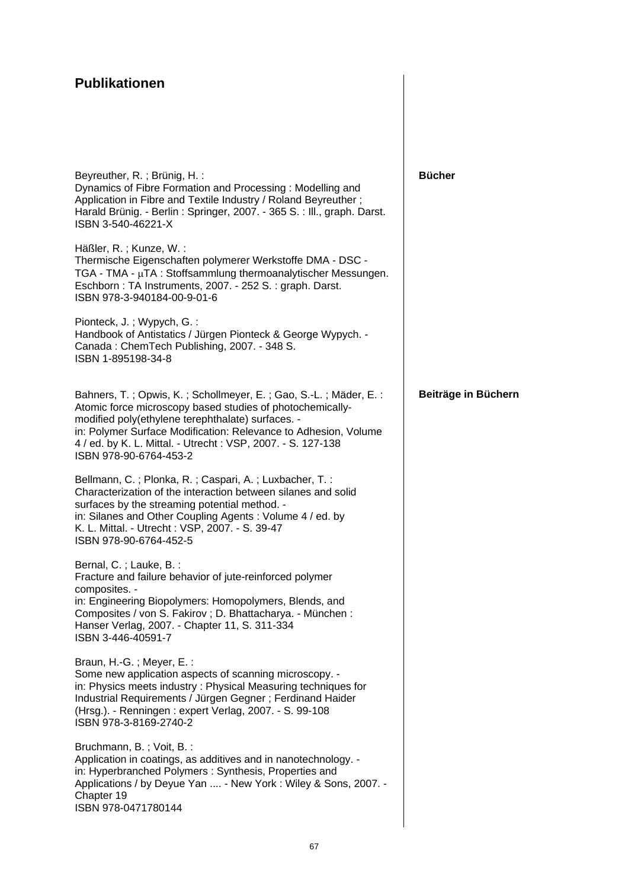# Publikationen

## Bücher

Beyreuther, R. ; Brünig, H. :
Dynamics of Fibre Formation and Processing : Modelling and Application in Fibre and Textile Industry / Roland Beyreuther ; Harald Brünig. - Berlin : Springer, 2007. - 365 S. : Ill., graph. Darst.
ISBN 3-540-46221-X

Häßler, R. ; Kunze, W. :
Thermische Eigenschaften polymerer Werkstoffe DMA - DSC - TGA - TMA - µTA : Stoffsammlung thermoanalytischer Messungen. Eschborn : TA Instruments, 2007. - 252 S. : graph. Darst.
ISBN 978-3-940184-00-9-01-6

Pionteck, J. ; Wypych, G. :
Handbook of Antistatics / Jürgen Pionteck & George Wypych. - Canada : ChemTech Publishing, 2007. - 348 S.
ISBN 1-895198-34-8

## Beiträge in Büchern

Bahners, T. ; Opwis, K. ; Schollmeyer, E. ; Gao, S.-L. ; Mäder, E. :
Atomic force microscopy based studies of photochemically-modified poly(ethylene terephthalate) surfaces. -
in: Polymer Surface Modification: Relevance to Adhesion, Volume 4 / ed. by K. L. Mittal. - Utrecht : VSP, 2007. - S. 127-138
ISBN 978-90-6764-453-2

Bellmann, C. ; Plonka, R. ; Caspari, A. ; Luxbacher, T. :
Characterization of the interaction between silanes and solid surfaces by the streaming potential method. -
in: Silanes and Other Coupling Agents : Volume 4 / ed. by K. L. Mittal. - Utrecht : VSP, 2007. - S. 39-47
ISBN 978-90-6764-452-5

Bernal, C. ; Lauke, B. :
Fracture and failure behavior of jute-reinforced polymer composites. -
in: Engineering Biopolymers: Homopolymers, Blends, and Composites / von S. Fakirov ; D. Bhattacharya. - München : Hanser Verlag, 2007. - Chapter 11, S. 311-334
ISBN 3-446-40591-7

Braun, H.-G. ; Meyer, E. :
Some new application aspects of scanning microscopy. -
in: Physics meets industry : Physical Measuring techniques for Industrial Requirements / Jürgen Gegner ; Ferdinand Haider (Hrsg.). - Renningen : expert Verlag, 2007. - S. 99-108
ISBN 978-3-8169-2740-2

Bruchmann, B. ; Voit, B. :
Application in coatings, as additives and in nanotechnology. -
in: Hyperbranched Polymers : Synthesis, Properties and Applications / by Deyue Yan .... - New York : Wiley & Sons, 2007. - Chapter 19
ISBN 978-0471780144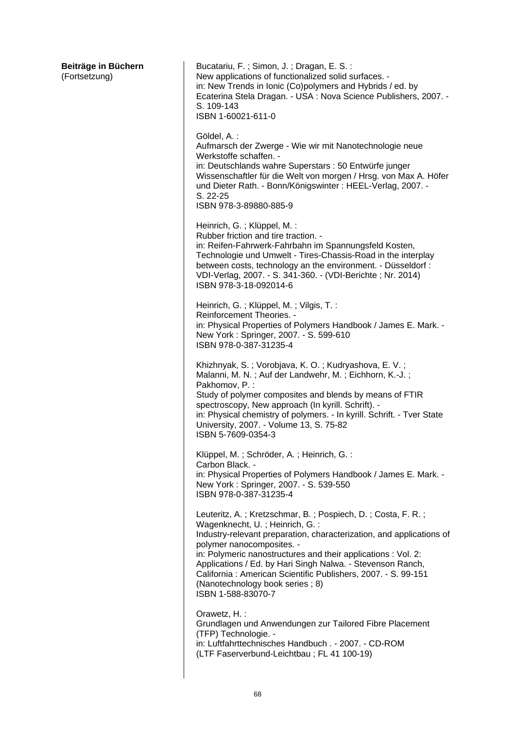**Beiträge in Büchern**
(Fortsetzung)

Bucatariu, F. ; Simon, J. ; Dragan, E. S. :
New applications of functionalized solid surfaces. -
in: New Trends in Ionic (Co)polymers and Hybrids / ed. by Ecaterina Stela Dragan. - USA : Nova Science Publishers, 2007. - S. 109-143
ISBN 1-60021-611-0

Göldel, A. :
Aufmarsch der Zwerge - Wie wir mit Nanotechnologie neue Werkstoffe schaffen. -
in: Deutschlands wahre Superstars : 50 Entwürfe junger Wissenschaftler für die Welt von morgen / Hrsg. von Max A. Höfer und Dieter Rath. - Bonn/Königswinter : HEEL-Verlag, 2007. - S. 22-25
ISBN 978-3-89880-885-9

Heinrich, G. ; Klüppel, M. :
Rubber friction and tire traction. -
in: Reifen-Fahrwerk-Fahrbahn im Spannungsfeld Kosten, Technologie und Umwelt - Tires-Chassis-Road in the interplay between costs, technology an the environment. - Düsseldorf : VDI-Verlag, 2007. - S. 341-360. - (VDI-Berichte ; Nr. 2014)
ISBN 978-3-18-092014-6

Heinrich, G. ; Klüppel, M. ; Vilgis, T. :
Reinforcement Theories. -
in: Physical Properties of Polymers Handbook / James E. Mark. - New York : Springer, 2007. - S. 599-610
ISBN 978-0-387-31235-4

Khizhnyak, S. ; Vorobjava, K. O. ; Kudryashova, E. V. ; Malanni, M. N. ; Auf der Landwehr, M. ; Eichhorn, K.-J. ; Pakhomov, P. :
Study of polymer composites and blends by means of FTIR spectroscopy, New approach (In kyrill. Schrift). -
in: Physical chemistry of polymers. - In kyrill. Schrift. - Tver State University, 2007. - Volume 13, S. 75-82
ISBN 5-7609-0354-3

Klüppel, M. ; Schröder, A. ; Heinrich, G. :
Carbon Black. -
in: Physical Properties of Polymers Handbook / James E. Mark. - New York : Springer, 2007. - S. 539-550
ISBN 978-0-387-31235-4

Leuteritz, A. ; Kretzschmar, B. ; Pospiech, D. ; Costa, F. R. ; Wagenknecht, U. ; Heinrich, G. :
Industry-relevant preparation, characterization, and applications of polymer nanocomposites. -
in: Polymeric nanostructures and their applications : Vol. 2: Applications / Ed. by Hari Singh Nalwa. - Stevenson Ranch, California : American Scientific Publishers, 2007. - S. 99-151 (Nanotechnology book series ; 8)
ISBN 1-588-83070-7

Orawetz, H. :
Grundlagen und Anwendungen zur Tailored Fibre Placement (TFP) Technologie. -
in: Luftfahrttechnisches Handbuch . - 2007. - CD-ROM (LTF Faserverbund-Leichtbau ; FL 41 100-19)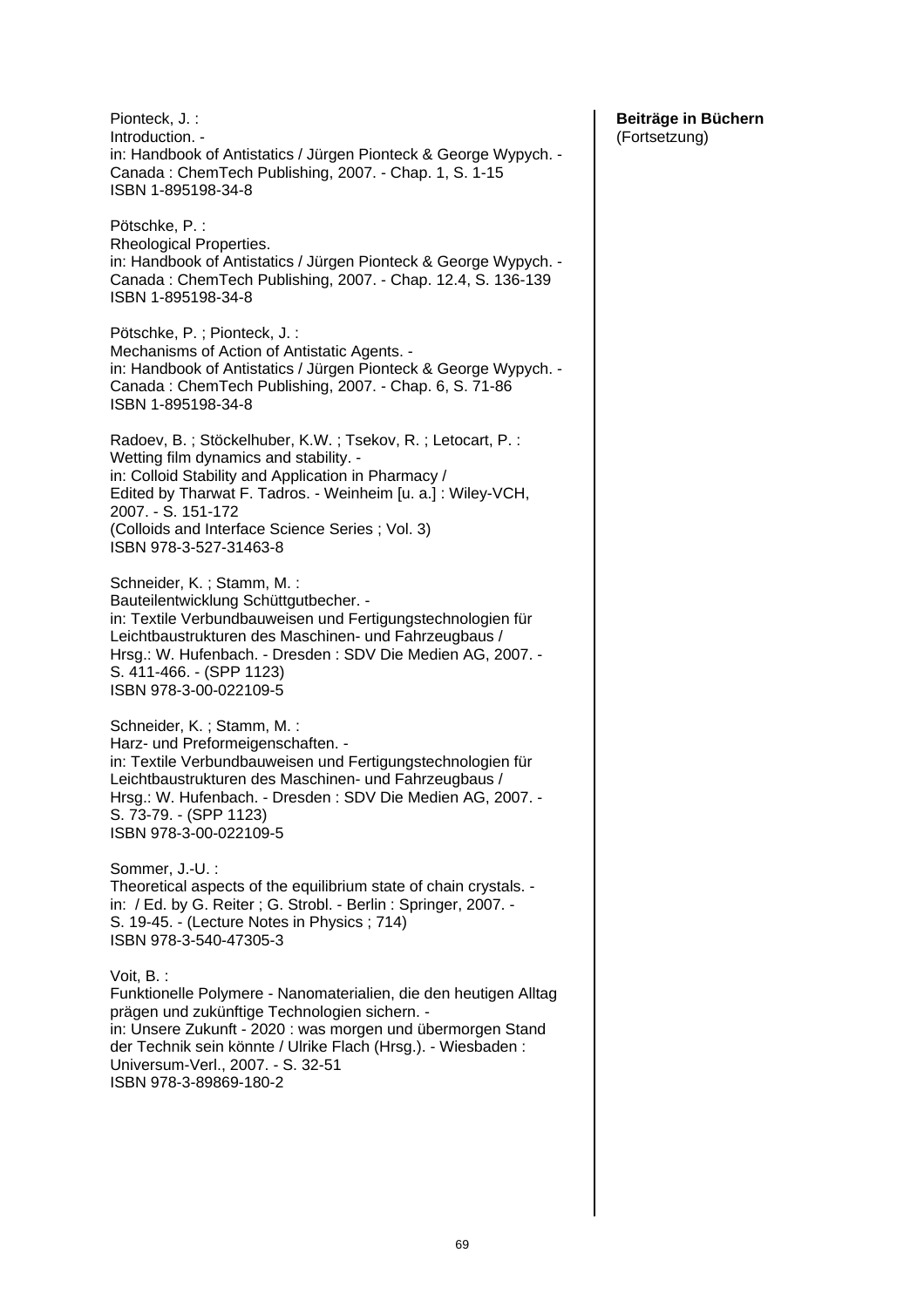**Beiträge in Büchern**
(Fortsetzung)

Pionteck, J. :
Introduction. -
in: Handbook of Antistatics / Jürgen Pionteck & George Wypych. -
Canada : ChemTech Publishing, 2007. - Chap. 1, S. 1-15
ISBN 1-895198-34-8

Pötschke, P. :
Rheological Properties.
in: Handbook of Antistatics / Jürgen Pionteck & George Wypych. -
Canada : ChemTech Publishing, 2007. - Chap. 12.4, S. 136-139
ISBN 1-895198-34-8

Pötschke, P. ; Pionteck, J. :
Mechanisms of Action of Antistatic Agents. -
in: Handbook of Antistatics / Jürgen Pionteck & George Wypych. -
Canada : ChemTech Publishing, 2007. - Chap. 6, S. 71-86
ISBN 1-895198-34-8

Radoev, B. ; Stöckelhuber, K.W. ; Tsekov, R. ; Letocart, P. :
Wetting film dynamics and stability. -
in: Colloid Stability and Application in Pharmacy /
Edited by Tharwat F. Tadros. - Weinheim [u. a.] : Wiley-VCH,
2007. - S. 151-172
(Colloids and Interface Science Series ; Vol. 3)
ISBN 978-3-527-31463-8

Schneider, K. ; Stamm, M. :
Bauteilentwicklung Schüttgutbecher. -
in: Textile Verbundbauweisen und Fertigungstechnologien für
Leichtbaustrukturen des Maschinen- und Fahrzeugbaus /
Hrsg.: W. Hufenbach. - Dresden : SDV Die Medien AG, 2007. -
S. 411-466. - (SPP 1123)
ISBN 978-3-00-022109-5

Schneider, K. ; Stamm, M. :
Harz- und Preformeigenschaften. -
in: Textile Verbundbauweisen und Fertigungstechnologien für
Leichtbaustrukturen des Maschinen- und Fahrzeugbaus /
Hrsg.: W. Hufenbach. - Dresden : SDV Die Medien AG, 2007. -
S. 73-79. - (SPP 1123)
ISBN 978-3-00-022109-5

Sommer, J.-U. :
Theoretical aspects of the equilibrium state of chain crystals. -
in: / Ed. by G. Reiter ; G. Strobl. - Berlin : Springer, 2007. -
S. 19-45. - (Lecture Notes in Physics ; 714)
ISBN 978-3-540-47305-3

Voit, B. :
Funktionelle Polymere - Nanomaterialien, die den heutigen Alltag
prägen und zukünftige Technologien sichern. -
in: Unsere Zukunft - 2020 : was morgen und übermorgen Stand
der Technik sein könnte / Ulrike Flach (Hrsg.). - Wiesbaden :
Universum-Verl., 2007. - S. 32-51
ISBN 978-3-89869-180-2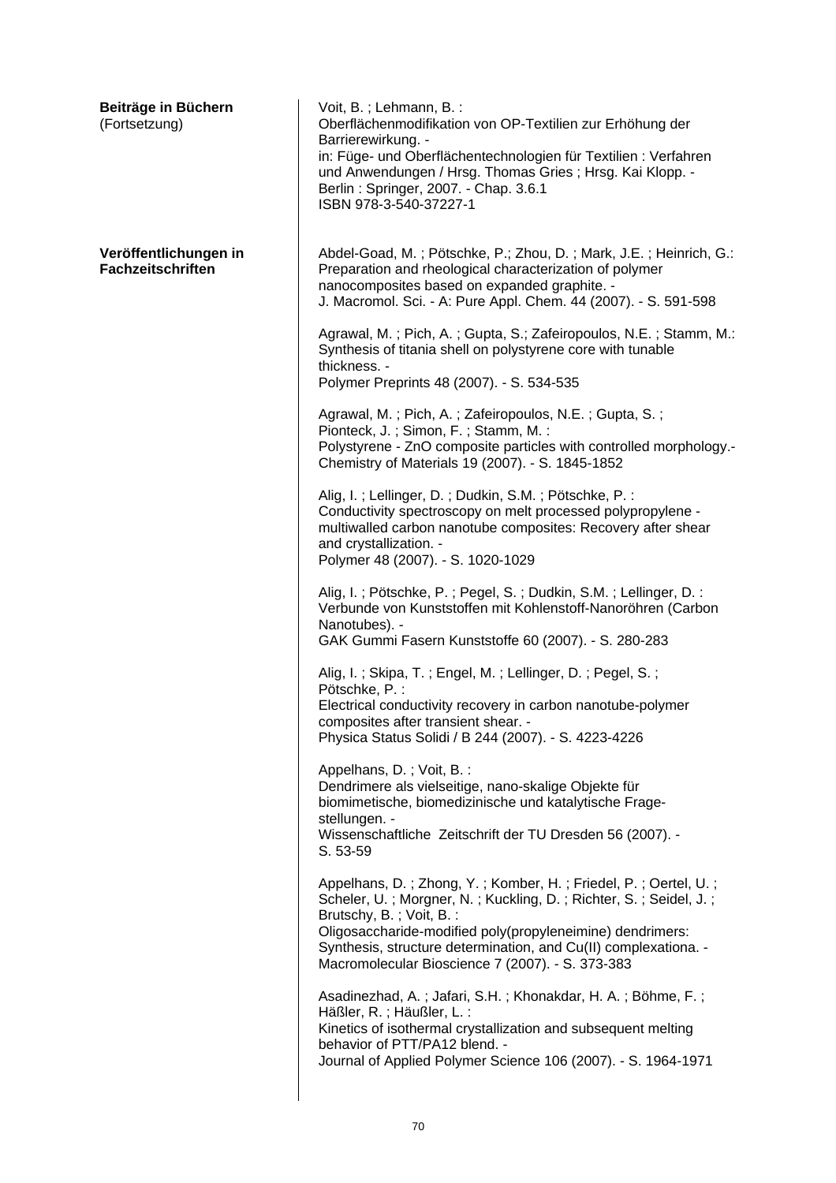**Beiträge in Büchern**
(Fortsetzung)

Voit, B. ; Lehmann, B. :
Oberflächenmodifikation von OP-Textilien zur Erhöhung der Barrierewirkung. -
in: Füge- und Oberflächentechnologien für Textilien : Verfahren und Anwendungen / Hrsg. Thomas Gries ; Hrsg. Kai Klopp. -
Berlin : Springer, 2007. - Chap. 3.6.1
ISBN 978-3-540-37227-1

**Veröffentlichungen in Fachzeitschriften**

Abdel-Goad, M. ; Pötschke, P.; Zhou, D. ; Mark, J.E. ; Heinrich, G.:
Preparation and rheological characterization of polymer nanocomposites based on expanded graphite. -
J. Macromol. Sci. - A: Pure Appl. Chem. 44 (2007). - S. 591-598

Agrawal, M. ; Pich, A. ; Gupta, S.; Zafeiropoulos, N.E. ; Stamm, M.:
Synthesis of titania shell on polystyrene core with tunable thickness. -
Polymer Preprints 48 (2007). - S. 534-535

Agrawal, M. ; Pich, A. ; Zafeiropoulos, N.E. ; Gupta, S. ;
Pionteck, J. ; Simon, F. ; Stamm, M. :
Polystyrene - ZnO composite particles with controlled morphology.-
Chemistry of Materials 19 (2007). - S. 1845-1852

Alig, I. ; Lellinger, D. ; Dudkin, S.M. ; Pötschke, P. :
Conductivity spectroscopy on melt processed polypropylene - multiwalled carbon nanotube composites: Recovery after shear and crystallization. -
Polymer 48 (2007). - S. 1020-1029

Alig, I. ; Pötschke, P. ; Pegel, S. ; Dudkin, S.M. ; Lellinger, D. :
Verbunde von Kunststoffen mit Kohlenstoff-Nanoröhren (Carbon Nanotubes). -
GAK Gummi Fasern Kunststoffe 60 (2007). - S. 280-283

Alig, I. ; Skipa, T. ; Engel, M. ; Lellinger, D. ; Pegel, S. ;
Pötschke, P. :
Electrical conductivity recovery in carbon nanotube-polymer composites after transient shear. -
Physica Status Solidi / B 244 (2007). - S. 4223-4226

Appelhans, D. ; Voit, B. :
Dendrimere als vielseitige, nano-skalige Objekte für biomimetische, biomedizinische und katalytische Frage-stellungen. -
Wissenschaftliche Zeitschrift der TU Dresden 56 (2007). -
S. 53-59

Appelhans, D. ; Zhong, Y. ; Komber, H. ; Friedel, P. ; Oertel, U. ;
Scheler, U. ; Morgner, N. ; Kuckling, D. ; Richter, S. ; Seidel, J. ;
Brutschy, B. ; Voit, B. :
Oligosaccharide-modified poly(propyleneimine) dendrimers: Synthesis, structure determination, and Cu(II) complexationa. -
Macromolecular Bioscience 7 (2007). - S. 373-383

Asadinezhad, A. ; Jafari, S.H. ; Khonakdar, H. A. ; Böhme, F. ;
Häßler, R. ; Häußler, L. :
Kinetics of isothermal crystallization and subsequent melting behavior of PTT/PA12 blend. -
Journal of Applied Polymer Science 106 (2007). - S. 1964-1971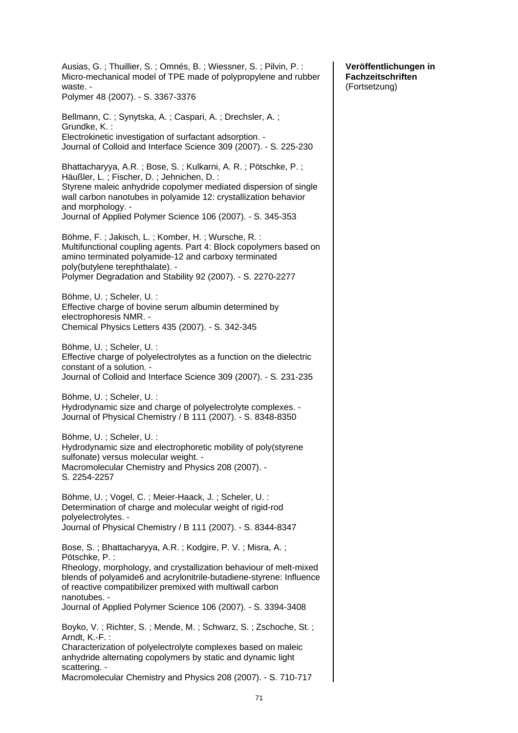**Veröffentlichungen in Fachzeitschriften**
(Fortsetzung)

Ausias, G. ; Thuillier, S. ; Omnés, B. ; Wiessner, S. ; Pilvin, P. :
Micro-mechanical model of TPE made of polypropylene and rubber waste. -
Polymer 48 (2007). - S. 3367-3376

Bellmann, C. ; Synytska, A. ; Caspari, A. ; Drechsler, A. ; Grundke, K. :
Electrokinetic investigation of surfactant adsorption. -
Journal of Colloid and Interface Science 309 (2007). - S. 225-230

Bhattacharyya, A.R. ; Bose, S. ; Kulkarni, A. R. ; Pötschke, P. ; Häußler, L. ; Fischer, D. ; Jehnichen, D. :
Styrene maleic anhydride copolymer mediated dispersion of single wall carbon nanotubes in polyamide 12: crystallization behavior and morphology. -
Journal of Applied Polymer Science 106 (2007). - S. 345-353

Böhme, F. ; Jakisch, L. ; Komber, H. ; Wursche, R. :
Multifunctional coupling agents. Part 4: Block copolymers based on amino terminated polyamide-12 and carboxy terminated poly(butylene terephthalate). -
Polymer Degradation and Stability 92 (2007). - S. 2270-2277

Böhme, U. ; Scheler, U. :
Effective charge of bovine serum albumin determined by electrophoresis NMR. -
Chemical Physics Letters 435 (2007). - S. 342-345

Böhme, U. ; Scheler, U. :
Effective charge of polyelectrolytes as a function on the dielectric constant of a solution. -
Journal of Colloid and Interface Science 309 (2007). - S. 231-235

Böhme, U. ; Scheler, U. :
Hydrodynamic size and charge of polyelectrolyte complexes. -
Journal of Physical Chemistry / B 111 (2007). - S. 8348-8350

Böhme, U. ; Scheler, U. :
Hydrodynamic size and electrophoretic mobility of poly(styrene sulfonate) versus molecular weight. -
Macromolecular Chemistry and Physics 208 (2007). -
S. 2254-2257

Böhme, U. ; Vogel, C. ; Meier-Haack, J. ; Scheler, U. :
Determination of charge and molecular weight of rigid-rod polyelectrolytes. -
Journal of Physical Chemistry / B 111 (2007). - S. 8344-8347

Bose, S. ; Bhattacharyya, A.R. ; Kodgire, P. V. ; Misra, A. ; Pötschke, P. :
Rheology, morphology, and crystallization behaviour of melt-mixed blends of polyamide6 and acrylonitrile-butadiene-styrene: Influence of reactive compatibilizer premixed with multiwall carbon nanotubes. -
Journal of Applied Polymer Science 106 (2007). - S. 3394-3408

Boyko, V. ; Richter, S. ; Mende, M. ; Schwarz, S. ; Zschoche, St. ; Arndt, K.-F. :
Characterization of polyelectrolyte complexes based on maleic anhydride alternating copolymers by static and dynamic light scattering. -
Macromolecular Chemistry and Physics 208 (2007). - S. 710-717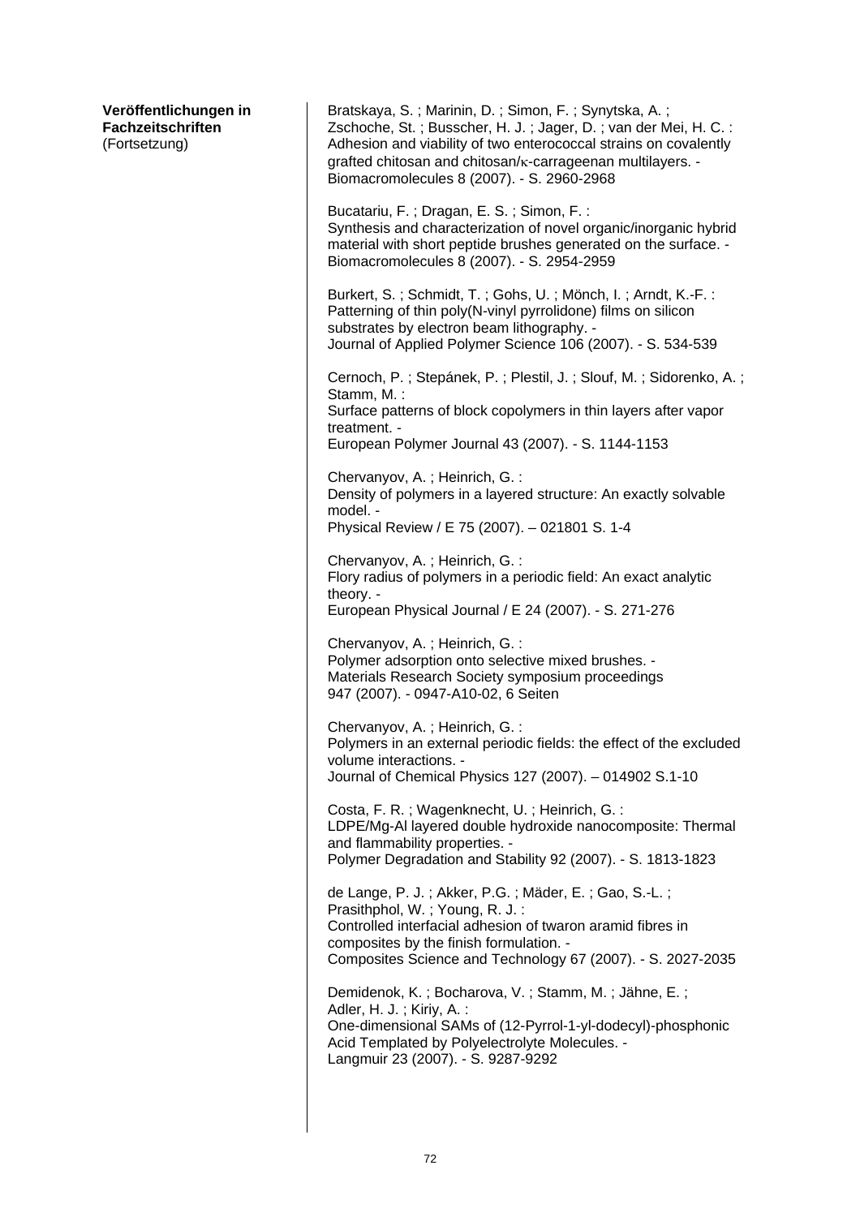**Veröffentlichungen in Fachzeitschriften**
(Fortsetzung)

Bratskaya, S. ; Marinin, D. ; Simon, F. ; Synytska, A. ; Zschoche, St. ; Busscher, H. J. ; Jager, D. ; van der Mei, H. C. :
Adhesion and viability of two enterococcal strains on covalently grafted chitosan and chitosan/κ-carrageenan multilayers. -
Biomacromolecules 8 (2007). - S. 2960-2968

Bucatariu, F. ; Dragan, E. S. ; Simon, F. :
Synthesis and characterization of novel organic/inorganic hybrid material with short peptide brushes generated on the surface. -
Biomacromolecules 8 (2007). - S. 2954-2959

Burkert, S. ; Schmidt, T. ; Gohs, U. ; Mönch, I. ; Arndt, K.-F. :
Patterning of thin poly(N-vinyl pyrrolidone) films on silicon substrates by electron beam lithography. -
Journal of Applied Polymer Science 106 (2007). - S. 534-539

Cernoch, P. ; Stepánek, P. ; Plestil, J. ; Slouf, M. ; Sidorenko, A. ; Stamm, M. :
Surface patterns of block copolymers in thin layers after vapor treatment. -
European Polymer Journal 43 (2007). - S. 1144-1153

Chervanyov, A. ; Heinrich, G. :
Density of polymers in a layered structure: An exactly solvable model. -
Physical Review / E 75 (2007). – 021801 S. 1-4

Chervanyov, A. ; Heinrich, G. :
Flory radius of polymers in a periodic field: An exact analytic theory. -
European Physical Journal / E 24 (2007). - S. 271-276

Chervanyov, A. ; Heinrich, G. :
Polymer adsorption onto selective mixed brushes. -
Materials Research Society symposium proceedings 947 (2007). - 0947-A10-02, 6 Seiten

Chervanyov, A. ; Heinrich, G. :
Polymers in an external periodic fields: the effect of the excluded volume interactions. -
Journal of Chemical Physics 127 (2007). – 014902 S.1-10

Costa, F. R. ; Wagenknecht, U. ; Heinrich, G. :
LDPE/Mg-Al layered double hydroxide nanocomposite: Thermal and flammability properties. -
Polymer Degradation and Stability 92 (2007). - S. 1813-1823

de Lange, P. J. ; Akker, P.G. ; Mäder, E. ; Gao, S.-L. ; Prasithphol, W. ; Young, R. J. :
Controlled interfacial adhesion of twaron aramid fibres in composites by the finish formulation. -
Composites Science and Technology 67 (2007). - S. 2027-2035

Demidenok, K. ; Bocharova, V. ; Stamm, M. ; Jähne, E. ; Adler, H. J. ; Kiriy, A. :
One-dimensional SAMs of (12-Pyrrol-1-yl-dodecyl)-phosphonic Acid Templated by Polyelectrolyte Molecules. -
Langmuir 23 (2007). - S. 9287-9292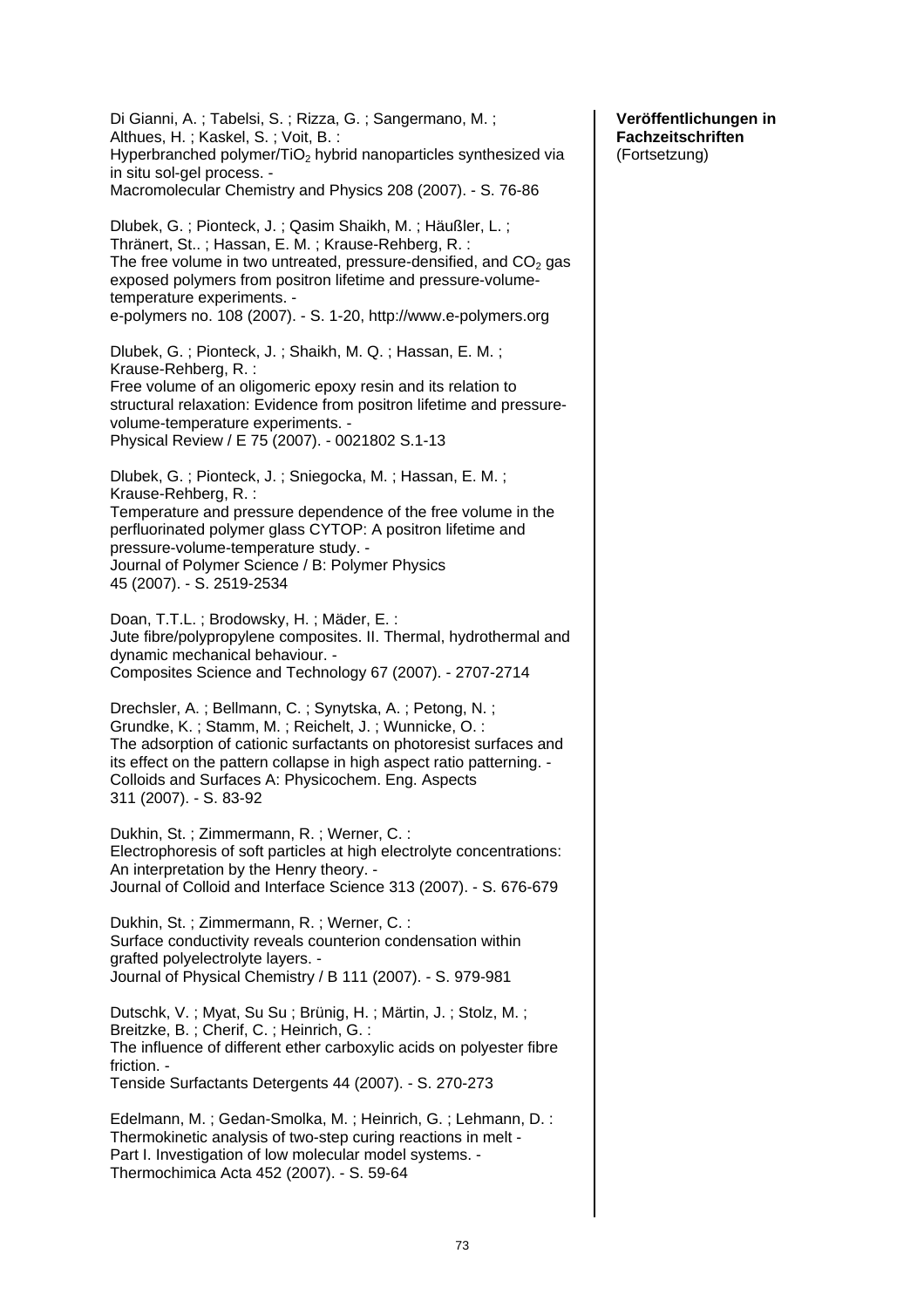**Veröffentlichungen in Fachzeitschriften** (Fortsetzung)

Di Gianni, A. ; Tabelsi, S. ; Rizza, G. ; Sangermano, M. ; Althues, H. ; Kaskel, S. ; Voit, B. :
Hyperbranched polymer/$TiO_2$ hybrid nanoparticles synthesized via in situ sol-gel process. -
Macromolecular Chemistry and Physics 208 (2007). - S. 76-86

Dlubek, G. ; Pionteck, J. ; Qasim Shaikh, M. ; Häußler, L. ; Thränert, St.. ; Hassan, E. M. ; Krause-Rehberg, R. :
The free volume in two untreated, pressure-densified, and $CO_2$ gas exposed polymers from positron lifetime and pressure-volume-temperature experiments. -
e-polymers no. 108 (2007). - S. 1-20, http://www.e-polymers.org

Dlubek, G. ; Pionteck, J. ; Shaikh, M. Q. ; Hassan, E. M. ; Krause-Rehberg, R. :
Free volume of an oligomeric epoxy resin and its relation to structural relaxation: Evidence from positron lifetime and pressure-volume-temperature experiments. -
Physical Review / E 75 (2007). - 0021802 S.1-13

Dlubek, G. ; Pionteck, J. ; Sniegocka, M. ; Hassan, E. M. ; Krause-Rehberg, R. :
Temperature and pressure dependence of the free volume in the perfluorinated polymer glass CYTOP: A positron lifetime and pressure-volume-temperature study. -
Journal of Polymer Science / B: Polymer Physics
45 (2007). - S. 2519-2534

Doan, T.T.L. ; Brodowsky, H. ; Mäder, E. :
Jute fibre/polypropylene composites. II. Thermal, hydrothermal and dynamic mechanical behaviour. -
Composites Science and Technology 67 (2007). - 2707-2714

Drechsler, A. ; Bellmann, C. ; Synytska, A. ; Petong, N. ; Grundke, K. ; Stamm, M. ; Reichelt, J. ; Wunnicke, O. :
The adsorption of cationic surfactants on photoresist surfaces and its effect on the pattern collapse in high aspect ratio patterning. -
Colloids and Surfaces A: Physicochem. Eng. Aspects
311 (2007). - S. 83-92

Dukhin, St. ; Zimmermann, R. ; Werner, C. :
Electrophoresis of soft particles at high electrolyte concentrations: An interpretation by the Henry theory. -
Journal of Colloid and Interface Science 313 (2007). - S. 676-679

Dukhin, St. ; Zimmermann, R. ; Werner, C. :
Surface conductivity reveals counterion condensation within grafted polyelectrolyte layers. -
Journal of Physical Chemistry / B 111 (2007). - S. 979-981

Dutschk, V. ; Myat, Su Su ; Brünig, H. ; Märtin, J. ; Stolz, M. ; Breitzke, B. ; Cherif, C. ; Heinrich, G. :
The influence of different ether carboxylic acids on polyester fibre friction. -
Tenside Surfactants Detergents 44 (2007). - S. 270-273

Edelmann, M. ; Gedan-Smolka, M. ; Heinrich, G. ; Lehmann, D. :
Thermokinetic analysis of two-step curing reactions in melt - Part I. Investigation of low molecular model systems. -
Thermochimica Acta 452 (2007). - S. 59-64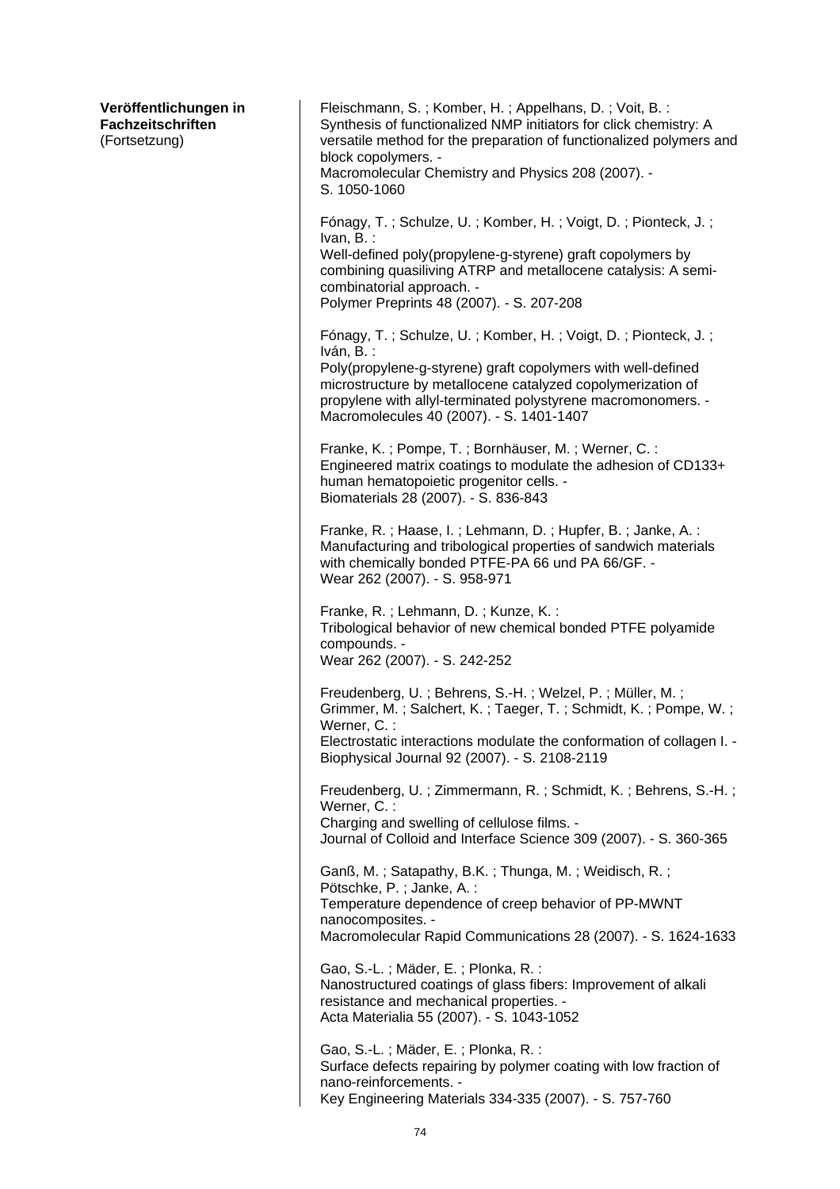**Veröffentlichungen in Fachzeitschriften**
(Fortsetzung)

Fleischmann, S. ; Komber, H. ; Appelhans, D. ; Voit, B. :
Synthesis of functionalized NMP initiators for click chemistry: A versatile method for the preparation of functionalized polymers and block copolymers. -
Macromolecular Chemistry and Physics 208 (2007). -
S. 1050-1060

Fónagy, T. ; Schulze, U. ; Komber, H. ; Voigt, D. ; Pionteck, J. ; Ivan, B. :
Well-defined poly(propylene-g-styrene) graft copolymers by combining quasiliving ATRP and metallocene catalysis: A semi-combinatorial approach. -
Polymer Preprints 48 (2007). - S. 207-208

Fónagy, T. ; Schulze, U. ; Komber, H. ; Voigt, D. ; Pionteck, J. ; Iván, B. :
Poly(propylene-g-styrene) graft copolymers with well-defined microstructure by metallocene catalyzed copolymerization of propylene with allyl-terminated polystyrene macromonomers. -
Macromolecules 40 (2007). - S. 1401-1407

Franke, K. ; Pompe, T. ; Bornhäuser, M. ; Werner, C. :
Engineered matrix coatings to modulate the adhesion of CD133+ human hematopoietic progenitor cells. -
Biomaterials 28 (2007). - S. 836-843

Franke, R. ; Haase, I. ; Lehmann, D. ; Hupfer, B. ; Janke, A. :
Manufacturing and tribological properties of sandwich materials with chemically bonded PTFE-PA 66 und PA 66/GF. -
Wear 262 (2007). - S. 958-971

Franke, R. ; Lehmann, D. ; Kunze, K. :
Tribological behavior of new chemical bonded PTFE polyamide compounds. -
Wear 262 (2007). - S. 242-252

Freudenberg, U. ; Behrens, S.-H. ; Welzel, P. ; Müller, M. ; Grimmer, M. ; Salchert, K. ; Taeger, T. ; Schmidt, K. ; Pompe, W. ; Werner, C. :
Electrostatic interactions modulate the conformation of collagen I. -
Biophysical Journal 92 (2007). - S. 2108-2119

Freudenberg, U. ; Zimmermann, R. ; Schmidt, K. ; Behrens, S.-H. ; Werner, C. :
Charging and swelling of cellulose films. -
Journal of Colloid and Interface Science 309 (2007). - S. 360-365

Ganß, M. ; Satapathy, B.K. ; Thunga, M. ; Weidisch, R. ; Pötschke, P. ; Janke, A. :
Temperature dependence of creep behavior of PP-MWNT nanocomposites. -
Macromolecular Rapid Communications 28 (2007). - S. 1624-1633

Gao, S.-L. ; Mäder, E. ; Plonka, R. :
Nanostructured coatings of glass fibers: Improvement of alkali resistance and mechanical properties. -
Acta Materialia 55 (2007). - S. 1043-1052

Gao, S.-L. ; Mäder, E. ; Plonka, R. :
Surface defects repairing by polymer coating with low fraction of nano-reinforcements. -
Key Engineering Materials 334-335 (2007). - S. 757-760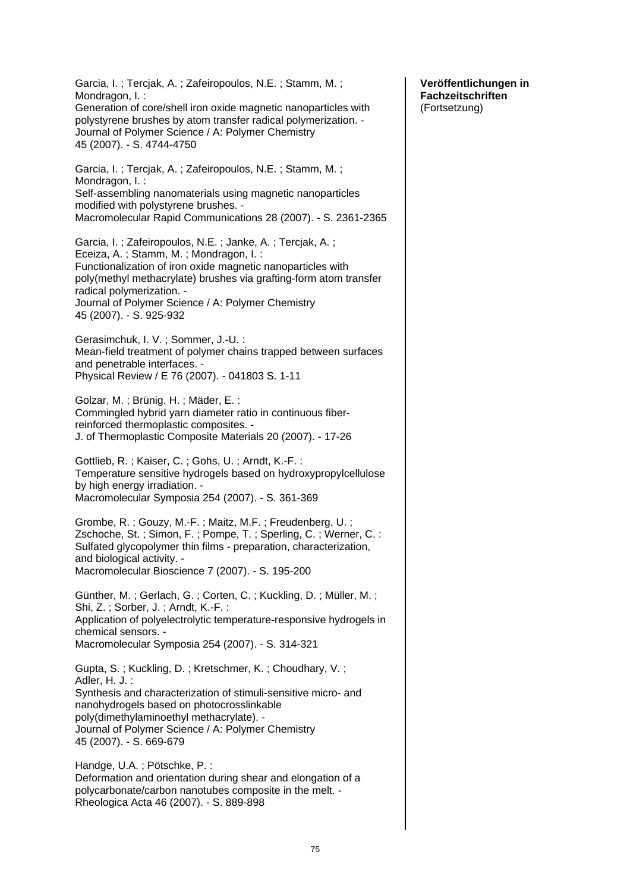**Veröffentlichungen in Fachzeitschriften** (Fortsetzung)

Garcia, I. ; Tercjak, A. ; Zafeiropoulos, N.E. ; Stamm, M. ; Mondragon, I. :
Generation of core/shell iron oxide magnetic nanoparticles with polystyrene brushes by atom transfer radical polymerization. -
Journal of Polymer Science / A: Polymer Chemistry
45 (2007). - S. 4744-4750

Garcia, I. ; Tercjak, A. ; Zafeiropoulos, N.E. ; Stamm, M. ; Mondragon, I. :
Self-assembling nanomaterials using magnetic nanoparticles modified with polystyrene brushes. -
Macromolecular Rapid Communications 28 (2007). - S. 2361-2365

Garcia, I. ; Zafeiropoulos, N.E. ; Janke, A. ; Tercjak, A. ; Eceiza, A. ; Stamm, M. ; Mondragon, I. :
Functionalization of iron oxide magnetic nanoparticles with poly(methyl methacrylate) brushes via grafting-form atom transfer radical polymerization. -
Journal of Polymer Science / A: Polymer Chemistry
45 (2007). - S. 925-932

Gerasimchuk, I. V. ; Sommer, J.-U. :
Mean-field treatment of polymer chains trapped between surfaces and penetrable interfaces. -
Physical Review / E 76 (2007). - 041803 S. 1-11

Golzar, M. ; Brünig, H. ; Mäder, E. :
Commingled hybrid yarn diameter ratio in continuous fiber-reinforced thermoplastic composites. -
J. of Thermoplastic Composite Materials 20 (2007). - 17-26

Gottlieb, R. ; Kaiser, C. ; Gohs, U. ; Arndt, K.-F. :
Temperature sensitive hydrogels based on hydroxypropylcellulose by high energy irradiation. -
Macromolecular Symposia 254 (2007). - S. 361-369

Grombe, R. ; Gouzy, M.-F. ; Maitz, M.F. ; Freudenberg, U. ; Zschoche, St. ; Simon, F. ; Pompe, T. ; Sperling, C. ; Werner, C. :
Sulfated glycopolymer thin films - preparation, characterization, and biological activity. -
Macromolecular Bioscience 7 (2007). - S. 195-200

Günther, M. ; Gerlach, G. ; Corten, C. ; Kuckling, D. ; Müller, M. ; Shi, Z. ; Sorber, J. ; Arndt, K.-F. :
Application of polyelectrolytic temperature-responsive hydrogels in chemical sensors. -
Macromolecular Symposia 254 (2007). - S. 314-321

Gupta, S. ; Kuckling, D. ; Kretschmer, K. ; Choudhary, V. ; Adler, H. J. :
Synthesis and characterization of stimuli-sensitive micro- and nanohydrogels based on photocrosslinkable poly(dimethylaminoethyl methacrylate). -
Journal of Polymer Science / A: Polymer Chemistry
45 (2007). - S. 669-679

Handge, U.A. ; Pötschke, P. :
Deformation and orientation during shear and elongation of a polycarbonate/carbon nanotubes composite in the melt. -
Rheologica Acta 46 (2007). - S. 889-898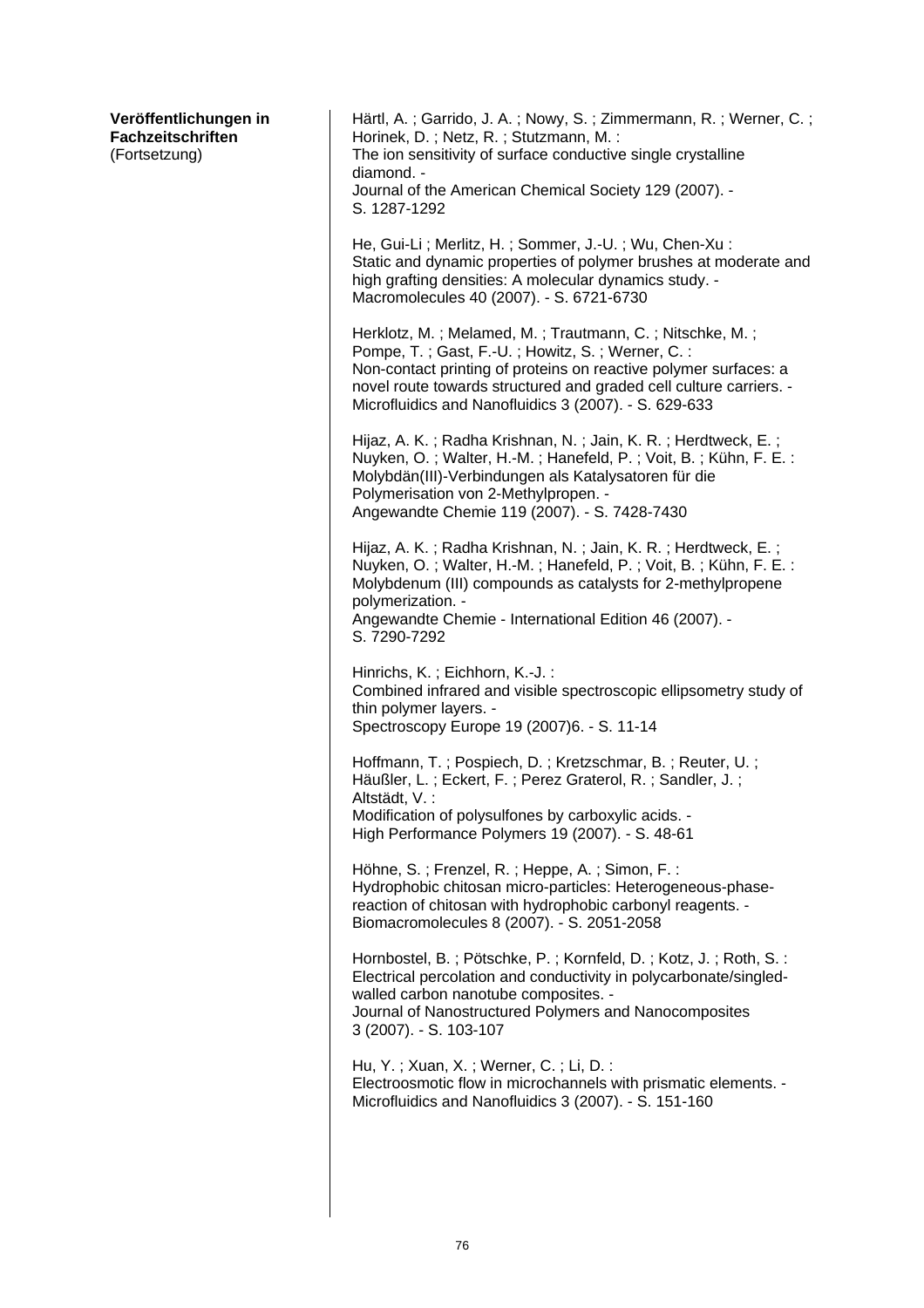**Veröffentlichungen in Fachzeitschriften**
(Fortsetzung)

Härtl, A. ; Garrido, J. A. ; Nowy, S. ; Zimmermann, R. ; Werner, C. ; Horinek, D. ; Netz, R. ; Stutzmann, M. :
The ion sensitivity of surface conductive single crystalline diamond. -
Journal of the American Chemical Society 129 (2007). - S. 1287-1292

He, Gui-Li ; Merlitz, H. ; Sommer, J.-U. ; Wu, Chen-Xu :
Static and dynamic properties of polymer brushes at moderate and high grafting densities: A molecular dynamics study. -
Macromolecules 40 (2007). - S. 6721-6730

Herklotz, M. ; Melamed, M. ; Trautmann, C. ; Nitschke, M. ; Pompe, T. ; Gast, F.-U. ; Howitz, S. ; Werner, C. :
Non-contact printing of proteins on reactive polymer surfaces: a novel route towards structured and graded cell culture carriers. -
Microfluidics and Nanofluidics 3 (2007). - S. 629-633

Hijaz, A. K. ; Radha Krishnan, N. ; Jain, K. R. ; Herdtweck, E. ; Nuyken, O. ; Walter, H.-M. ; Hanefeld, P. ; Voit, B. ; Kühn, F. E. :
Molybdän(III)-Verbindungen als Katalysatoren für die Polymerisation von 2-Methylpropen. -
Angewandte Chemie 119 (2007). - S. 7428-7430

Hijaz, A. K. ; Radha Krishnan, N. ; Jain, K. R. ; Herdtweck, E. ; Nuyken, O. ; Walter, H.-M. ; Hanefeld, P. ; Voit, B. ; Kühn, F. E. :
Molybdenum (III) compounds as catalysts for 2-methylpropene polymerization. -
Angewandte Chemie - International Edition 46 (2007). - S. 7290-7292

Hinrichs, K. ; Eichhorn, K.-J. :
Combined infrared and visible spectroscopic ellipsometry study of thin polymer layers. -
Spectroscopy Europe 19 (2007)6. - S. 11-14

Hoffmann, T. ; Pospiech, D. ; Kretzschmar, B. ; Reuter, U. ; Häußler, L. ; Eckert, F. ; Perez Graterol, R. ; Sandler, J. ; Altstädt, V. :
Modification of polysulfones by carboxylic acids. -
High Performance Polymers 19 (2007). - S. 48-61

Höhne, S. ; Frenzel, R. ; Heppe, A. ; Simon, F. :
Hydrophobic chitosan micro-particles: Heterogeneous-phase-reaction of chitosan with hydrophobic carbonyl reagents. -
Biomacromolecules 8 (2007). - S. 2051-2058

Hornbostel, B. ; Pötschke, P. ; Kornfeld, D. ; Kotz, J. ; Roth, S. :
Electrical percolation and conductivity in polycarbonate/singled-walled carbon nanotube composites. -
Journal of Nanostructured Polymers and Nanocomposites 3 (2007). - S. 103-107

Hu, Y. ; Xuan, X. ; Werner, C. ; Li, D. :
Electroosmotic flow in microchannels with prismatic elements. -
Microfluidics and Nanofluidics 3 (2007). - S. 151-160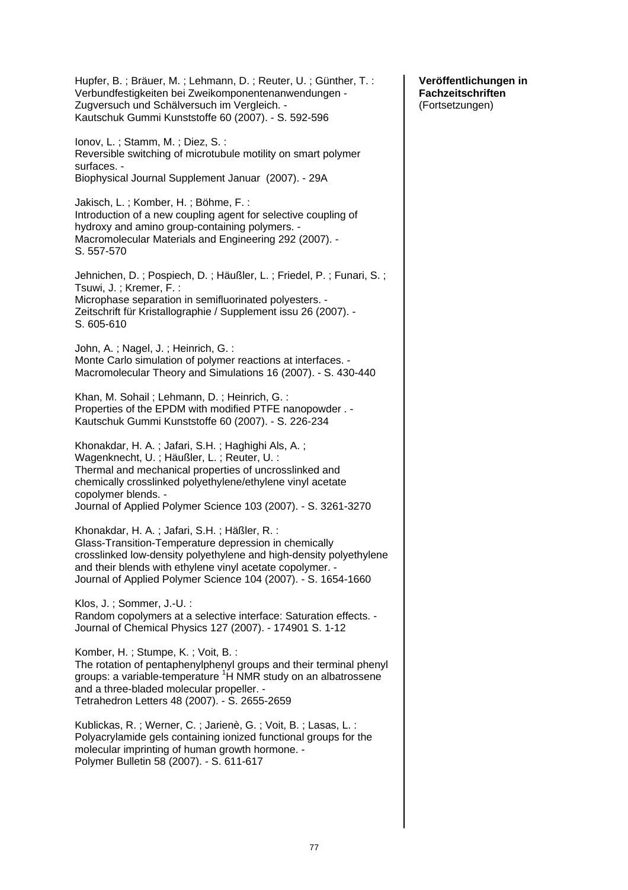**Veröffentlichungen in Fachzeitschriften**
(Fortsetzungen)

Hupfer, B. ; Bräuer, M. ; Lehmann, D. ; Reuter, U. ; Günther, T. :
Verbundfestigkeiten bei Zweikomponentenanwendungen - Zugversuch und Schälversuch im Vergleich. -
Kautschuk Gummi Kunststoffe 60 (2007). - S. 592-596

Ionov, L. ; Stamm, M. ; Diez, S. :
Reversible switching of microtubule motility on smart polymer surfaces. -
Biophysical Journal Supplement Januar (2007). - 29A

Jakisch, L. ; Komber, H. ; Böhme, F. :
Introduction of a new coupling agent for selective coupling of hydroxy and amino group-containing polymers. -
Macromolecular Materials and Engineering 292 (2007). - S. 557-570

Jehnichen, D. ; Pospiech, D. ; Häußler, L. ; Friedel, P. ; Funari, S. ; Tsuwi, J. ; Kremer, F. :
Microphase separation in semifluorinated polyesters. -
Zeitschrift für Kristallographie / Supplement issu 26 (2007). - S. 605-610

John, A. ; Nagel, J. ; Heinrich, G. :
Monte Carlo simulation of polymer reactions at interfaces. -
Macromolecular Theory and Simulations 16 (2007). - S. 430-440

Khan, M. Sohail ; Lehmann, D. ; Heinrich, G. :
Properties of the EPDM with modified PTFE nanopowder . -
Kautschuk Gummi Kunststoffe 60 (2007). - S. 226-234

Khonakdar, H. A. ; Jafari, S.H. ; Haghighi Als, A. ; Wagenknecht, U. ; Häußler, L. ; Reuter, U. :
Thermal and mechanical properties of uncrosslinked and chemically crosslinked polyethylene/ethylene vinyl acetate copolymer blends. -
Journal of Applied Polymer Science 103 (2007). - S. 3261-3270

Khonakdar, H. A. ; Jafari, S.H. ; Häßler, R. :
Glass-Transition-Temperature depression in chemically crosslinked low-density polyethylene and high-density polyethylene and their blends with ethylene vinyl acetate copolymer. -
Journal of Applied Polymer Science 104 (2007). - S. 1654-1660

Klos, J. ; Sommer, J.-U. :
Random copolymers at a selective interface: Saturation effects. -
Journal of Chemical Physics 127 (2007). - 174901 S. 1-12

Komber, H. ; Stumpe, K. ; Voit, B. :
The rotation of pentaphenylphenyl groups and their terminal phenyl groups: a variable-temperature $^{1}$H NMR study on an albatrossene and a three-bladed molecular propeller. -
Tetrahedron Letters 48 (2007). - S. 2655-2659

Kublickas, R. ; Werner, C. ; Jarienè, G. ; Voit, B. ; Lasas, L. :
Polyacrylamide gels containing ionized functional groups for the molecular imprinting of human growth hormone. -
Polymer Bulletin 58 (2007). - S. 611-617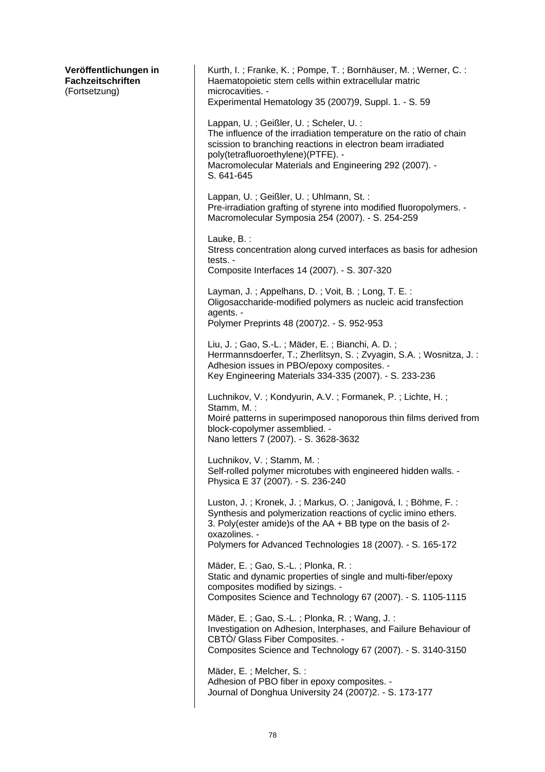**Veröffentlichungen in Fachzeitschriften**
(Fortsetzung)

Kurth, I. ; Franke, K. ; Pompe, T. ; Bornhäuser, M. ; Werner, C. :
Haematopoietic stem cells within extracellular matric microcavities. -
Experimental Hematology 35 (2007)9, Suppl. 1. - S. 59

Lappan, U. ; Geißler, U. ; Scheler, U. :
The influence of the irradiation temperature on the ratio of chain scission to branching reactions in electron beam irradiated poly(tetrafluoroethylene)(PTFE). -
Macromolecular Materials and Engineering 292 (2007). - S. 641-645

Lappan, U. ; Geißler, U. ; Uhlmann, St. :
Pre-irradiation grafting of styrene into modified fluoropolymers. -
Macromolecular Symposia 254 (2007). - S. 254-259

Lauke, B. :
Stress concentration along curved interfaces as basis for adhesion tests. -
Composite Interfaces 14 (2007). - S. 307-320

Layman, J. ; Appelhans, D. ; Voit, B. ; Long, T. E. :
Oligosaccharide-modified polymers as nucleic acid transfection agents. -
Polymer Preprints 48 (2007)2. - S. 952-953

Liu, J. ; Gao, S.-L. ; Mäder, E. ; Bianchi, A. D. ; Herrmannsdoerfer, T.; Zherlitsyn, S. ; Zvyagin, S.A. ; Wosnitza, J. :
Adhesion issues in PBO/epoxy composites. -
Key Engineering Materials 334-335 (2007). - S. 233-236

Luchnikov, V. ; Kondyurin, A.V. ; Formanek, P. ; Lichte, H. ; Stamm, M. :
Moiré patterns in superimposed nanoporous thin films derived from block-copolymer assemblied. -
Nano letters 7 (2007). - S. 3628-3632

Luchnikov, V. ; Stamm, M. :
Self-rolled polymer microtubes with engineered hidden walls. -
Physica E 37 (2007). - S. 236-240

Luston, J. ; Kronek, J. ; Markus, O. ; Janigová, I. ; Böhme, F. :
Synthesis and polymerization reactions of cyclic imino ethers. 3. Poly(ester amide)s of the AA + BB type on the basis of 2-oxazolines. -
Polymers for Advanced Technologies 18 (2007). - S. 165-172

Mäder, E. ; Gao, S.-L. ; Plonka, R. :
Static and dynamic properties of single and multi-fiber/epoxy composites modified by sizings. -
Composites Science and Technology 67 (2007). - S. 1105-1115

Mäder, E. ; Gao, S.-L. ; Plonka, R. ; Wang, J. :
Investigation on Adhesion, Interphases, and Failure Behaviour of CBTÒ/ Glass Fiber Composites. -
Composites Science and Technology 67 (2007). - S. 3140-3150

Mäder, E. ; Melcher, S. :
Adhesion of PBO fiber in epoxy composites. -
Journal of Donghua University 24 (2007)2. - S. 173-177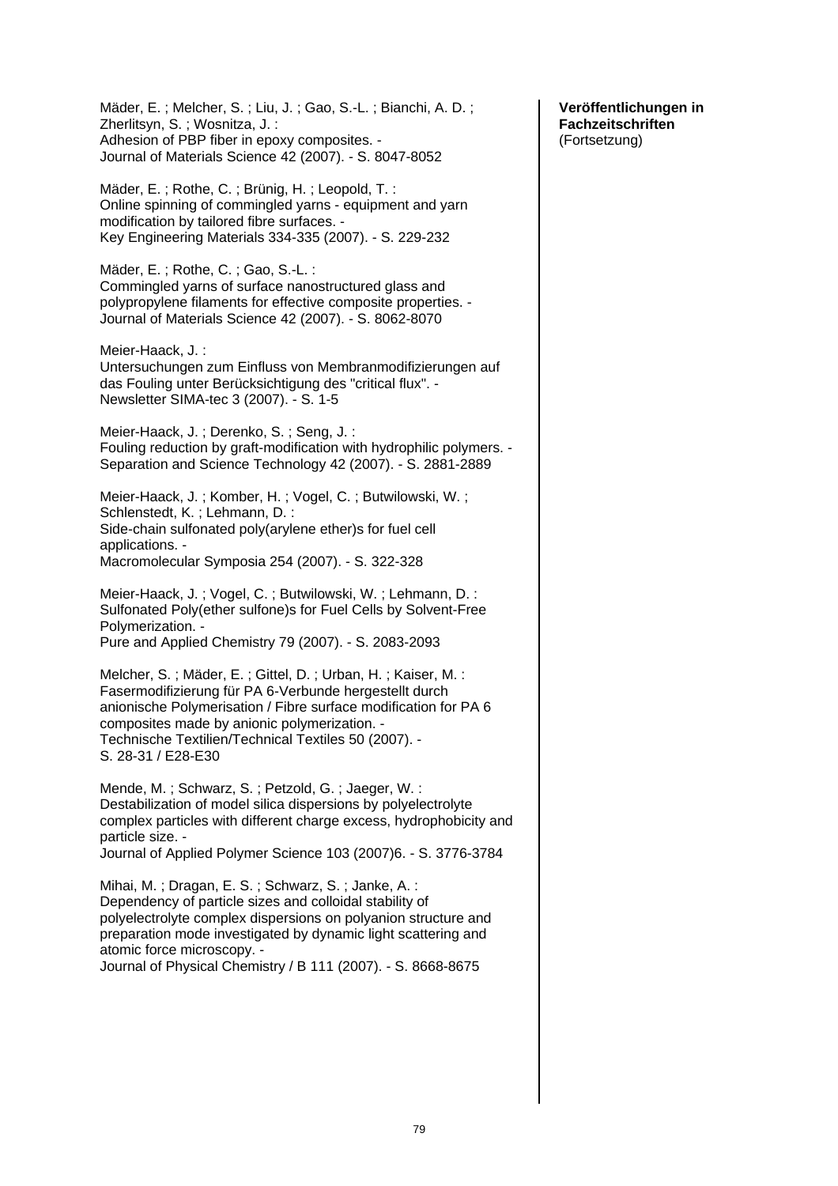**Veröffentlichungen in Fachzeitschriften** (Fortsetzung)

Mäder, E. ; Melcher, S. ; Liu, J. ; Gao, S.-L. ; Bianchi, A. D. ; Zherlitsyn, S. ; Wosnitza, J. :
Adhesion of PBP fiber in epoxy composites. -
Journal of Materials Science 42 (2007). - S. 8047-8052

Mäder, E. ; Rothe, C. ; Brünig, H. ; Leopold, T. :
Online spinning of commingled yarns - equipment and yarn modification by tailored fibre surfaces. -
Key Engineering Materials 334-335 (2007). - S. 229-232

Mäder, E. ; Rothe, C. ; Gao, S.-L. :
Commingled yarns of surface nanostructured glass and polypropylene filaments for effective composite properties. -
Journal of Materials Science 42 (2007). - S. 8062-8070

Meier-Haack, J. :
Untersuchungen zum Einfluss von Membranmodifizierungen auf das Fouling unter Berücksichtigung des "critical flux". -
Newsletter SIMA-tec 3 (2007). - S. 1-5

Meier-Haack, J. ; Derenko, S. ; Seng, J. :
Fouling reduction by graft-modification with hydrophilic polymers. -
Separation and Science Technology 42 (2007). - S. 2881-2889

Meier-Haack, J. ; Komber, H. ; Vogel, C. ; Butwilowski, W. ; Schlenstedt, K. ; Lehmann, D. :
Side-chain sulfonated poly(arylene ether)s for fuel cell applications. -
Macromolecular Symposia 254 (2007). - S. 322-328

Meier-Haack, J. ; Vogel, C. ; Butwilowski, W. ; Lehmann, D. :
Sulfonated Poly(ether sulfone)s for Fuel Cells by Solvent-Free Polymerization. -
Pure and Applied Chemistry 79 (2007). - S. 2083-2093

Melcher, S. ; Mäder, E. ; Gittel, D. ; Urban, H. ; Kaiser, M. :
Fasermodifizierung für PA 6-Verbunde hergestellt durch anionische Polymerisation / Fibre surface modification for PA 6 composites made by anionic polymerization. -
Technische Textilien/Technical Textiles 50 (2007). -
S. 28-31 / E28-E30

Mende, M. ; Schwarz, S. ; Petzold, G. ; Jaeger, W. :
Destabilization of model silica dispersions by polyelectrolyte complex particles with different charge excess, hydrophobicity and particle size. -
Journal of Applied Polymer Science 103 (2007)6. - S. 3776-3784

Mihai, M. ; Dragan, E. S. ; Schwarz, S. ; Janke, A. :
Dependency of particle sizes and colloidal stability of polyelectrolyte complex dispersions on polyanion structure and preparation mode investigated by dynamic light scattering and atomic force microscopy. -
Journal of Physical Chemistry / B 111 (2007). - S. 8668-8675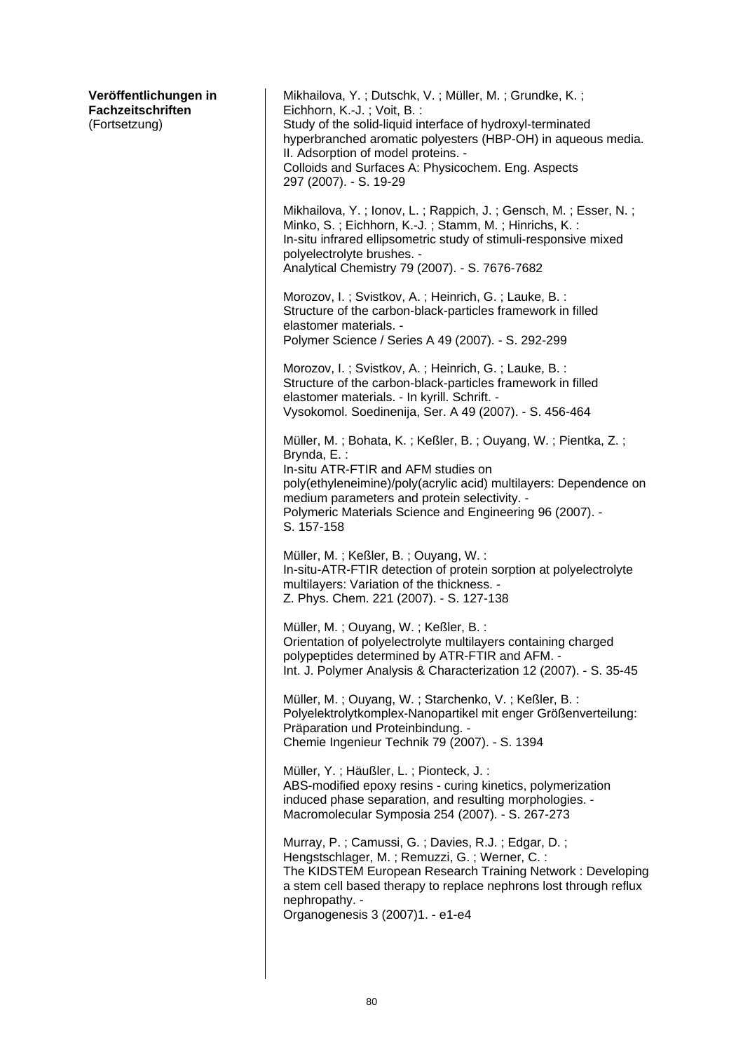**Veröffentlichungen in Fachzeitschriften**
(Fortsetzung)

Mikhailova, Y. ; Dutschk, V. ; Müller, M. ; Grundke, K. ; Eichhorn, K.-J. ; Voit, B. :
Study of the solid-liquid interface of hydroxyl-terminated hyperbranched aromatic polyesters (HBP-OH) in aqueous media. II. Adsorption of model proteins. -
Colloids and Surfaces A: Physicochem. Eng. Aspects 297 (2007). - S. 19-29

Mikhailova, Y. ; Ionov, L. ; Rappich, J. ; Gensch, M. ; Esser, N. ; Minko, S. ; Eichhorn, K.-J. ; Stamm, M. ; Hinrichs, K. :
In-situ infrared ellipsometric study of stimuli-responsive mixed polyelectrolyte brushes. -
Analytical Chemistry 79 (2007). - S. 7676-7682

Morozov, I. ; Svistkov, A. ; Heinrich, G. ; Lauke, B. :
Structure of the carbon-black-particles framework in filled elastomer materials. -
Polymer Science / Series A 49 (2007). - S. 292-299

Morozov, I. ; Svistkov, A. ; Heinrich, G. ; Lauke, B. :
Structure of the carbon-black-particles framework in filled elastomer materials. - In kyrill. Schrift. -
Vysokomol. Soedinenija, Ser. A 49 (2007). - S. 456-464

Müller, M. ; Bohata, K. ; Keßler, B. ; Ouyang, W. ; Pientka, Z. ; Brynda, E. :
In-situ ATR-FTIR and AFM studies on poly(ethyleneimine)/poly(acrylic acid) multilayers: Dependence on medium parameters and protein selectivity. -
Polymeric Materials Science and Engineering 96 (2007). - S. 157-158

Müller, M. ; Keßler, B. ; Ouyang, W. :
In-situ-ATR-FTIR detection of protein sorption at polyelectrolyte multilayers: Variation of the thickness. -
Z. Phys. Chem. 221 (2007). - S. 127-138

Müller, M. ; Ouyang, W. ; Keßler, B. :
Orientation of polyelectrolyte multilayers containing charged polypeptides determined by ATR-FTIR and AFM. -
Int. J. Polymer Analysis & Characterization 12 (2007). - S. 35-45

Müller, M. ; Ouyang, W. ; Starchenko, V. ; Keßler, B. :
Polyelektrolytkomplex-Nanopartikel mit enger Größenverteilung: Präparation und Proteinbindung. -
Chemie Ingenieur Technik 79 (2007). - S. 1394

Müller, Y. ; Häußler, L. ; Pionteck, J. :
ABS-modified epoxy resins - curing kinetics, polymerization induced phase separation, and resulting morphologies. -
Macromolecular Symposia 254 (2007). - S. 267-273

Murray, P. ; Camussi, G. ; Davies, R.J. ; Edgar, D. ; Hengstschlager, M. ; Remuzzi, G. ; Werner, C. :
The KIDSTEM European Research Training Network : Developing a stem cell based therapy to replace nephrons lost through reflux nephropathy. -
Organogenesis 3 (2007)1. - e1-e4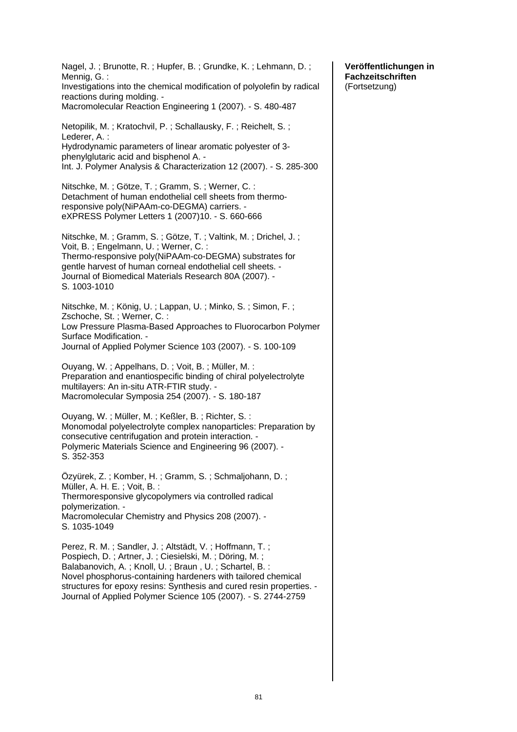**Veröffentlichungen in Fachzeitschriften**
(Fortsetzung)

Nagel, J. ; Brunotte, R. ; Hupfer, B. ; Grundke, K. ; Lehmann, D. ; Mennig, G. :
Investigations into the chemical modification of polyolefin by radical reactions during molding. -
Macromolecular Reaction Engineering 1 (2007). - S. 480-487

Netopilik, M. ; Kratochvil, P. ; Schallausky, F. ; Reichelt, S. ; Lederer, A. :
Hydrodynamic parameters of linear aromatic polyester of 3-phenylglutaric acid and bisphenol A. -
Int. J. Polymer Analysis & Characterization 12 (2007). - S. 285-300

Nitschke, M. ; Götze, T. ; Gramm, S. ; Werner, C. :
Detachment of human endothelial cell sheets from thermo-responsive poly(NiPAAm-co-DEGMA) carriers. -
eXPRESS Polymer Letters 1 (2007)10. - S. 660-666

Nitschke, M. ; Gramm, S. ; Götze, T. ; Valtink, M. ; Drichel, J. ; Voit, B. ; Engelmann, U. ; Werner, C. :
Thermo-responsive poly(NiPAAm-co-DEGMA) substrates for gentle harvest of human corneal endothelial cell sheets. -
Journal of Biomedical Materials Research 80A (2007). - S. 1003-1010

Nitschke, M. ; König, U. ; Lappan, U. ; Minko, S. ; Simon, F. ; Zschoche, St. ; Werner, C. :
Low Pressure Plasma-Based Approaches to Fluorocarbon Polymer Surface Modification. -
Journal of Applied Polymer Science 103 (2007). - S. 100-109

Ouyang, W. ; Appelhans, D. ; Voit, B. ; Müller, M. :
Preparation and enantiospecific binding of chiral polyelectrolyte multilayers: An in-situ ATR-FTIR study. -
Macromolecular Symposia 254 (2007). - S. 180-187

Ouyang, W. ; Müller, M. ; Keßler, B. ; Richter, S. :
Monomodal polyelectrolyte complex nanoparticles: Preparation by consecutive centrifugation and protein interaction. -
Polymeric Materials Science and Engineering 96 (2007). - S. 352-353

Özyürek, Z. ; Komber, H. ; Gramm, S. ; Schmaljohann, D. ; Müller, A. H. E. ; Voit, B. :
Thermoresponsive glycopolymers via controlled radical polymerization. -
Macromolecular Chemistry and Physics 208 (2007). - S. 1035-1049

Perez, R. M. ; Sandler, J. ; Altstädt, V. ; Hoffmann, T. ; Pospiech, D. ; Artner, J. ; Ciesielski, M. ; Döring, M. ; Balabanovich, A. ; Knoll, U. ; Braun , U. ; Schartel, B. :
Novel phosphorus-containing hardeners with tailored chemical structures for epoxy resins: Synthesis and cured resin properties. -
Journal of Applied Polymer Science 105 (2007). - S. 2744-2759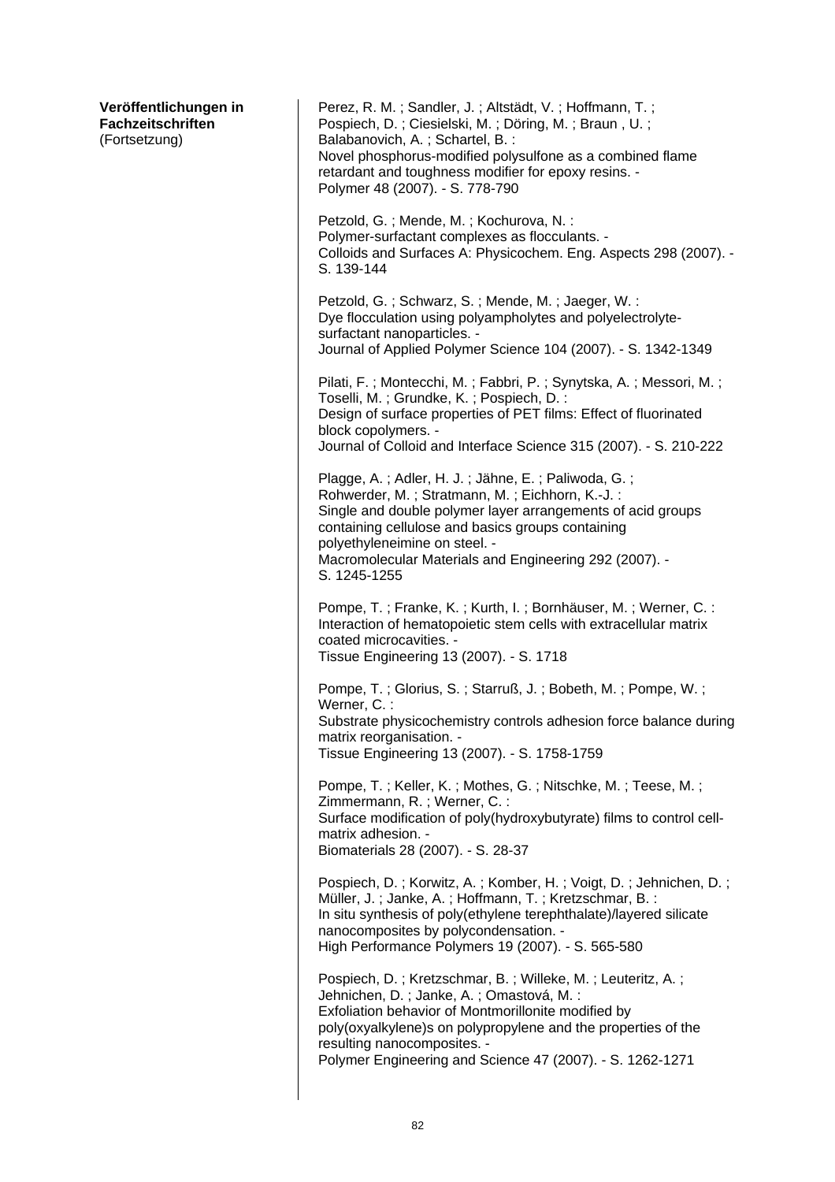**Veröffentlichungen in Fachzeitschriften**
(Fortsetzung)

Perez, R. M. ; Sandler, J. ; Altstädt, V. ; Hoffmann, T. ; Pospiech, D. ; Ciesielski, M. ; Döring, M. ; Braun , U. ; Balabanovich, A. ; Schartel, B. :
Novel phosphorus-modified polysulfone as a combined flame retardant and toughness modifier for epoxy resins. -
Polymer 48 (2007). - S. 778-790

Petzold, G. ; Mende, M. ; Kochurova, N. :
Polymer-surfactant complexes as flocculants. -
Colloids and Surfaces A: Physicochem. Eng. Aspects 298 (2007). - S. 139-144

Petzold, G. ; Schwarz, S. ; Mende, M. ; Jaeger, W. :
Dye flocculation using polyampholytes and polyelectrolyte-surfactant nanoparticles. -
Journal of Applied Polymer Science 104 (2007). - S. 1342-1349

Pilati, F. ; Montecchi, M. ; Fabbri, P. ; Synytska, A. ; Messori, M. ; Toselli, M. ; Grundke, K. ; Pospiech, D. :
Design of surface properties of PET films: Effect of fluorinated block copolymers. -
Journal of Colloid and Interface Science 315 (2007). - S. 210-222

Plagge, A. ; Adler, H. J. ; Jähne, E. ; Paliwoda, G. ; Rohwerder, M. ; Stratmann, M. ; Eichhorn, K.-J. :
Single and double polymer layer arrangements of acid groups containing cellulose and basics groups containing polyethyleneimine on steel. -
Macromolecular Materials and Engineering 292 (2007). - S. 1245-1255

Pompe, T. ; Franke, K. ; Kurth, I. ; Bornhäuser, M. ; Werner, C. :
Interaction of hematopoietic stem cells with extracellular matrix coated microcavities. -
Tissue Engineering 13 (2007). - S. 1718

Pompe, T. ; Glorius, S. ; Starruß, J. ; Bobeth, M. ; Pompe, W. ; Werner, C. :
Substrate physicochemistry controls adhesion force balance during matrix reorganisation. -
Tissue Engineering 13 (2007). - S. 1758-1759

Pompe, T. ; Keller, K. ; Mothes, G. ; Nitschke, M. ; Teese, M. ; Zimmermann, R. ; Werner, C. :
Surface modification of poly(hydroxybutyrate) films to control cell-matrix adhesion. -
Biomaterials 28 (2007). - S. 28-37

Pospiech, D. ; Korwitz, A. ; Komber, H. ; Voigt, D. ; Jehnichen, D. ; Müller, J. ; Janke, A. ; Hoffmann, T. ; Kretzschmar, B. :
In situ synthesis of poly(ethylene terephthalate)/layered silicate nanocomposites by polycondensation. -
High Performance Polymers 19 (2007). - S. 565-580

Pospiech, D. ; Kretzschmar, B. ; Willeke, M. ; Leuteritz, A. ; Jehnichen, D. ; Janke, A. ; Omastová, M. :
Exfoliation behavior of Montmorillonite modified by poly(oxyalkylene)s on polypropylene and the properties of the resulting nanocomposites. -
Polymer Engineering and Science 47 (2007). - S. 1262-1271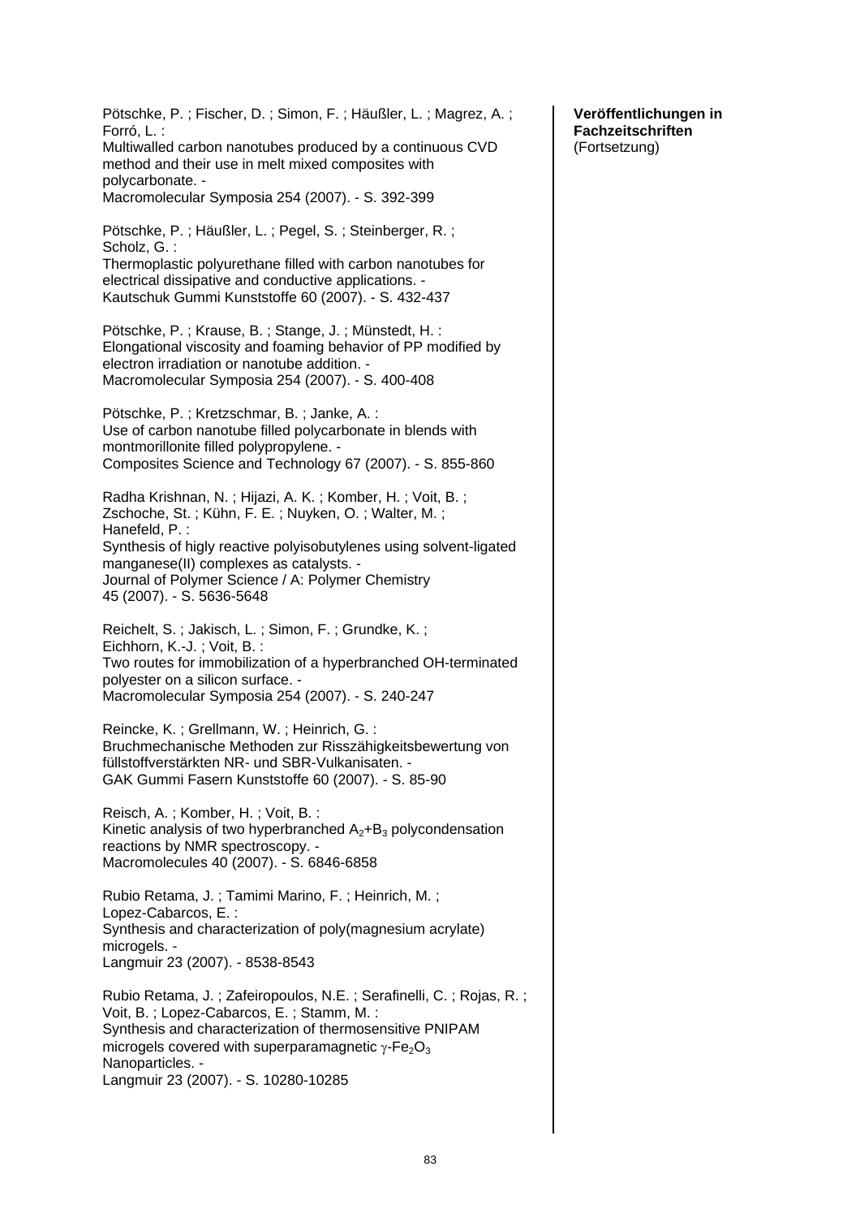**Veröffentlichungen in Fachzeitschriften** (Fortsetzung)

Pötschke, P. ; Fischer, D. ; Simon, F. ; Häußler, L. ; Magrez, A. ; Forró, L. :
Multiwalled carbon nanotubes produced by a continuous CVD method and their use in melt mixed composites with polycarbonate. -
Macromolecular Symposia 254 (2007). - S. 392-399

Pötschke, P. ; Häußler, L. ; Pegel, S. ; Steinberger, R. ; Scholz, G. :
Thermoplastic polyurethane filled with carbon nanotubes for electrical dissipative and conductive applications. -
Kautschuk Gummi Kunststoffe 60 (2007). - S. 432-437

Pötschke, P. ; Krause, B. ; Stange, J. ; Münstedt, H. :
Elongational viscosity and foaming behavior of PP modified by electron irradiation or nanotube addition. -
Macromolecular Symposia 254 (2007). - S. 400-408

Pötschke, P. ; Kretzschmar, B. ; Janke, A. :
Use of carbon nanotube filled polycarbonate in blends with montmorillonite filled polypropylene. -
Composites Science and Technology 67 (2007). - S. 855-860

Radha Krishnan, N. ; Hijazi, A. K. ; Komber, H. ; Voit, B. ; Zschoche, St. ; Kühn, F. E. ; Nuyken, O. ; Walter, M. ; Hanefeld, P. :
Synthesis of higly reactive polyisobutylenes using solvent-ligated manganese(II) complexes as catalysts. -
Journal of Polymer Science / A: Polymer Chemistry 45 (2007). - S. 5636-5648

Reichelt, S. ; Jakisch, L. ; Simon, F. ; Grundke, K. ; Eichhorn, K.-J. ; Voit, B. :
Two routes for immobilization of a hyperbranched OH-terminated polyester on a silicon surface. -
Macromolecular Symposia 254 (2007). - S. 240-247

Reincke, K. ; Grellmann, W. ; Heinrich, G. :
Bruchmechanische Methoden zur Risszähigkeitsbewertung von füllstoffverstärkten NR- und SBR-Vulkanisaten. -
GAK Gummi Fasern Kunststoffe 60 (2007). - S. 85-90

Reisch, A. ; Komber, H. ; Voit, B. :
Kinetic analysis of two hyperbranched $A_2$+$B_3$ polycondensation reactions by NMR spectroscopy. -
Macromolecules 40 (2007). - S. 6846-6858

Rubio Retama, J. ; Tamimi Marino, F. ; Heinrich, M. ; Lopez-Cabarcos, E. :
Synthesis and characterization of poly(magnesium acrylate) microgels. -
Langmuir 23 (2007). - 8538-8543

Rubio Retama, J. ; Zafeiropoulos, N.E. ; Serafinelli, C. ; Rojas, R. ; Voit, B. ; Lopez-Cabarcos, E. ; Stamm, M. :
Synthesis and characterization of thermosensitive PNIPAM microgels covered with superparamagnetic $\gamma$-$Fe_2O_3$ Nanoparticles. -
Langmuir 23 (2007). - S. 10280-10285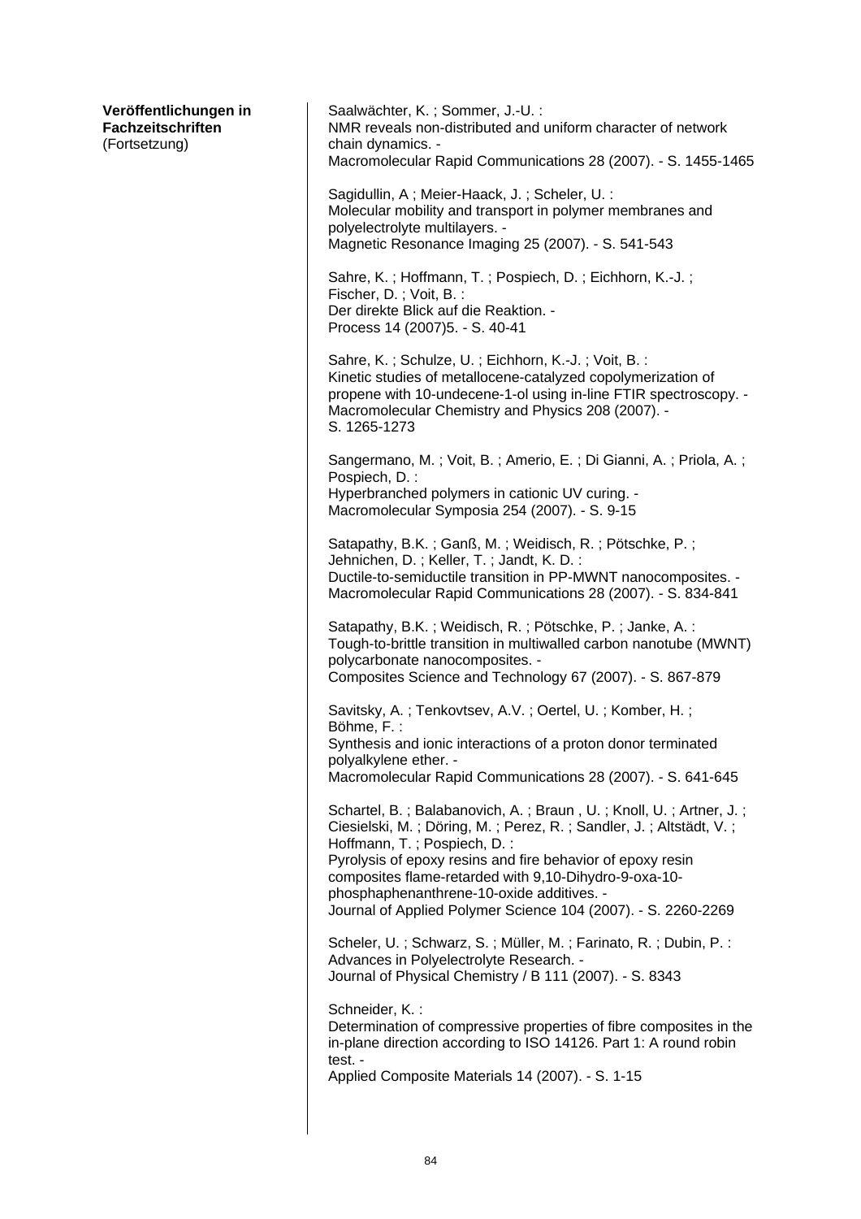**Veröffentlichungen in Fachzeitschriften**
(Fortsetzung)

Saalwächter, K. ; Sommer, J.-U. :
NMR reveals non-distributed and uniform character of network chain dynamics. -
Macromolecular Rapid Communications 28 (2007). - S. 1455-1465

Sagidullin, A ; Meier-Haack, J. ; Scheler, U. :
Molecular mobility and transport in polymer membranes and polyelectrolyte multilayers. -
Magnetic Resonance Imaging 25 (2007). - S. 541-543

Sahre, K. ; Hoffmann, T. ; Pospiech, D. ; Eichhorn, K.-J. ; Fischer, D. ; Voit, B. :
Der direkte Blick auf die Reaktion. -
Process 14 (2007)5. - S. 40-41

Sahre, K. ; Schulze, U. ; Eichhorn, K.-J. ; Voit, B. :
Kinetic studies of metallocene-catalyzed copolymerization of propene with 10-undecene-1-ol using in-line FTIR spectroscopy. -
Macromolecular Chemistry and Physics 208 (2007). - S. 1265-1273

Sangermano, M. ; Voit, B. ; Amerio, E. ; Di Gianni, A. ; Priola, A. ; Pospiech, D. :
Hyperbranched polymers in cationic UV curing. -
Macromolecular Symposia 254 (2007). - S. 9-15

Satapathy, B.K. ; Ganß, M. ; Weidisch, R. ; Pötschke, P. ; Jehnichen, D. ; Keller, T. ; Jandt, K. D. :
Ductile-to-semiductile transition in PP-MWNT nanocomposites. -
Macromolecular Rapid Communications 28 (2007). - S. 834-841

Satapathy, B.K. ; Weidisch, R. ; Pötschke, P. ; Janke, A. :
Tough-to-brittle transition in multiwalled carbon nanotube (MWNT) polycarbonate nanocomposites. -
Composites Science and Technology 67 (2007). - S. 867-879

Savitsky, A. ; Tenkovtsev, A.V. ; Oertel, U. ; Komber, H. ; Böhme, F. :
Synthesis and ionic interactions of a proton donor terminated polyalkylene ether. -
Macromolecular Rapid Communications 28 (2007). - S. 641-645

Schartel, B. ; Balabanovich, A. ; Braun , U. ; Knoll, U. ; Artner, J. ; Ciesielski, M. ; Döring, M. ; Perez, R. ; Sandler, J. ; Altstädt, V. ; Hoffmann, T. ; Pospiech, D. :
Pyrolysis of epoxy resins and fire behavior of epoxy resin composites flame-retarded with 9,10-Dihydro-9-oxa-10-phosphaphenanthrene-10-oxide additives. -
Journal of Applied Polymer Science 104 (2007). - S. 2260-2269

Scheler, U. ; Schwarz, S. ; Müller, M. ; Farinato, R. ; Dubin, P. :
Advances in Polyelectrolyte Research. -
Journal of Physical Chemistry / B 111 (2007). - S. 8343

Schneider, K. :
Determination of compressive properties of fibre composites in the in-plane direction according to ISO 14126. Part 1: A round robin test. -
Applied Composite Materials 14 (2007). - S. 1-15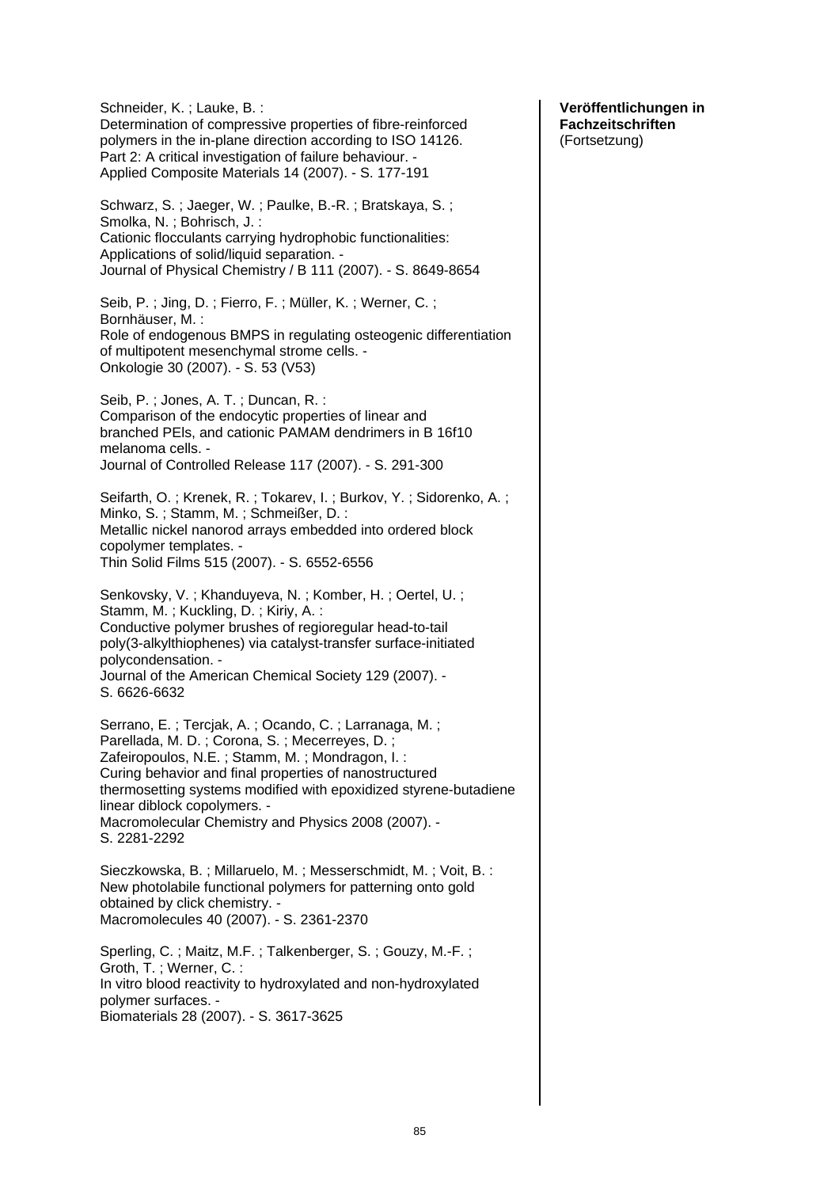**Veröffentlichungen in Fachzeitschriften**
(Fortsetzung)

Schneider, K. ; Lauke, B. :
Determination of compressive properties of fibre-reinforced polymers in the in-plane direction according to ISO 14126. Part 2: A critical investigation of failure behaviour. -
Applied Composite Materials 14 (2007). - S. 177-191

Schwarz, S. ; Jaeger, W. ; Paulke, B.-R. ; Bratskaya, S. ; Smolka, N. ; Bohrisch, J. :
Cationic flocculants carrying hydrophobic functionalities: Applications of solid/liquid separation. -
Journal of Physical Chemistry / B 111 (2007). - S. 8649-8654

Seib, P. ; Jing, D. ; Fierro, F. ; Müller, K. ; Werner, C. ; Bornhäuser, M. :
Role of endogenous BMPS in regulating osteogenic differentiation of multipotent mesenchymal strome cells. -
Onkologie 30 (2007). - S. 53 (V53)

Seib, P. ; Jones, A. T. ; Duncan, R. :
Comparison of the endocytic properties of linear and branched PEIs, and cationic PAMAM dendrimers in B 16f10 melanoma cells. -
Journal of Controlled Release 117 (2007). - S. 291-300

Seifarth, O. ; Krenek, R. ; Tokarev, I. ; Burkov, Y. ; Sidorenko, A. ; Minko, S. ; Stamm, M. ; Schmeißer, D. :
Metallic nickel nanorod arrays embedded into ordered block copolymer templates. -
Thin Solid Films 515 (2007). - S. 6552-6556

Senkovsky, V. ; Khanduyeva, N. ; Komber, H. ; Oertel, U. ; Stamm, M. ; Kuckling, D. ; Kiriy, A. :
Conductive polymer brushes of regioregular head-to-tail poly(3-alkylthiophenes) via catalyst-transfer surface-initiated polycondensation. -
Journal of the American Chemical Society 129 (2007). - S. 6626-6632

Serrano, E. ; Tercjak, A. ; Ocando, C. ; Larranaga, M. ; Parellada, M. D. ; Corona, S. ; Mecerreyes, D. ; Zafeiropoulos, N.E. ; Stamm, M. ; Mondragon, I. :
Curing behavior and final properties of nanostructured thermosetting systems modified with epoxidized styrene-butadiene linear diblock copolymers. -
Macromolecular Chemistry and Physics 2008 (2007). - S. 2281-2292

Sieczkowska, B. ; Millaruelo, M. ; Messerschmidt, M. ; Voit, B. :
New photolabile functional polymers for patterning onto gold obtained by click chemistry. -
Macromolecules 40 (2007). - S. 2361-2370

Sperling, C. ; Maitz, M.F. ; Talkenberger, S. ; Gouzy, M.-F. ; Groth, T. ; Werner, C. :
In vitro blood reactivity to hydroxylated and non-hydroxylated polymer surfaces. -
Biomaterials 28 (2007). - S. 3617-3625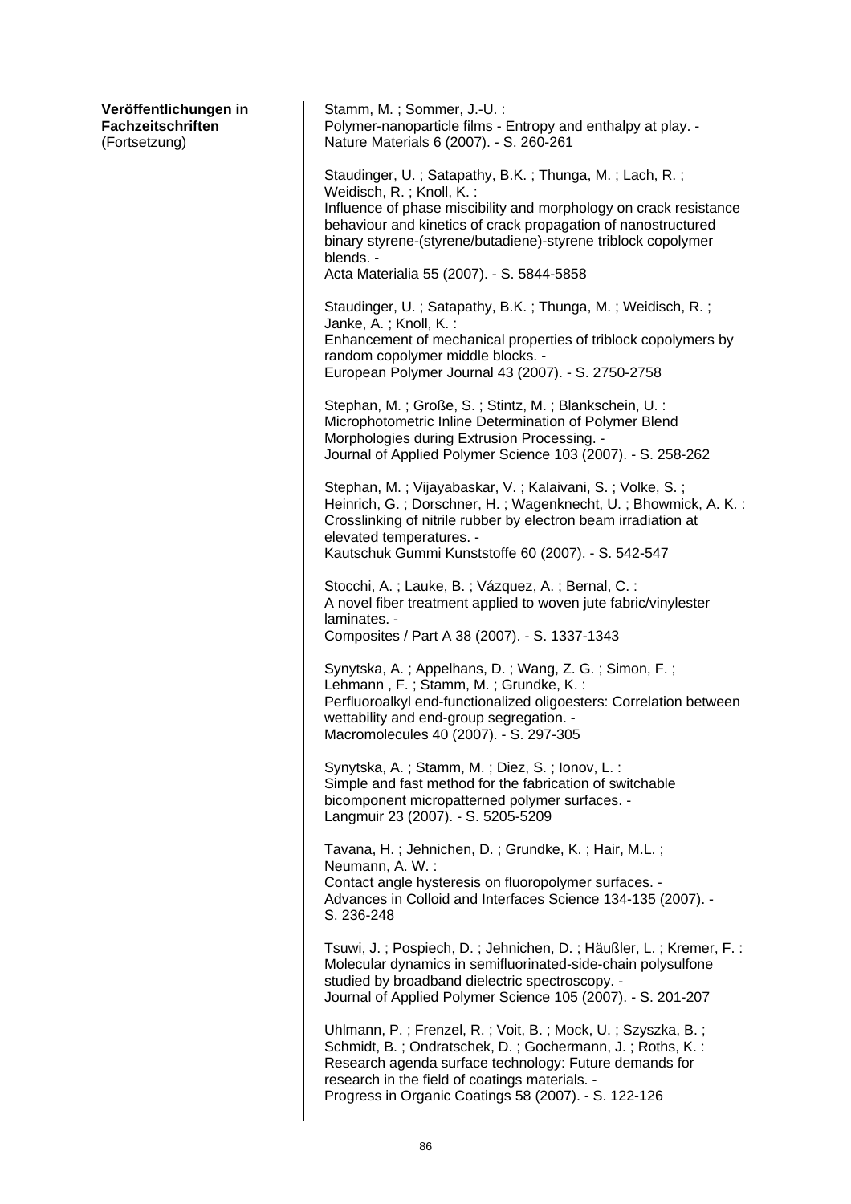**Veröffentlichungen in Fachzeitschriften**
(Fortsetzung)

Stamm, M. ; Sommer, J.-U. :
Polymer-nanoparticle films - Entropy and enthalpy at play. -
Nature Materials 6 (2007). - S. 260-261

Staudinger, U. ; Satapathy, B.K. ; Thunga, M. ; Lach, R. ; Weidisch, R. ; Knoll, K. :
Influence of phase miscibility and morphology on crack resistance behaviour and kinetics of crack propagation of nanostructured binary styrene-(styrene/butadiene)-styrene triblock copolymer blends. -
Acta Materialia 55 (2007). - S. 5844-5858

Staudinger, U. ; Satapathy, B.K. ; Thunga, M. ; Weidisch, R. ; Janke, A. ; Knoll, K. :
Enhancement of mechanical properties of triblock copolymers by random copolymer middle blocks. -
European Polymer Journal 43 (2007). - S. 2750-2758

Stephan, M. ; Große, S. ; Stintz, M. ; Blankschein, U. :
Microphotometric Inline Determination of Polymer Blend Morphologies during Extrusion Processing. -
Journal of Applied Polymer Science 103 (2007). - S. 258-262

Stephan, M. ; Vijayabaskar, V. ; Kalaivani, S. ; Volke, S. ; Heinrich, G. ; Dorschner, H. ; Wagenknecht, U. ; Bhowmick, A. K. :
Crosslinking of nitrile rubber by electron beam irradiation at elevated temperatures. -
Kautschuk Gummi Kunststoffe 60 (2007). - S. 542-547

Stocchi, A. ; Lauke, B. ; Vázquez, A. ; Bernal, C. :
A novel fiber treatment applied to woven jute fabric/vinylester laminates. -
Composites / Part A 38 (2007). - S. 1337-1343

Synytska, A. ; Appelhans, D. ; Wang, Z. G. ; Simon, F. ; Lehmann , F. ; Stamm, M. ; Grundke, K. :
Perfluoroalkyl end-functionalized oligoesters: Correlation between wettability and end-group segregation. -
Macromolecules 40 (2007). - S. 297-305

Synytska, A. ; Stamm, M. ; Diez, S. ; Ionov, L. :
Simple and fast method for the fabrication of switchable bicomponent micropatterned polymer surfaces. -
Langmuir 23 (2007). - S. 5205-5209

Tavana, H. ; Jehnichen, D. ; Grundke, K. ; Hair, M.L. ; Neumann, A. W. :
Contact angle hysteresis on fluoropolymer surfaces. -
Advances in Colloid and Interfaces Science 134-135 (2007). - S. 236-248

Tsuwi, J. ; Pospiech, D. ; Jehnichen, D. ; Häußler, L. ; Kremer, F. :
Molecular dynamics in semifluorinated-side-chain polysulfone studied by broadband dielectric spectroscopy. -
Journal of Applied Polymer Science 105 (2007). - S. 201-207

Uhlmann, P. ; Frenzel, R. ; Voit, B. ; Mock, U. ; Szyszka, B. ; Schmidt, B. ; Ondratschek, D. ; Gochermann, J. ; Roths, K. :
Research agenda surface technology: Future demands for research in the field of coatings materials. -
Progress in Organic Coatings 58 (2007). - S. 122-126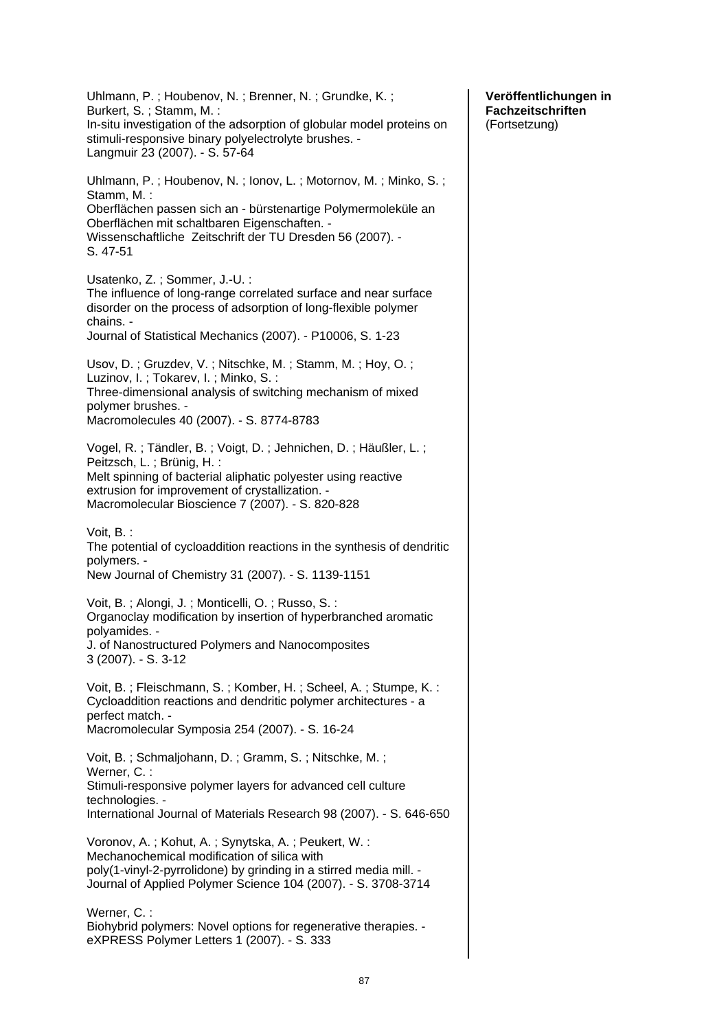**Veröffentlichungen in Fachzeitschriften**
(Fortsetzung)

Uhlmann, P. ; Houbenov, N. ; Brenner, N. ; Grundke, K. ; Burkert, S. ; Stamm, M. :
In-situ investigation of the adsorption of globular model proteins on stimuli-responsive binary polyelectrolyte brushes. -
Langmuir 23 (2007). - S. 57-64

Uhlmann, P. ; Houbenov, N. ; Ionov, L. ; Motornov, M. ; Minko, S. ; Stamm, M. :
Oberflächen passen sich an - bürstenartige Polymermoleküle an Oberflächen mit schaltbaren Eigenschaften. -
Wissenschaftliche Zeitschrift der TU Dresden 56 (2007). - S. 47-51

Usatenko, Z. ; Sommer, J.-U. :
The influence of long-range correlated surface and near surface disorder on the process of adsorption of long-flexible polymer chains. -
Journal of Statistical Mechanics (2007). - P10006, S. 1-23

Usov, D. ; Gruzdev, V. ; Nitschke, M. ; Stamm, M. ; Hoy, O. ; Luzinov, I. ; Tokarev, I. ; Minko, S. :
Three-dimensional analysis of switching mechanism of mixed polymer brushes. -
Macromolecules 40 (2007). - S. 8774-8783

Vogel, R. ; Tändler, B. ; Voigt, D. ; Jehnichen, D. ; Häußler, L. ; Peitzsch, L. ; Brünig, H. :
Melt spinning of bacterial aliphatic polyester using reactive extrusion for improvement of crystallization. -
Macromolecular Bioscience 7 (2007). - S. 820-828

Voit, B. :
The potential of cycloaddition reactions in the synthesis of dendritic polymers. -
New Journal of Chemistry 31 (2007). - S. 1139-1151

Voit, B. ; Alongi, J. ; Monticelli, O. ; Russo, S. :
Organoclay modification by insertion of hyperbranched aromatic polyamides. -
J. of Nanostructured Polymers and Nanocomposites 3 (2007). - S. 3-12

Voit, B. ; Fleischmann, S. ; Komber, H. ; Scheel, A. ; Stumpe, K. :
Cycloaddition reactions and dendritic polymer architectures - a perfect match. -
Macromolecular Symposia 254 (2007). - S. 16-24

Voit, B. ; Schmaljohann, D. ; Gramm, S. ; Nitschke, M. ; Werner, C. :
Stimuli-responsive polymer layers for advanced cell culture technologies. -
International Journal of Materials Research 98 (2007). - S. 646-650

Voronov, A. ; Kohut, A. ; Synytska, A. ; Peukert, W. :
Mechanochemical modification of silica with poly(1-vinyl-2-pyrrolidone) by grinding in a stirred media mill. -
Journal of Applied Polymer Science 104 (2007). - S. 3708-3714

Werner, C. :
Biohybrid polymers: Novel options for regenerative therapies. -
eXPRESS Polymer Letters 1 (2007). - S. 333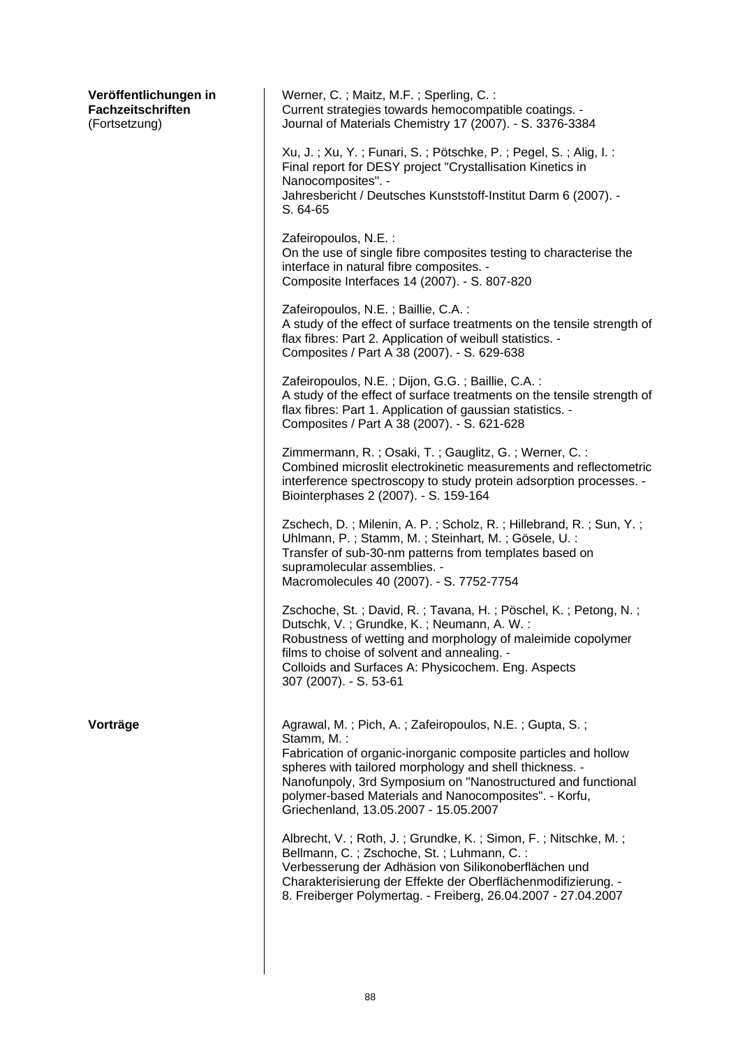**Veröffentlichungen in Fachzeitschriften**
(Fortsetzung)

Werner, C. ; Maitz, M.F. ; Sperling, C. :
Current strategies towards hemocompatible coatings. -
Journal of Materials Chemistry 17 (2007). - S. 3376-3384

Xu, J. ; Xu, Y. ; Funari, S. ; Pötschke, P. ; Pegel, S. ; Alig, I. :
Final report for DESY project "Crystallisation Kinetics in Nanocomposites". -
Jahresbericht / Deutsches Kunststoff-Institut Darm 6 (2007). - S. 64-65

Zafeiropoulos, N.E. :
On the use of single fibre composites testing to characterise the interface in natural fibre composites. -
Composite Interfaces 14 (2007). - S. 807-820

Zafeiropoulos, N.E. ; Baillie, C.A. :
A study of the effect of surface treatments on the tensile strength of flax fibres: Part 2. Application of weibull statistics. -
Composites / Part A 38 (2007). - S. 629-638

Zafeiropoulos, N.E. ; Dijon, G.G. ; Baillie, C.A. :
A study of the effect of surface treatments on the tensile strength of flax fibres: Part 1. Application of gaussian statistics. -
Composites / Part A 38 (2007). - S. 621-628

Zimmermann, R. ; Osaki, T. ; Gauglitz, G. ; Werner, C. :
Combined microslit electrokinetic measurements and reflectometric interference spectroscopy to study protein adsorption processes. -
Biointerphases 2 (2007). - S. 159-164

Zschech, D. ; Milenin, A. P. ; Scholz, R. ; Hillebrand, R. ; Sun, Y. ; Uhlmann, P. ; Stamm, M. ; Steinhart, M. ; Gösele, U. :
Transfer of sub-30-nm patterns from templates based on supramolecular assemblies. -
Macromolecules 40 (2007). - S. 7752-7754

Zschoche, St. ; David, R. ; Tavana, H. ; Pöschel, K. ; Petong, N. ; Dutschk, V. ; Grundke, K. ; Neumann, A. W. :
Robustness of wetting and morphology of maleimide copolymer films to choise of solvent and annealing. -
Colloids and Surfaces A: Physicochem. Eng. Aspects 307 (2007). - S. 53-61

**Vorträge**

Agrawal, M. ; Pich, A. ; Zafeiropoulos, N.E. ; Gupta, S. ; Stamm, M. :
Fabrication of organic-inorganic composite particles and hollow spheres with tailored morphology and shell thickness. -
Nanofunpoly, 3rd Symposium on "Nanostructured and functional polymer-based Materials and Nanocomposites". - Korfu, Griechenland, 13.05.2007 - 15.05.2007

Albrecht, V. ; Roth, J. ; Grundke, K. ; Simon, F. ; Nitschke, M. ; Bellmann, C. ; Zschoche, St. ; Luhmann, C. :
Verbesserung der Adhäsion von Silikonoberflächen und Charakterisierung der Effekte der Oberflächenmodifizierung. -
8. Freiberger Polymertag. - Freiberg, 26.04.2007 - 27.04.2007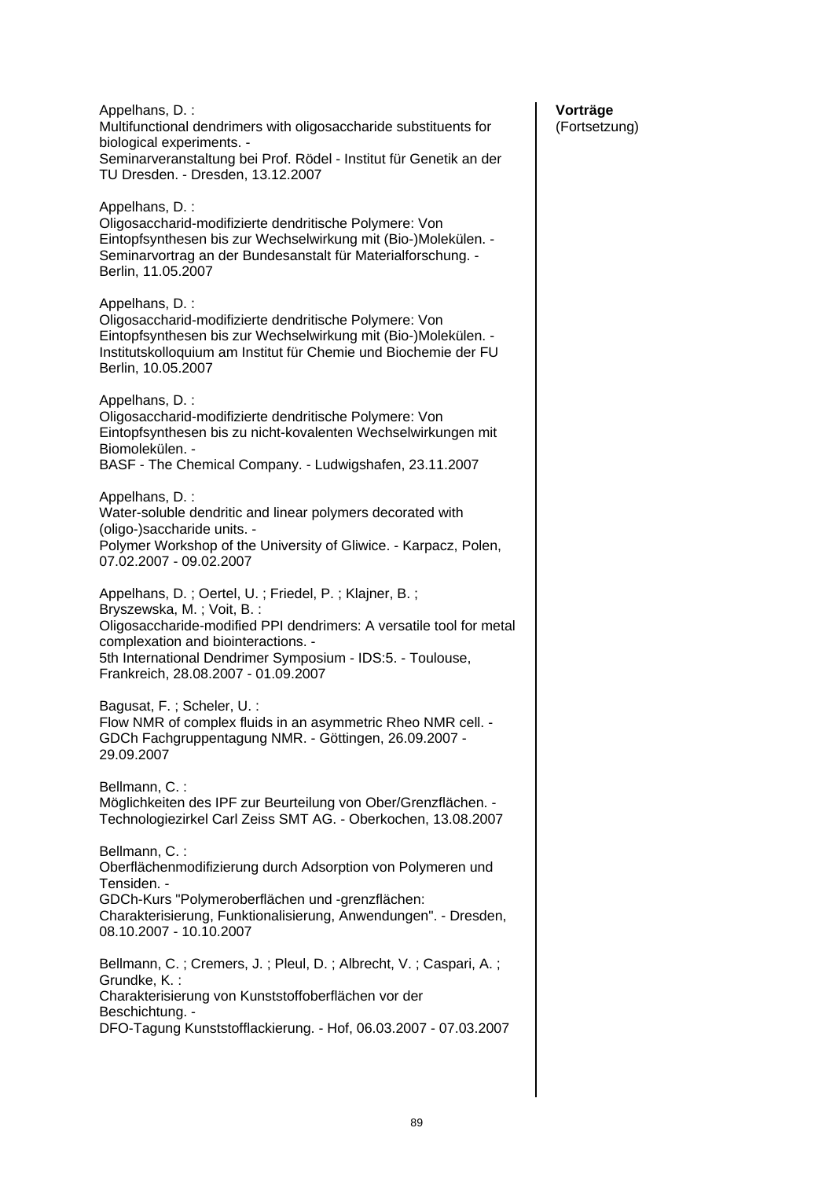**Vorträge**
(Fortsetzung)

Appelhans, D. :
Multifunctional dendrimers with oligosaccharide substituents for biological experiments. -
Seminarveranstaltung bei Prof. Rödel - Institut für Genetik an der TU Dresden. - Dresden, 13.12.2007

Appelhans, D. :
Oligosaccharid-modifizierte dendritische Polymere: Von Eintopfsynthesen bis zur Wechselwirkung mit (Bio-)Molekülen. -
Seminarvortrag an der Bundesanstalt für Materialforschung. - Berlin, 11.05.2007

Appelhans, D. :
Oligosaccharid-modifizierte dendritische Polymere: Von Eintopfsynthesen bis zur Wechselwirkung mit (Bio-)Molekülen. -
Institutskolloquium am Institut für Chemie und Biochemie der FU Berlin, 10.05.2007

Appelhans, D. :
Oligosaccharid-modifizierte dendritische Polymere: Von Eintopfsynthesen bis zu nicht-kovalenten Wechselwirkungen mit Biomolekülen. -
BASF - The Chemical Company. - Ludwigshafen, 23.11.2007

Appelhans, D. :
Water-soluble dendritic and linear polymers decorated with (oligo-)saccharide units. -
Polymer Workshop of the University of Gliwice. - Karpacz, Polen, 07.02.2007 - 09.02.2007

Appelhans, D. ; Oertel, U. ; Friedel, P. ; Klajner, B. ; Bryszewska, M. ; Voit, B. :
Oligosaccharide-modified PPI dendrimers: A versatile tool for metal complexation and biointeractions. -
5th International Dendrimer Symposium - IDS:5. - Toulouse, Frankreich, 28.08.2007 - 01.09.2007

Bagusat, F. ; Scheler, U. :
Flow NMR of complex fluids in an asymmetric Rheo NMR cell. -
GDCh Fachgruppentagung NMR. - Göttingen, 26.09.2007 - 29.09.2007

Bellmann, C. :
Möglichkeiten des IPF zur Beurteilung von Ober/Grenzflächen. -
Technologiezirkel Carl Zeiss SMT AG. - Oberkochen, 13.08.2007

Bellmann, C. :
Oberflächenmodifizierung durch Adsorption von Polymeren und Tensiden. -
GDCh-Kurs "Polymeroberflächen und -grenzflächen: Charakterisierung, Funktionalisierung, Anwendungen". - Dresden, 08.10.2007 - 10.10.2007

Bellmann, C. ; Cremers, J. ; Pleul, D. ; Albrecht, V. ; Caspari, A. ; Grundke, K. :
Charakterisierung von Kunststoffoberflächen vor der Beschichtung. -
DFO-Tagung Kunststofflackierung. - Hof, 06.03.2007 - 07.03.2007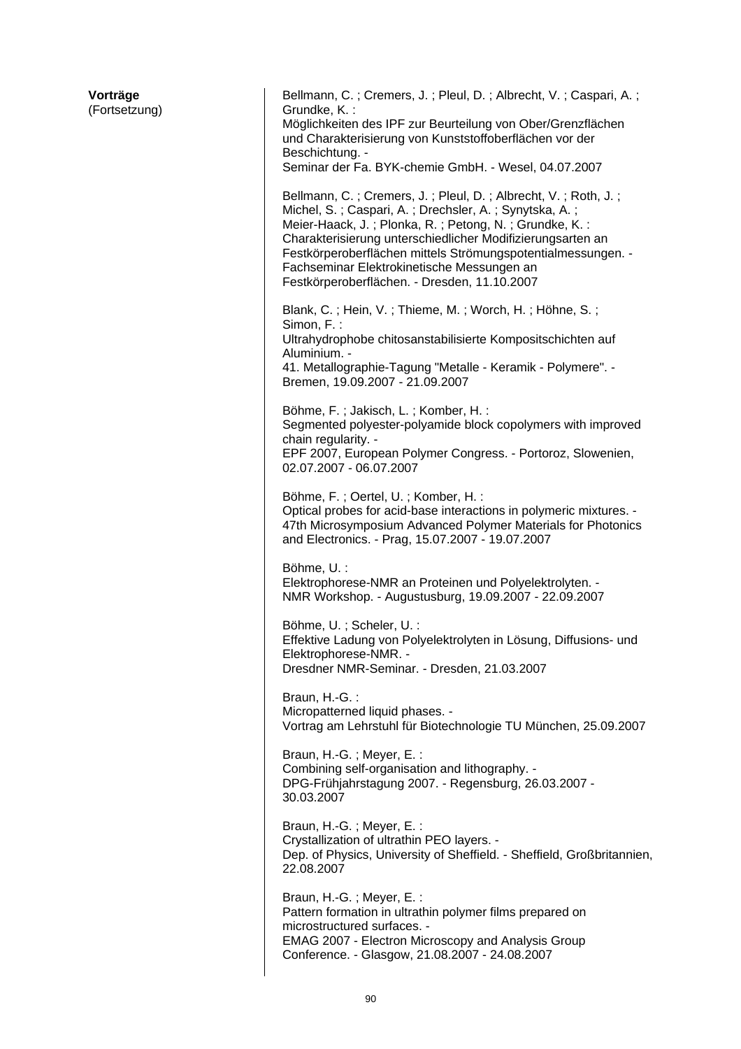**Vorträge**
(Fortsetzung)

Bellmann, C. ; Cremers, J. ; Pleul, D. ; Albrecht, V. ; Caspari, A. ; Grundke, K. :
Möglichkeiten des IPF zur Beurteilung von Ober/Grenzflächen und Charakterisierung von Kunststoffoberflächen vor der Beschichtung. -
Seminar der Fa. BYK-chemie GmbH. - Wesel, 04.07.2007

Bellmann, C. ; Cremers, J. ; Pleul, D. ; Albrecht, V. ; Roth, J. ; Michel, S. ; Caspari, A. ; Drechsler, A. ; Synytska, A. ; Meier-Haack, J. ; Plonka, R. ; Petong, N. ; Grundke, K. :
Charakterisierung unterschiedlicher Modifizierungsarten an Festkörperoberflächen mittels Strömungspotentialmessungen. -
Fachseminar Elektrokinetische Messungen an Festkörperoberflächen. - Dresden, 11.10.2007

Blank, C. ; Hein, V. ; Thieme, M. ; Worch, H. ; Höhne, S. ; Simon, F. :
Ultrahydrophobe chitosanstabilisierte Kompositschichten auf Aluminium. -
41. Metallographie-Tagung "Metalle - Keramik - Polymere". - Bremen, 19.09.2007 - 21.09.2007

Böhme, F. ; Jakisch, L. ; Komber, H. :
Segmented polyester-polyamide block copolymers with improved chain regularity. -
EPF 2007, European Polymer Congress. - Portoroz, Slowenien, 02.07.2007 - 06.07.2007

Böhme, F. ; Oertel, U. ; Komber, H. :
Optical probes for acid-base interactions in polymeric mixtures. -
47th Microsymposium Advanced Polymer Materials for Photonics and Electronics. - Prag, 15.07.2007 - 19.07.2007

Böhme, U. :
Elektrophorese-NMR an Proteinen und Polyelektrolyten. -
NMR Workshop. - Augustusburg, 19.09.2007 - 22.09.2007

Böhme, U. ; Scheler, U. :
Effektive Ladung von Polyelektrolyten in Lösung, Diffusions- und Elektrophorese-NMR. -
Dresdner NMR-Seminar. - Dresden, 21.03.2007

Braun, H.-G. :
Micropatterned liquid phases. -
Vortrag am Lehrstuhl für Biotechnologie TU München, 25.09.2007

Braun, H.-G. ; Meyer, E. :
Combining self-organisation and lithography. -
DPG-Frühjahrstagung 2007. - Regensburg, 26.03.2007 - 30.03.2007

Braun, H.-G. ; Meyer, E. :
Crystallization of ultrathin PEO layers. -
Dep. of Physics, University of Sheffield. - Sheffield, Großbritannien, 22.08.2007

Braun, H.-G. ; Meyer, E. :
Pattern formation in ultrathin polymer films prepared on microstructured surfaces. -
EMAG 2007 - Electron Microscopy and Analysis Group Conference. - Glasgow, 21.08.2007 - 24.08.2007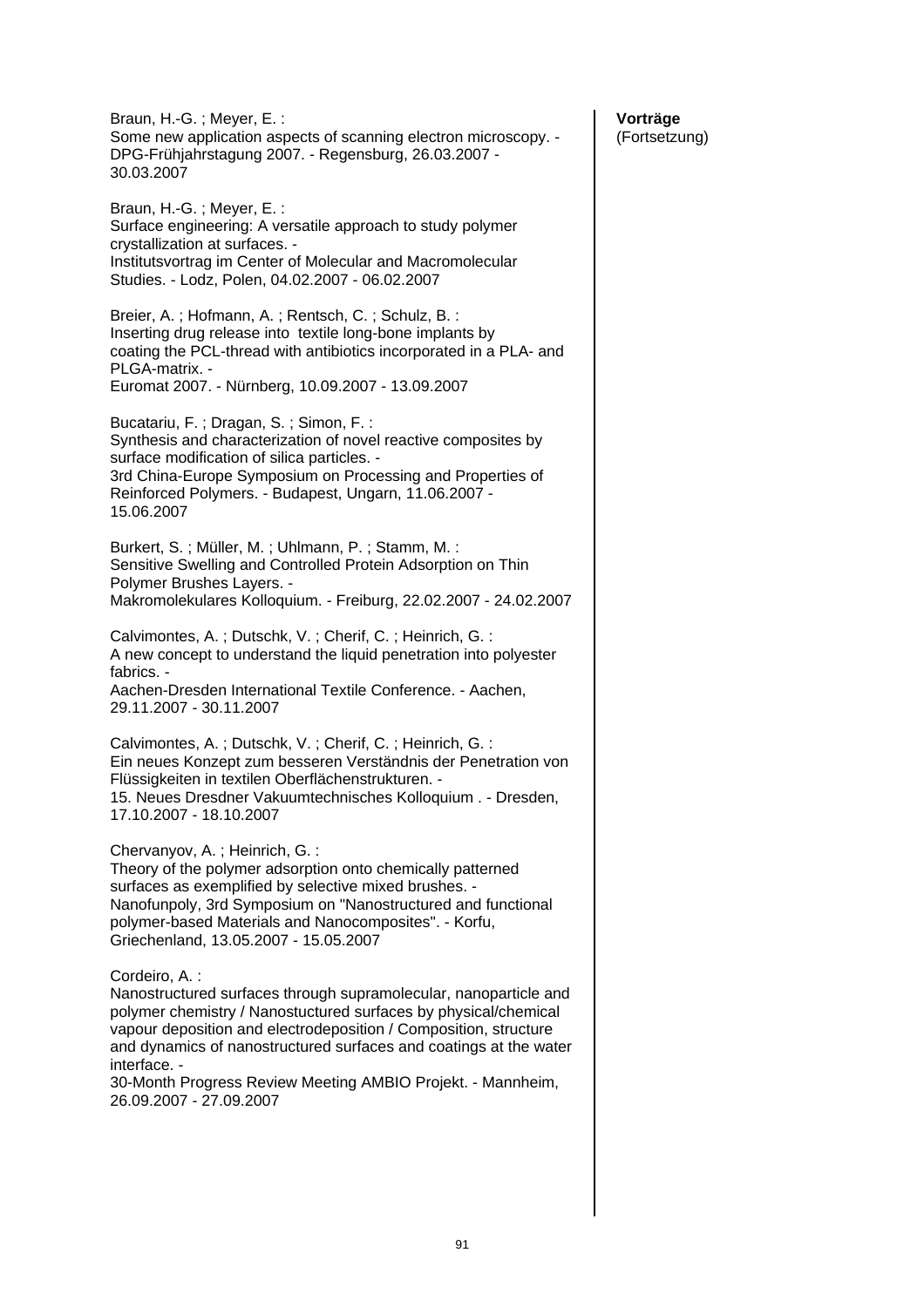**Vorträge**
(Fortsetzung)

Braun, H.-G. ; Meyer, E. :
Some new application aspects of scanning electron microscopy. - DPG-Frühjahrstagung 2007. - Regensburg, 26.03.2007 - 30.03.2007

Braun, H.-G. ; Meyer, E. :
Surface engineering: A versatile approach to study polymer crystallization at surfaces. -
Institutsvortrag im Center of Molecular and Macromolecular Studies. - Lodz, Polen, 04.02.2007 - 06.02.2007

Breier, A. ; Hofmann, A. ; Rentsch, C. ; Schulz, B. :
Inserting drug release into textile long-bone implants by coating the PCL-thread with antibiotics incorporated in a PLA- and PLGA-matrix. -
Euromat 2007. - Nürnberg, 10.09.2007 - 13.09.2007

Bucatariu, F. ; Dragan, S. ; Simon, F. :
Synthesis and characterization of novel reactive composites by surface modification of silica particles. -
3rd China-Europe Symposium on Processing and Properties of Reinforced Polymers. - Budapest, Ungarn, 11.06.2007 - 15.06.2007

Burkert, S. ; Müller, M. ; Uhlmann, P. ; Stamm, M. :
Sensitive Swelling and Controlled Protein Adsorption on Thin Polymer Brushes Layers. -
Makromolekulares Kolloquium. - Freiburg, 22.02.2007 - 24.02.2007

Calvimontes, A. ; Dutschk, V. ; Cherif, C. ; Heinrich, G. :
A new concept to understand the liquid penetration into polyester fabrics. -
Aachen-Dresden International Textile Conference. - Aachen, 29.11.2007 - 30.11.2007

Calvimontes, A. ; Dutschk, V. ; Cherif, C. ; Heinrich, G. :
Ein neues Konzept zum besseren Verständnis der Penetration von Flüssigkeiten in textilen Oberflächenstrukturen. -
15. Neues Dresdner Vakuumtechnisches Kolloquium . - Dresden, 17.10.2007 - 18.10.2007

Chervanyov, A. ; Heinrich, G. :
Theory of the polymer adsorption onto chemically patterned surfaces as exemplified by selective mixed brushes. -
Nanofunpoly, 3rd Symposium on "Nanostructured and functional polymer-based Materials and Nanocomposites". - Korfu, Griechenland, 13.05.2007 - 15.05.2007

Cordeiro, A. :
Nanostructured surfaces through supramolecular, nanoparticle and polymer chemistry / Nanostuctured surfaces by physical/chemical vapour deposition and electrodeposition / Composition, structure and dynamics of nanostructured surfaces and coatings at the water interface. -
30-Month Progress Review Meeting AMBIO Projekt. - Mannheim, 26.09.2007 - 27.09.2007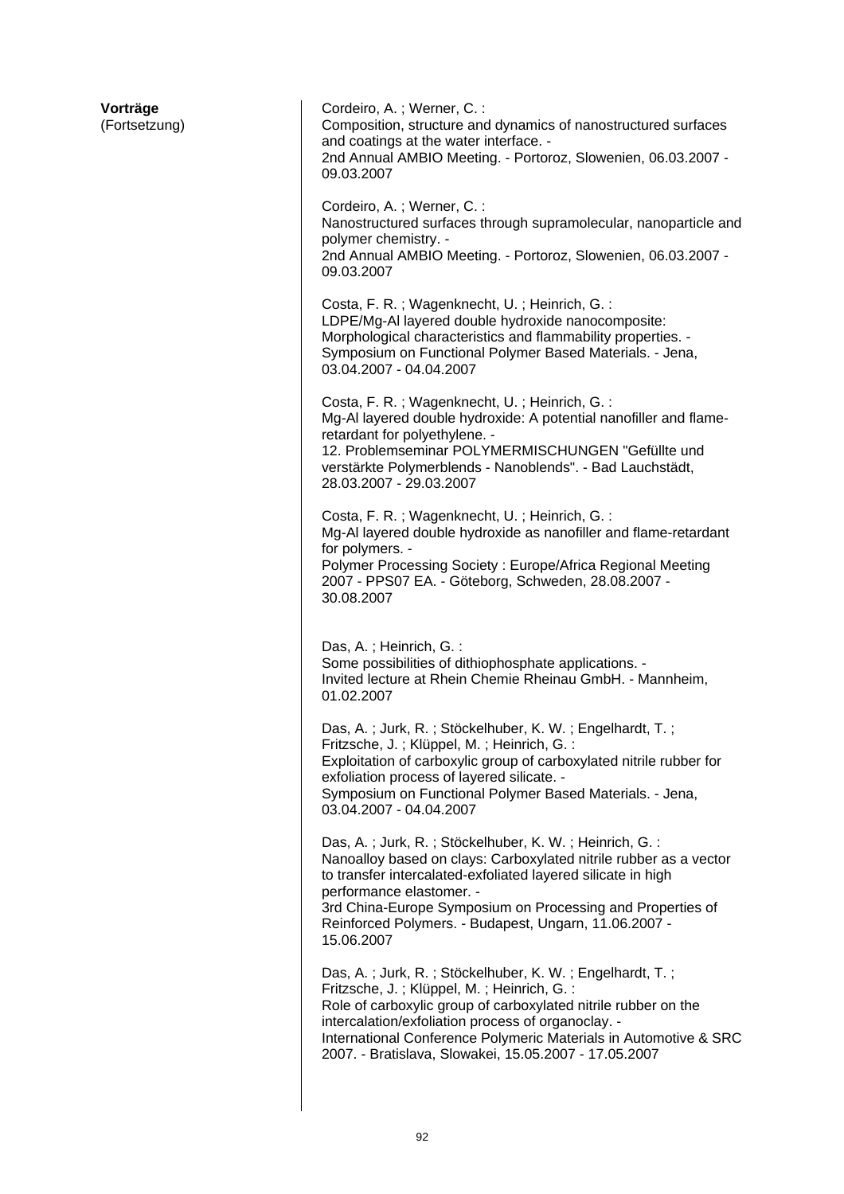**Vorträge**
(Fortsetzung)

Cordeiro, A. ; Werner, C. :
Composition, structure and dynamics of nanostructured surfaces and coatings at the water interface. -
2nd Annual AMBIO Meeting. - Portoroz, Slowenien, 06.03.2007 - 09.03.2007

Cordeiro, A. ; Werner, C. :
Nanostructured surfaces through supramolecular, nanoparticle and polymer chemistry. -
2nd Annual AMBIO Meeting. - Portoroz, Slowenien, 06.03.2007 - 09.03.2007

Costa, F. R. ; Wagenknecht, U. ; Heinrich, G. :
LDPE/Mg-Al layered double hydroxide nanocomposite: Morphological characteristics and flammability properties. -
Symposium on Functional Polymer Based Materials. - Jena, 03.04.2007 - 04.04.2007

Costa, F. R. ; Wagenknecht, U. ; Heinrich, G. :
Mg-Al layered double hydroxide: A potential nanofiller and flame-retardant for polyethylene. -
12. Problemseminar POLYMERMISCHUNGEN "Gefüllte und verstärkte Polymerblends - Nanoblends". - Bad Lauchstädt, 28.03.2007 - 29.03.2007

Costa, F. R. ; Wagenknecht, U. ; Heinrich, G. :
Mg-Al layered double hydroxide as nanofiller and flame-retardant for polymers. -
Polymer Processing Society : Europe/Africa Regional Meeting 2007 - PPS07 EA. - Göteborg, Schweden, 28.08.2007 - 30.08.2007

Das, A. ; Heinrich, G. :
Some possibilities of dithiophosphate applications. -
Invited lecture at Rhein Chemie Rheinau GmbH. - Mannheim, 01.02.2007

Das, A. ; Jurk, R. ; Stöckelhuber, K. W. ; Engelhardt, T. ; Fritzsche, J. ; Klüppel, M. ; Heinrich, G. :
Exploitation of carboxylic group of carboxylated nitrile rubber for exfoliation process of layered silicate. -
Symposium on Functional Polymer Based Materials. - Jena, 03.04.2007 - 04.04.2007

Das, A. ; Jurk, R. ; Stöckelhuber, K. W. ; Heinrich, G. :
Nanoalloy based on clays: Carboxylated nitrile rubber as a vector to transfer intercalated-exfoliated layered silicate in high performance elastomer. -
3rd China-Europe Symposium on Processing and Properties of Reinforced Polymers. - Budapest, Ungarn, 11.06.2007 - 15.06.2007

Das, A. ; Jurk, R. ; Stöckelhuber, K. W. ; Engelhardt, T. ; Fritzsche, J. ; Klüppel, M. ; Heinrich, G. :
Role of carboxylic group of carboxylated nitrile rubber on the intercalation/exfoliation process of organoclay. -
International Conference Polymeric Materials in Automotive & SRC 2007. - Bratislava, Slowakei, 15.05.2007 - 17.05.2007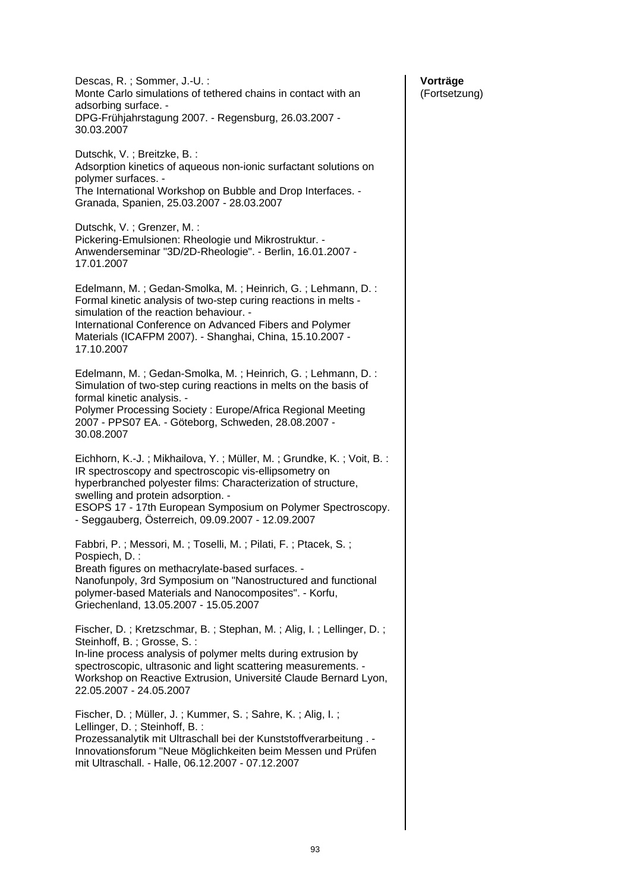**Vorträge**
(Fortsetzung)

Descas, R. ; Sommer, J.-U. :
Monte Carlo simulations of tethered chains in contact with an adsorbing surface. -
DPG-Frühjahrstagung 2007. - Regensburg, 26.03.2007 - 30.03.2007

Dutschk, V. ; Breitzke, B. :
Adsorption kinetics of aqueous non-ionic surfactant solutions on polymer surfaces. -
The International Workshop on Bubble and Drop Interfaces. - Granada, Spanien, 25.03.2007 - 28.03.2007

Dutschk, V. ; Grenzer, M. :
Pickering-Emulsionen: Rheologie und Mikrostruktur. -
Anwenderseminar "3D/2D-Rheologie". - Berlin, 16.01.2007 - 17.01.2007

Edelmann, M. ; Gedan-Smolka, M. ; Heinrich, G. ; Lehmann, D. :
Formal kinetic analysis of two-step curing reactions in melts - simulation of the reaction behaviour. -
International Conference on Advanced Fibers and Polymer Materials (ICAFPM 2007). - Shanghai, China, 15.10.2007 - 17.10.2007

Edelmann, M. ; Gedan-Smolka, M. ; Heinrich, G. ; Lehmann, D. :
Simulation of two-step curing reactions in melts on the basis of formal kinetic analysis. -
Polymer Processing Society : Europe/Africa Regional Meeting 2007 - PPS07 EA. - Göteborg, Schweden, 28.08.2007 - 30.08.2007

Eichhorn, K.-J. ; Mikhailova, Y. ; Müller, M. ; Grundke, K. ; Voit, B. :
IR spectroscopy and spectroscopic vis-ellipsometry on hyperbranched polyester films: Characterization of structure, swelling and protein adsorption. -
ESOPS 17 - 17th European Symposium on Polymer Spectroscopy. - Seggauberg, Österreich, 09.09.2007 - 12.09.2007

Fabbri, P. ; Messori, M. ; Toselli, M. ; Pilati, F. ; Ptacek, S. ; Pospiech, D. :
Breath figures on methacrylate-based surfaces. -
Nanofunpoly, 3rd Symposium on "Nanostructured and functional polymer-based Materials and Nanocomposites". - Korfu, Griechenland, 13.05.2007 - 15.05.2007

Fischer, D. ; Kretzschmar, B. ; Stephan, M. ; Alig, I. ; Lellinger, D. ; Steinhoff, B. ; Grosse, S. :
In-line process analysis of polymer melts during extrusion by spectroscopic, ultrasonic and light scattering measurements. -
Workshop on Reactive Extrusion, Université Claude Bernard Lyon, 22.05.2007 - 24.05.2007

Fischer, D. ; Müller, J. ; Kummer, S. ; Sahre, K. ; Alig, I. ; Lellinger, D. ; Steinhoff, B. :
Prozessanalytik mit Ultraschall bei der Kunststoffverarbeitung . -
Innovationsforum "Neue Möglichkeiten beim Messen und Prüfen mit Ultraschall. - Halle, 06.12.2007 - 07.12.2007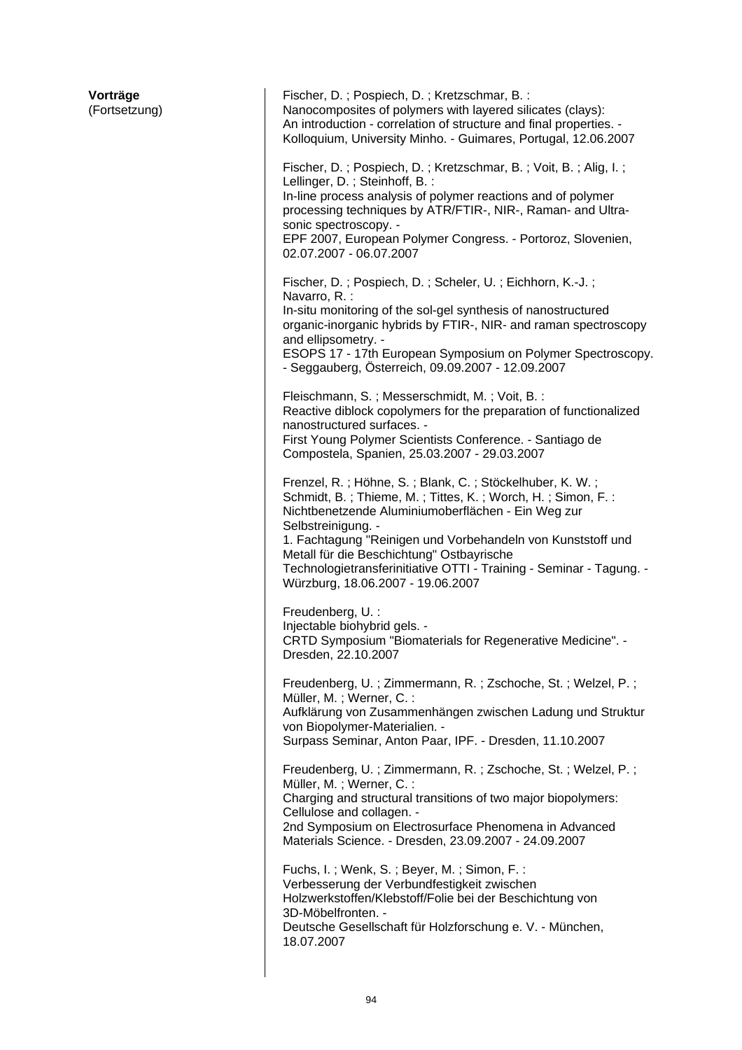**Vorträge**
(Fortsetzung)

Fischer, D. ; Pospiech, D. ; Kretzschmar, B. :
Nanocomposites of polymers with layered silicates (clays):
An introduction - correlation of structure and final properties. -
Kolloquium, University Minho. - Guimares, Portugal, 12.06.2007

Fischer, D. ; Pospiech, D. ; Kretzschmar, B. ; Voit, B. ; Alig, I. ;
Lellinger, D. ; Steinhoff, B. :
In-line process analysis of polymer reactions and of polymer
processing techniques by ATR/FTIR-, NIR-, Raman- and Ultra-
sonic spectroscopy. -
EPF 2007, European Polymer Congress. - Portoroz, Slovenien,
02.07.2007 - 06.07.2007

Fischer, D. ; Pospiech, D. ; Scheler, U. ; Eichhorn, K.-J. ;
Navarro, R. :
In-situ monitoring of the sol-gel synthesis of nanostructured
organic-inorganic hybrids by FTIR-, NIR- and raman spectroscopy
and ellipsometry. -
ESOPS 17 - 17th European Symposium on Polymer Spectroscopy.
- Seggauberg, Österreich, 09.09.2007 - 12.09.2007

Fleischmann, S. ; Messerschmidt, M. ; Voit, B. :
Reactive diblock copolymers for the preparation of functionalized
nanostructured surfaces. -
First Young Polymer Scientists Conference. - Santiago de
Compostela, Spanien, 25.03.2007 - 29.03.2007

Frenzel, R. ; Höhne, S. ; Blank, C. ; Stöckelhuber, K. W. ;
Schmidt, B. ; Thieme, M. ; Tittes, K. ; Worch, H. ; Simon, F. :
Nichtbenetzende Aluminiumoberflächen - Ein Weg zur
Selbstreinigung. -
1. Fachtagung "Reinigen und Vorbehandeln von Kunststoff und
Metall für die Beschichtung" Ostbayrische
Technologietransferinitiative OTTI - Training - Seminar - Tagung. -
Würzburg, 18.06.2007 - 19.06.2007

Freudenberg, U. :
Injectable biohybrid gels. -
CRTD Symposium "Biomaterials for Regenerative Medicine". -
Dresden, 22.10.2007

Freudenberg, U. ; Zimmermann, R. ; Zschoche, St. ; Welzel, P. ;
Müller, M. ; Werner, C. :
Aufklärung von Zusammenhängen zwischen Ladung und Struktur
von Biopolymer-Materialien. -
Surpass Seminar, Anton Paar, IPF. - Dresden, 11.10.2007

Freudenberg, U. ; Zimmermann, R. ; Zschoche, St. ; Welzel, P. ;
Müller, M. ; Werner, C. :
Charging and structural transitions of two major biopolymers:
Cellulose and collagen. -
2nd Symposium on Electrosurface Phenomena in Advanced
Materials Science. - Dresden, 23.09.2007 - 24.09.2007

Fuchs, I. ; Wenk, S. ; Beyer, M. ; Simon, F. :
Verbesserung der Verbundfestigkeit zwischen
Holzwerkstoffen/Klebstoff/Folie bei der Beschichtung von
3D-Möbelfronten. -
Deutsche Gesellschaft für Holzforschung e. V. - München,
18.07.2007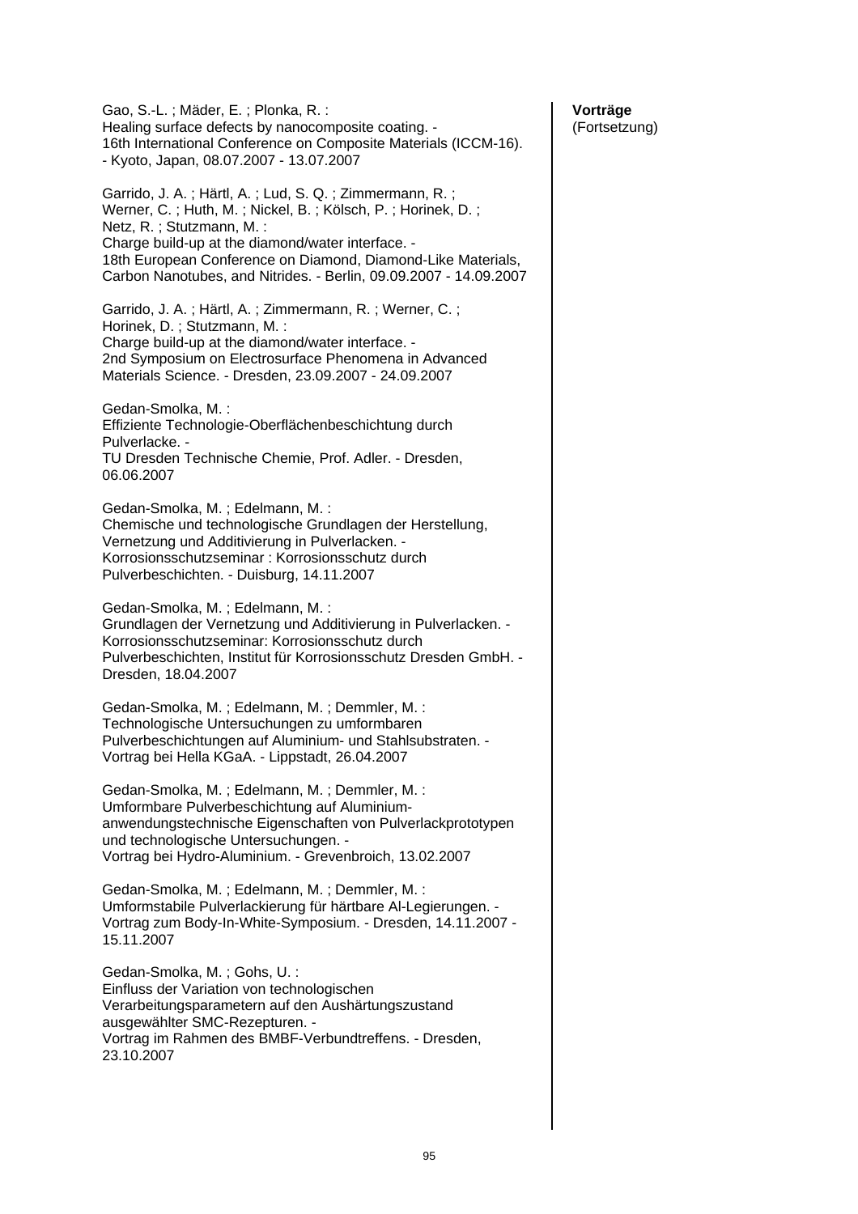**Vorträge**
(Fortsetzung)

Gao, S.-L. ; Mäder, E. ; Plonka, R. :
Healing surface defects by nanocomposite coating. -
16th International Conference on Composite Materials (ICCM-16). - Kyoto, Japan, 08.07.2007 - 13.07.2007

Garrido, J. A. ; Härtl, A. ; Lud, S. Q. ; Zimmermann, R. ; Werner, C. ; Huth, M. ; Nickel, B. ; Kölsch, P. ; Horinek, D. ; Netz, R. ; Stutzmann, M. :
Charge build-up at the diamond/water interface. -
18th European Conference on Diamond, Diamond-Like Materials, Carbon Nanotubes, and Nitrides. - Berlin, 09.09.2007 - 14.09.2007

Garrido, J. A. ; Härtl, A. ; Zimmermann, R. ; Werner, C. ; Horinek, D. ; Stutzmann, M. :
Charge build-up at the diamond/water interface. -
2nd Symposium on Electrosurface Phenomena in Advanced Materials Science. - Dresden, 23.09.2007 - 24.09.2007

Gedan-Smolka, M. :
Effiziente Technologie-Oberflächenbeschichtung durch Pulverlacke. -
TU Dresden Technische Chemie, Prof. Adler. - Dresden, 06.06.2007

Gedan-Smolka, M. ; Edelmann, M. :
Chemische und technologische Grundlagen der Herstellung, Vernetzung und Additivierung in Pulverlacken. -
Korrosionsschutzseminar : Korrosionsschutz durch Pulverbeschichten. - Duisburg, 14.11.2007

Gedan-Smolka, M. ; Edelmann, M. :
Grundlagen der Vernetzung und Additivierung in Pulverlacken. -
Korrosionsschutzseminar: Korrosionsschutz durch Pulverbeschichten, Institut für Korrosionsschutz Dresden GmbH. - Dresden, 18.04.2007

Gedan-Smolka, M. ; Edelmann, M. ; Demmler, M. :
Technologische Untersuchungen zu umformbaren Pulverbeschichtungen auf Aluminium- und Stahlsubstraten. -
Vortrag bei Hella KGaA. - Lippstadt, 26.04.2007

Gedan-Smolka, M. ; Edelmann, M. ; Demmler, M. :
Umformbare Pulverbeschichtung auf Aluminium-anwendungstechnische Eigenschaften von Pulverlackprototypen und technologische Untersuchungen. -
Vortrag bei Hydro-Aluminium. - Grevenbroich, 13.02.2007

Gedan-Smolka, M. ; Edelmann, M. ; Demmler, M. :
Umformstabile Pulverlackierung für härtbare Al-Legierungen. -
Vortrag zum Body-In-White-Symposium. - Dresden, 14.11.2007 - 15.11.2007

Gedan-Smolka, M. ; Gohs, U. :
Einfluss der Variation von technologischen Verarbeitungsparametern auf den Aushärtungszustand ausgewählter SMC-Rezepturen. -
Vortrag im Rahmen des BMBF-Verbundtreffens. - Dresden, 23.10.2007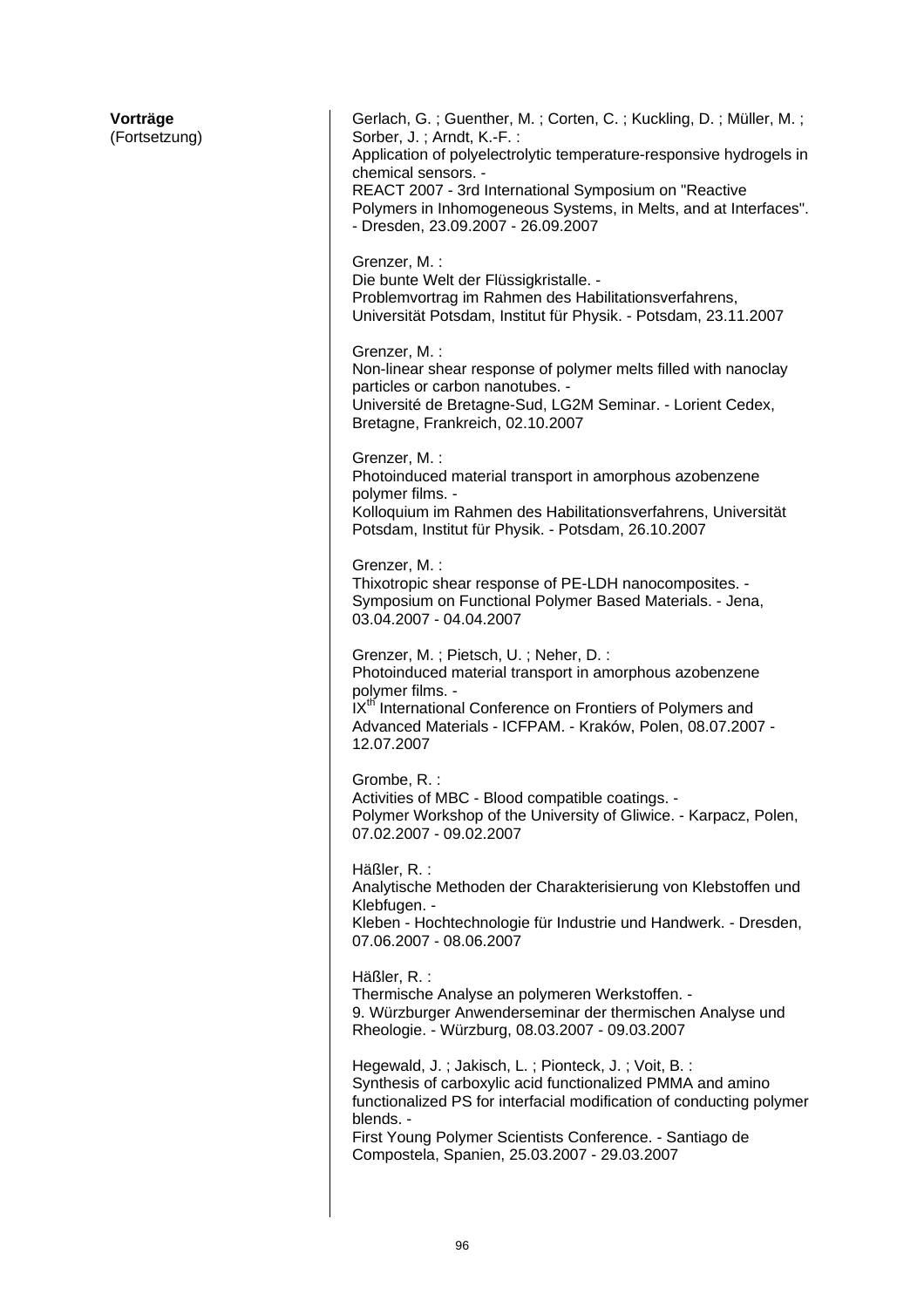**Vorträge**
(Fortsetzung)

Gerlach, G. ; Guenther, M. ; Corten, C. ; Kuckling, D. ; Müller, M. ; Sorber, J. ; Arndt, K.-F. :
Application of polyelectrolytic temperature-responsive hydrogels in chemical sensors. -
REACT 2007 - 3rd International Symposium on "Reactive Polymers in Inhomogeneous Systems, in Melts, and at Interfaces". - Dresden, 23.09.2007 - 26.09.2007

Grenzer, M. :
Die bunte Welt der Flüssigkristalle. -
Problemvortrag im Rahmen des Habilitationsverfahrens, Universität Potsdam, Institut für Physik. - Potsdam, 23.11.2007

Grenzer, M. :
Non-linear shear response of polymer melts filled with nanoclay particles or carbon nanotubes. -
Université de Bretagne-Sud, LG2M Seminar. - Lorient Cedex, Bretagne, Frankreich, 02.10.2007

Grenzer, M. :
Photoinduced material transport in amorphous azobenzene polymer films. -
Kolloquium im Rahmen des Habilitationsverfahrens, Universität Potsdam, Institut für Physik. - Potsdam, 26.10.2007

Grenzer, M. :
Thixotropic shear response of PE-LDH nanocomposites. -
Symposium on Functional Polymer Based Materials. - Jena, 03.04.2007 - 04.04.2007

Grenzer, M. ; Pietsch, U. ; Neher, D. :
Photoinduced material transport in amorphous azobenzene polymer films. -
IX$^{th}$ International Conference on Frontiers of Polymers and Advanced Materials - ICFPAM. - Kraków, Polen, 08.07.2007 - 12.07.2007

Grombe, R. :
Activities of MBC - Blood compatible coatings. -
Polymer Workshop of the University of Gliwice. - Karpacz, Polen, 07.02.2007 - 09.02.2007

Häßler, R. :
Analytische Methoden der Charakterisierung von Klebstoffen und Klebfugen. -
Kleben - Hochtechnologie für Industrie und Handwerk. - Dresden, 07.06.2007 - 08.06.2007

Häßler, R. :
Thermische Analyse an polymeren Werkstoffen. -
9. Würzburger Anwenderseminar der thermischen Analyse und Rheologie. - Würzburg, 08.03.2007 - 09.03.2007

Hegewald, J. ; Jakisch, L. ; Pionteck, J. ; Voit, B. :
Synthesis of carboxylic acid functionalized PMMA and amino functionalized PS for interfacial modification of conducting polymer blends. -
First Young Polymer Scientists Conference. - Santiago de Compostela, Spanien, 25.03.2007 - 29.03.2007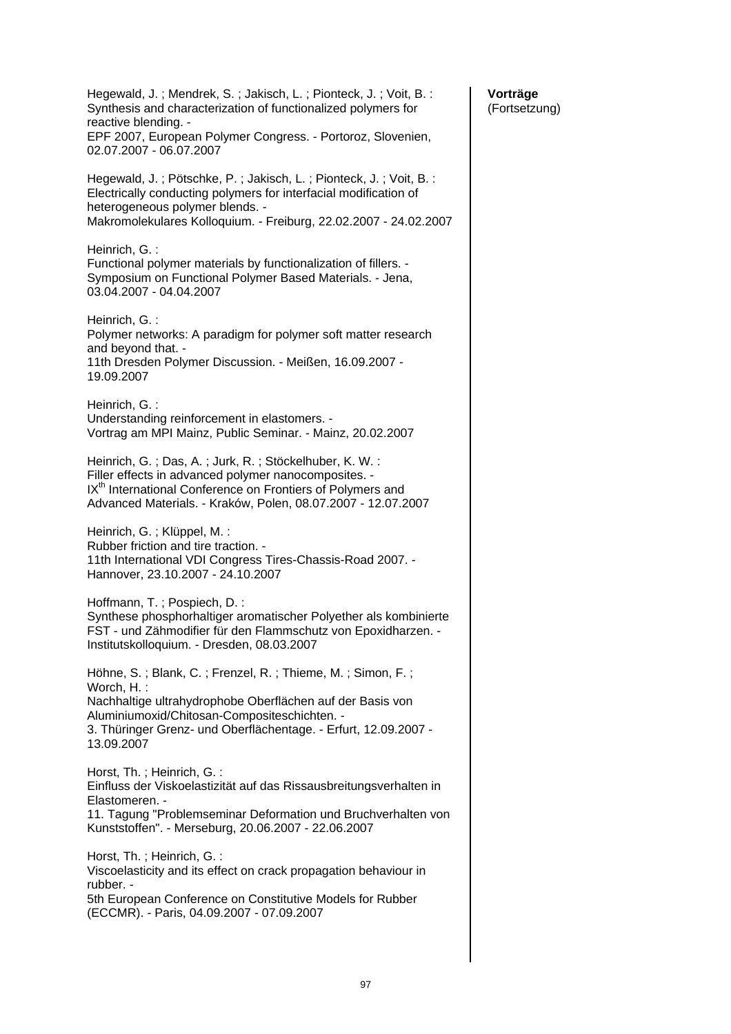**Vorträge**
(Fortsetzung)

Hegewald, J. ; Mendrek, S. ; Jakisch, L. ; Pionteck, J. ; Voit, B. :
Synthesis and characterization of functionalized polymers for reactive blending. -
EPF 2007, European Polymer Congress. - Portoroz, Slovenien, 02.07.2007 - 06.07.2007

Hegewald, J. ; Pötschke, P. ; Jakisch, L. ; Pionteck, J. ; Voit, B. :
Electrically conducting polymers for interfacial modification of heterogeneous polymer blends. -
Makromolekulares Kolloquium. - Freiburg, 22.02.2007 - 24.02.2007

Heinrich, G. :
Functional polymer materials by functionalization of fillers. -
Symposium on Functional Polymer Based Materials. - Jena, 03.04.2007 - 04.04.2007

Heinrich, G. :
Polymer networks: A paradigm for polymer soft matter research and beyond that. -
11th Dresden Polymer Discussion. - Meißen, 16.09.2007 - 19.09.2007

Heinrich, G. :
Understanding reinforcement in elastomers. -
Vortrag am MPI Mainz, Public Seminar. - Mainz, 20.02.2007

Heinrich, G. ; Das, A. ; Jurk, R. ; Stöckelhuber, K. W. :
Filler effects in advanced polymer nanocomposites. -
IX[th] International Conference on Frontiers of Polymers and Advanced Materials. - Kraków, Polen, 08.07.2007 - 12.07.2007

Heinrich, G. ; Klüppel, M. :
Rubber friction and tire traction. -
11th International VDI Congress Tires-Chassis-Road 2007. - Hannover, 23.10.2007 - 24.10.2007

Hoffmann, T. ; Pospiech, D. :
Synthese phosphorhaltiger aromatischer Polyether als kombinierte FST - und Zähmodifier für den Flammschutz von Epoxidharzen. -
Institutskolloquium. - Dresden, 08.03.2007

Höhne, S. ; Blank, C. ; Frenzel, R. ; Thieme, M. ; Simon, F. ; Worch, H. :
Nachhaltige ultrahydrophobe Oberflächen auf der Basis von Aluminiumoxid/Chitosan-Compositeschichten. -
3. Thüringer Grenz- und Oberflächentage. - Erfurt, 12.09.2007 - 13.09.2007

Horst, Th. ; Heinrich, G. :
Einfluss der Viskoelastizität auf das Rissausbreitungsverhalten in Elastomeren. -
11. Tagung "Problemseminar Deformation und Bruchverhalten von Kunststoffen". - Merseburg, 20.06.2007 - 22.06.2007

Horst, Th. ; Heinrich, G. :
Viscoelasticity and its effect on crack propagation behaviour in rubber. -
5th European Conference on Constitutive Models for Rubber (ECCMR). - Paris, 04.09.2007 - 07.09.2007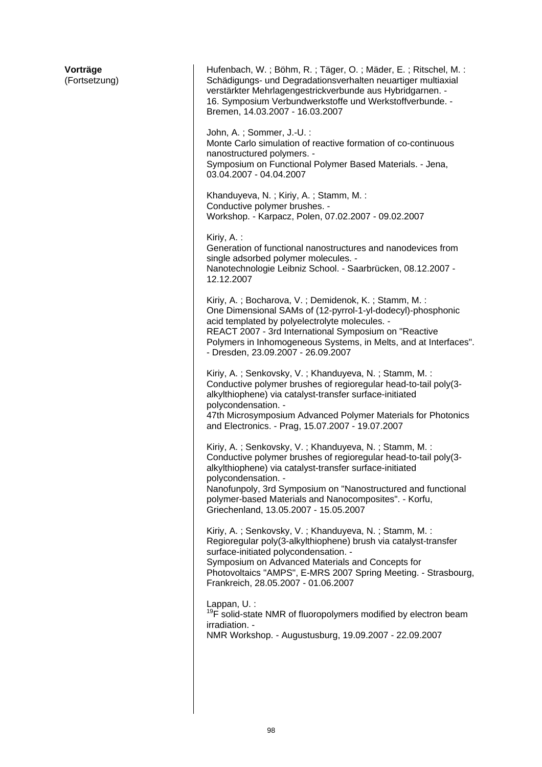**Vorträge**
(Fortsetzung)

Hufenbach, W. ; Böhm, R. ; Täger, O. ; Mäder, E. ; Ritschel, M. :
Schädigungs- und Degradationsverhalten neuartiger multiaxial verstärkter Mehrlagengestrickverbunde aus Hybridgarnen. -
16. Symposium Verbundwerkstoffe und Werkstoffverbunde. - Bremen, 14.03.2007 - 16.03.2007

John, A. ; Sommer, J.-U. :
Monte Carlo simulation of reactive formation of co-continuous nanostructured polymers. -
Symposium on Functional Polymer Based Materials. - Jena, 03.04.2007 - 04.04.2007

Khanduyeva, N. ; Kiriy, A. ; Stamm, M. :
Conductive polymer brushes. -
Workshop. - Karpacz, Polen, 07.02.2007 - 09.02.2007

Kiriy, A. :
Generation of functional nanostructures and nanodevices from single adsorbed polymer molecules. -
Nanotechnologie Leibniz School. - Saarbrücken, 08.12.2007 - 12.12.2007

Kiriy, A. ; Bocharova, V. ; Demidenok, K. ; Stamm, M. :
One Dimensional SAMs of (12-pyrrol-1-yl-dodecyl)-phosphonic acid templated by polyelectrolyte molecules. -
REACT 2007 - 3rd International Symposium on "Reactive Polymers in Inhomogeneous Systems, in Melts, and at Interfaces". - Dresden, 23.09.2007 - 26.09.2007

Kiriy, A. ; Senkovsky, V. ; Khanduyeva, N. ; Stamm, M. :
Conductive polymer brushes of regioregular head-to-tail poly(3-alkylthiophene) via catalyst-transfer surface-initiated polycondensation. -
47th Microsymposium Advanced Polymer Materials for Photonics and Electronics. - Prag, 15.07.2007 - 19.07.2007

Kiriy, A. ; Senkovsky, V. ; Khanduyeva, N. ; Stamm, M. :
Conductive polymer brushes of regioregular head-to-tail poly(3-alkylthiophene) via catalyst-transfer surface-initiated polycondensation. -
Nanofunpoly, 3rd Symposium on "Nanostructured and functional polymer-based Materials and Nanocomposites". - Korfu, Griechenland, 13.05.2007 - 15.05.2007

Kiriy, A. ; Senkovsky, V. ; Khanduyeva, N. ; Stamm, M. :
Regioregular poly(3-alkylthiophene) brush via catalyst-transfer surface-initiated polycondensation. -
Symposium on Advanced Materials and Concepts for Photovoltaics "AMPS", E-MRS 2007 Spring Meeting. - Strasbourg, Frankreich, 28.05.2007 - 01.06.2007

Lappan, U. :
$^{19}$F solid-state NMR of fluoropolymers modified by electron beam irradiation. -
NMR Workshop. - Augustusburg, 19.09.2007 - 22.09.2007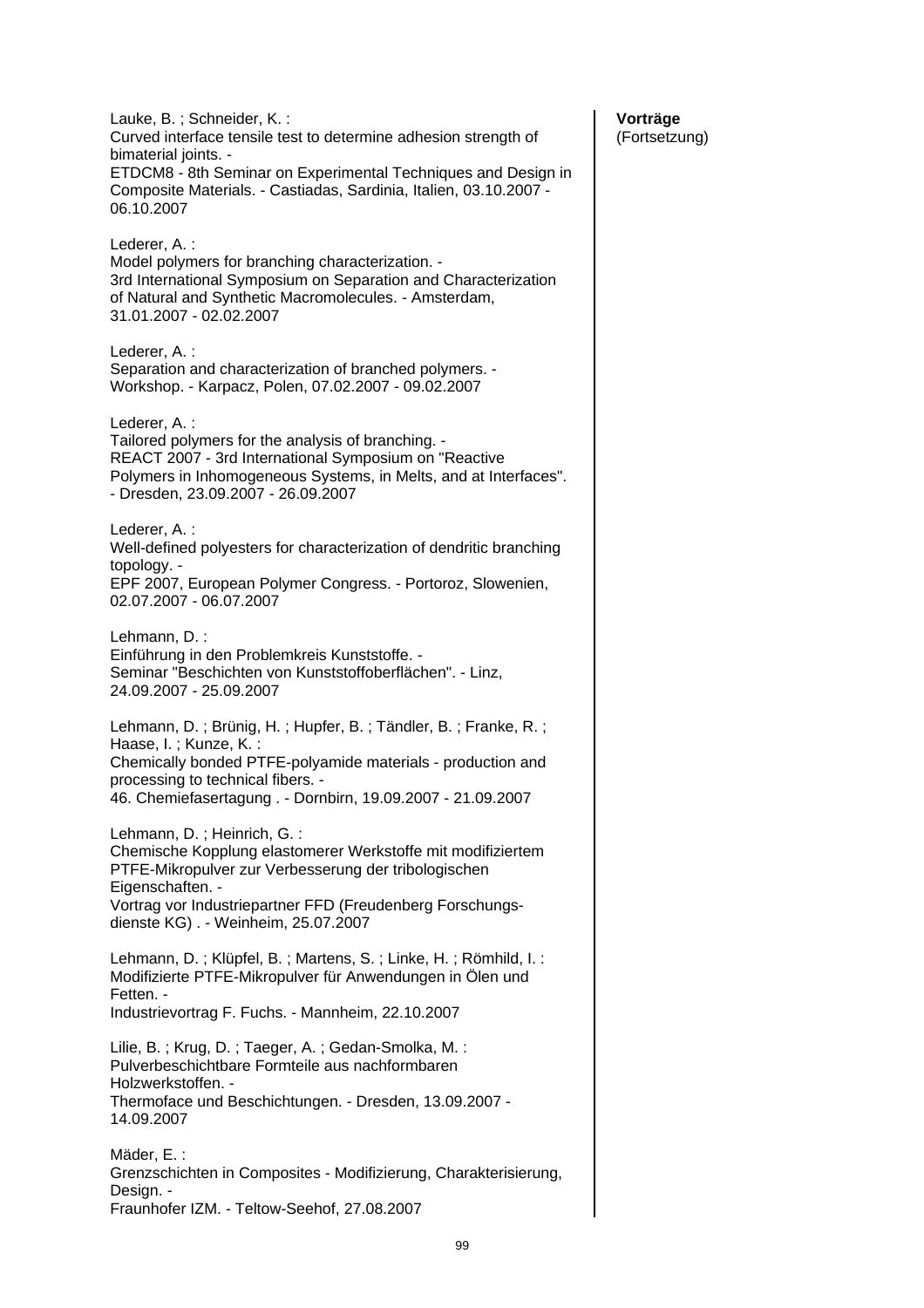**Vorträge**
(Fortsetzung)

Lauke, B. ; Schneider, K. :
Curved interface tensile test to determine adhesion strength of bimaterial joints. -
ETDCM8 - 8th Seminar on Experimental Techniques and Design in Composite Materials. - Castiadas, Sardinia, Italien, 03.10.2007 - 06.10.2007

Lederer, A. :
Model polymers for branching characterization. -
3rd International Symposium on Separation and Characterization of Natural and Synthetic Macromolecules. - Amsterdam, 31.01.2007 - 02.02.2007

Lederer, A. :
Separation and characterization of branched polymers. -
Workshop. - Karpacz, Polen, 07.02.2007 - 09.02.2007

Lederer, A. :
Tailored polymers for the analysis of branching. -
REACT 2007 - 3rd International Symposium on "Reactive Polymers in Inhomogeneous Systems, in Melts, and at Interfaces". - Dresden, 23.09.2007 - 26.09.2007

Lederer, A. :
Well-defined polyesters for characterization of dendritic branching topology. -
EPF 2007, European Polymer Congress. - Portoroz, Slowenien, 02.07.2007 - 06.07.2007

Lehmann, D. :
Einführung in den Problemkreis Kunststoffe. -
Seminar "Beschichten von Kunststoffoberflächen". - Linz, 24.09.2007 - 25.09.2007

Lehmann, D. ; Brünig, H. ; Hupfer, B. ; Tändler, B. ; Franke, R. ; Haase, I. ; Kunze, K. :
Chemically bonded PTFE-polyamide materials - production and processing to technical fibers. -
46. Chemiefasertagung . - Dornbirn, 19.09.2007 - 21.09.2007

Lehmann, D. ; Heinrich, G. :
Chemische Kopplung elastomerer Werkstoffe mit modifiziertem PTFE-Mikropulver zur Verbesserung der tribologischen Eigenschaften. -
Vortrag vor Industriepartner FFD (Freudenberg Forschungsdienste KG) . - Weinheim, 25.07.2007

Lehmann, D. ; Klüpfel, B. ; Martens, S. ; Linke, H. ; Römhild, I. :
Modifizierte PTFE-Mikropulver für Anwendungen in Ölen und Fetten. -
Industrievortrag F. Fuchs. - Mannheim, 22.10.2007

Lilie, B. ; Krug, D. ; Taeger, A. ; Gedan-Smolka, M. :
Pulverbeschichtbare Formteile aus nachformbaren Holzwerkstoffen. -
Thermoface und Beschichtungen. - Dresden, 13.09.2007 - 14.09.2007

Mäder, E. :
Grenzschichten in Composites - Modifizierung, Charakterisierung, Design. -
Fraunhofer IZM. - Teltow-Seehof, 27.08.2007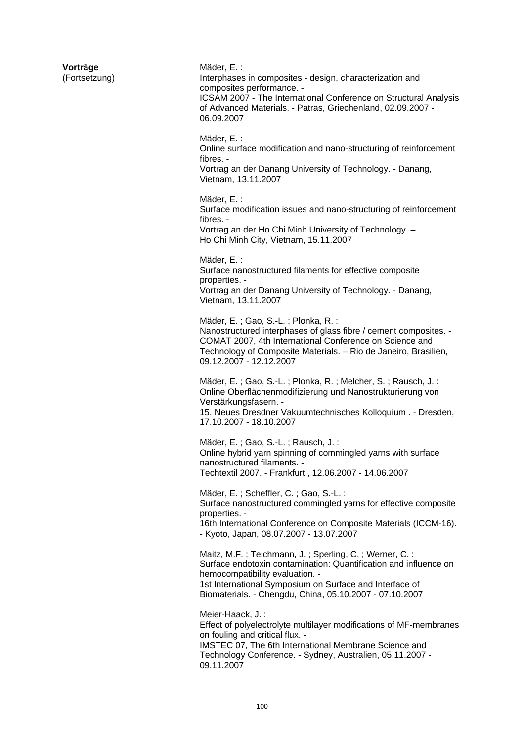**Vorträge**
(Fortsetzung)

Mäder, E. :
Interphases in composites - design, characterization and composites performance. -
ICSAM 2007 - The International Conference on Structural Analysis of Advanced Materials. - Patras, Griechenland, 02.09.2007 - 06.09.2007

Mäder, E. :
Online surface modification and nano-structuring of reinforcement fibres. -
Vortrag an der Danang University of Technology. - Danang, Vietnam, 13.11.2007

Mäder, E. :
Surface modification issues and nano-structuring of reinforcement fibres. -
Vortrag an der Ho Chi Minh University of Technology. –
Ho Chi Minh City, Vietnam, 15.11.2007

Mäder, E. :
Surface nanostructured filaments for effective composite properties. -
Vortrag an der Danang University of Technology. - Danang, Vietnam, 13.11.2007

Mäder, E. ; Gao, S.-L. ; Plonka, R. :
Nanostructured interphases of glass fibre / cement composites. -
COMAT 2007, 4th International Conference on Science and Technology of Composite Materials. – Rio de Janeiro, Brasilien, 09.12.2007 - 12.12.2007

Mäder, E. ; Gao, S.-L. ; Plonka, R. ; Melcher, S. ; Rausch, J. :
Online Oberflächenmodifizierung und Nanostrukturierung von Verstärkungsfasern. -
15. Neues Dresdner Vakuumtechnisches Kolloquium . - Dresden, 17.10.2007 - 18.10.2007

Mäder, E. ; Gao, S.-L. ; Rausch, J. :
Online hybrid yarn spinning of commingled yarns with surface nanostructured filaments. -
Techtextil 2007. - Frankfurt , 12.06.2007 - 14.06.2007

Mäder, E. ; Scheffler, C. ; Gao, S.-L. :
Surface nanostructured commingled yarns for effective composite properties. -
16th International Conference on Composite Materials (ICCM-16). - Kyoto, Japan, 08.07.2007 - 13.07.2007

Maitz, M.F. ; Teichmann, J. ; Sperling, C. ; Werner, C. :
Surface endotoxin contamination: Quantification and influence on hemocompatibility evaluation. -
1st International Symposium on Surface and Interface of Biomaterials. - Chengdu, China, 05.10.2007 - 07.10.2007

Meier-Haack, J. :
Effect of polyelectrolyte multilayer modifications of MF-membranes on fouling and critical flux. -
IMSTEC 07, The 6th International Membrane Science and Technology Conference. - Sydney, Australien, 05.11.2007 - 09.11.2007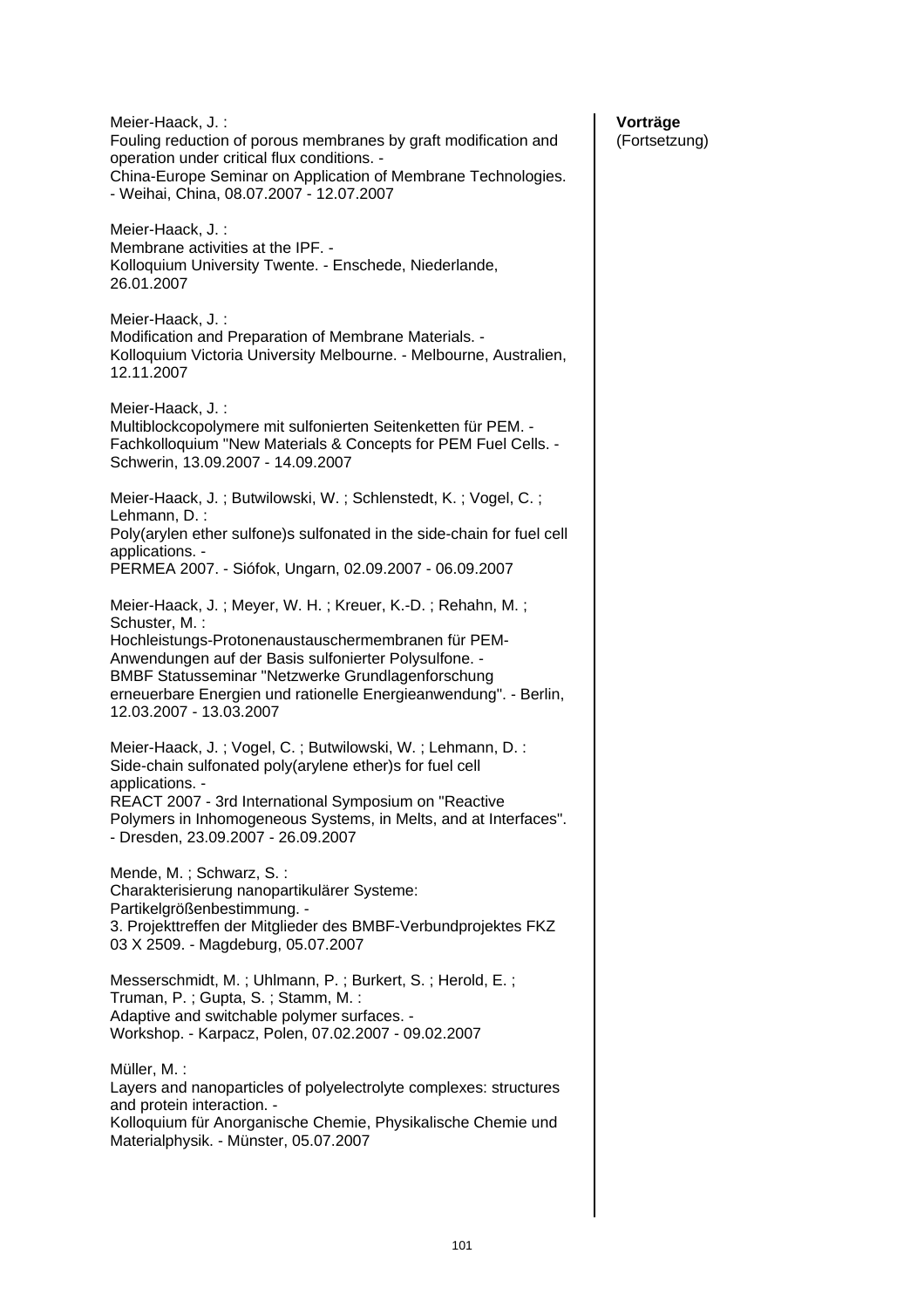**Vorträge**
(Fortsetzung)

Meier-Haack, J. :
Fouling reduction of porous membranes by graft modification and operation under critical flux conditions. -
China-Europe Seminar on Application of Membrane Technologies. - Weihai, China, 08.07.2007 - 12.07.2007

Meier-Haack, J. :
Membrane activities at the IPF. -
Kolloquium University Twente. - Enschede, Niederlande, 26.01.2007

Meier-Haack, J. :
Modification and Preparation of Membrane Materials. -
Kolloquium Victoria University Melbourne. - Melbourne, Australien, 12.11.2007

Meier-Haack, J. :
Multiblockcopolymere mit sulfonierten Seitenketten für PEM. -
Fachkolloquium "New Materials & Concepts for PEM Fuel Cells. - Schwerin, 13.09.2007 - 14.09.2007

Meier-Haack, J. ; Butwilowski, W. ; Schlenstedt, K. ; Vogel, C. ; Lehmann, D. :
Poly(arylen ether sulfone)s sulfonated in the side-chain for fuel cell applications. -
PERMEA 2007. - Siófok, Ungarn, 02.09.2007 - 06.09.2007

Meier-Haack, J. ; Meyer, W. H. ; Kreuer, K.-D. ; Rehahn, M. ; Schuster, M. :
Hochleistungs-Protonenaustauschermembranen für PEM-Anwendungen auf der Basis sulfonierter Polysulfone. -
BMBF Statusseminar "Netzwerke Grundlagenforschung erneuerbare Energien und rationelle Energieanwendung". - Berlin, 12.03.2007 - 13.03.2007

Meier-Haack, J. ; Vogel, C. ; Butwilowski, W. ; Lehmann, D. :
Side-chain sulfonated poly(arylene ether)s for fuel cell applications. -
REACT 2007 - 3rd International Symposium on "Reactive Polymers in Inhomogeneous Systems, in Melts, and at Interfaces". - Dresden, 23.09.2007 - 26.09.2007

Mende, M. ; Schwarz, S. :
Charakterisierung nanopartikulärer Systeme: Partikelgrößenbestimmung. -
3. Projekttreffen der Mitglieder des BMBF-Verbundprojektes FKZ 03 X 2509. - Magdeburg, 05.07.2007

Messerschmidt, M. ; Uhlmann, P. ; Burkert, S. ; Herold, E. ; Truman, P. ; Gupta, S. ; Stamm, M. :
Adaptive and switchable polymer surfaces. -
Workshop. - Karpacz, Polen, 07.02.2007 - 09.02.2007

Müller, M. :
Layers and nanoparticles of polyelectrolyte complexes: structures and protein interaction. -
Kolloquium für Anorganische Chemie, Physikalische Chemie und Materialphysik. - Münster, 05.07.2007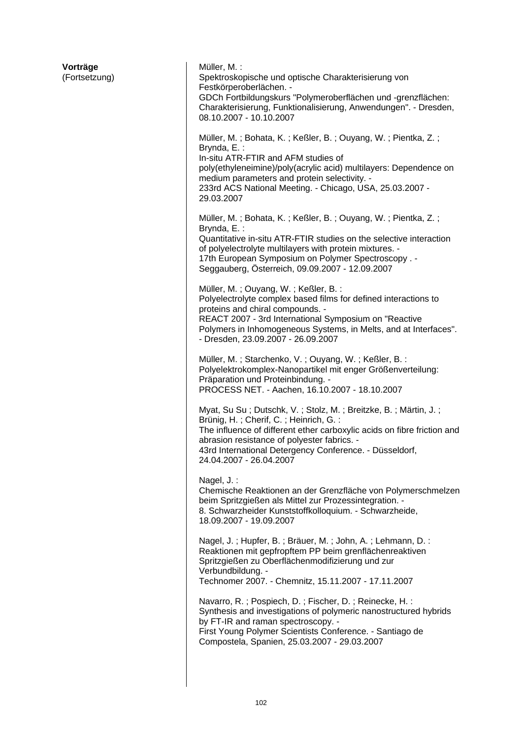**Vorträge**
(Fortsetzung)

Müller, M. :
Spektroskopische und optische Charakterisierung von Festkörperoberlächen. -
GDCh Fortbildungskurs "Polymeroberflächen und -grenzflächen: Charakterisierung, Funktionalisierung, Anwendungen". - Dresden, 08.10.2007 - 10.10.2007

Müller, M. ; Bohata, K. ; Keßler, B. ; Ouyang, W. ; Pientka, Z. ; Brynda, E. :
In-situ ATR-FTIR and AFM studies of poly(ethyleneimine)/poly(acrylic acid) multilayers: Dependence on medium parameters and protein selectivity. -
233rd ACS National Meeting. - Chicago, USA, 25.03.2007 - 29.03.2007

Müller, M. ; Bohata, K. ; Keßler, B. ; Ouyang, W. ; Pientka, Z. ; Brynda, E. :
Quantitative in-situ ATR-FTIR studies on the selective interaction of polyelectrolyte multilayers with protein mixtures. -
17th European Symposium on Polymer Spectroscopy . - Seggauberg, Österreich, 09.09.2007 - 12.09.2007

Müller, M. ; Ouyang, W. ; Keßler, B. :
Polyelectrolyte complex based films for defined interactions to proteins and chiral compounds. -
REACT 2007 - 3rd International Symposium on "Reactive Polymers in Inhomogeneous Systems, in Melts, and at Interfaces". - Dresden, 23.09.2007 - 26.09.2007

Müller, M. ; Starchenko, V. ; Ouyang, W. ; Keßler, B. :
Polyelektrokomplex-Nanopartikel mit enger Größenverteilung: Präparation und Proteinbindung. -
PROCESS NET. - Aachen, 16.10.2007 - 18.10.2007

Myat, Su Su ; Dutschk, V. ; Stolz, M. ; Breitzke, B. ; Märtin, J. ; Brünig, H. ; Cherif, C. ; Heinrich, G. :
The influence of different ether carboxylic acids on fibre friction and abrasion resistance of polyester fabrics. -
43rd International Detergency Conference. - Düsseldorf, 24.04.2007 - 26.04.2007

Nagel, J. :
Chemische Reaktionen an der Grenzfläche von Polymerschmelzen beim Spritzgießen als Mittel zur Prozessintegration. -
8. Schwarzheider Kunststoffkolloquium. - Schwarzheide, 18.09.2007 - 19.09.2007

Nagel, J. ; Hupfer, B. ; Bräuer, M. ; John, A. ; Lehmann, D. :
Reaktionen mit gepfropftem PP beim grenflächenreaktiven Spritzgießen zu Oberflächenmodifizierung und zur Verbundbildung. -
Technomer 2007. - Chemnitz, 15.11.2007 - 17.11.2007

Navarro, R. ; Pospiech, D. ; Fischer, D. ; Reinecke, H. :
Synthesis and investigations of polymeric nanostructured hybrids by FT-IR and raman spectroscopy. -
First Young Polymer Scientists Conference. - Santiago de Compostela, Spanien, 25.03.2007 - 29.03.2007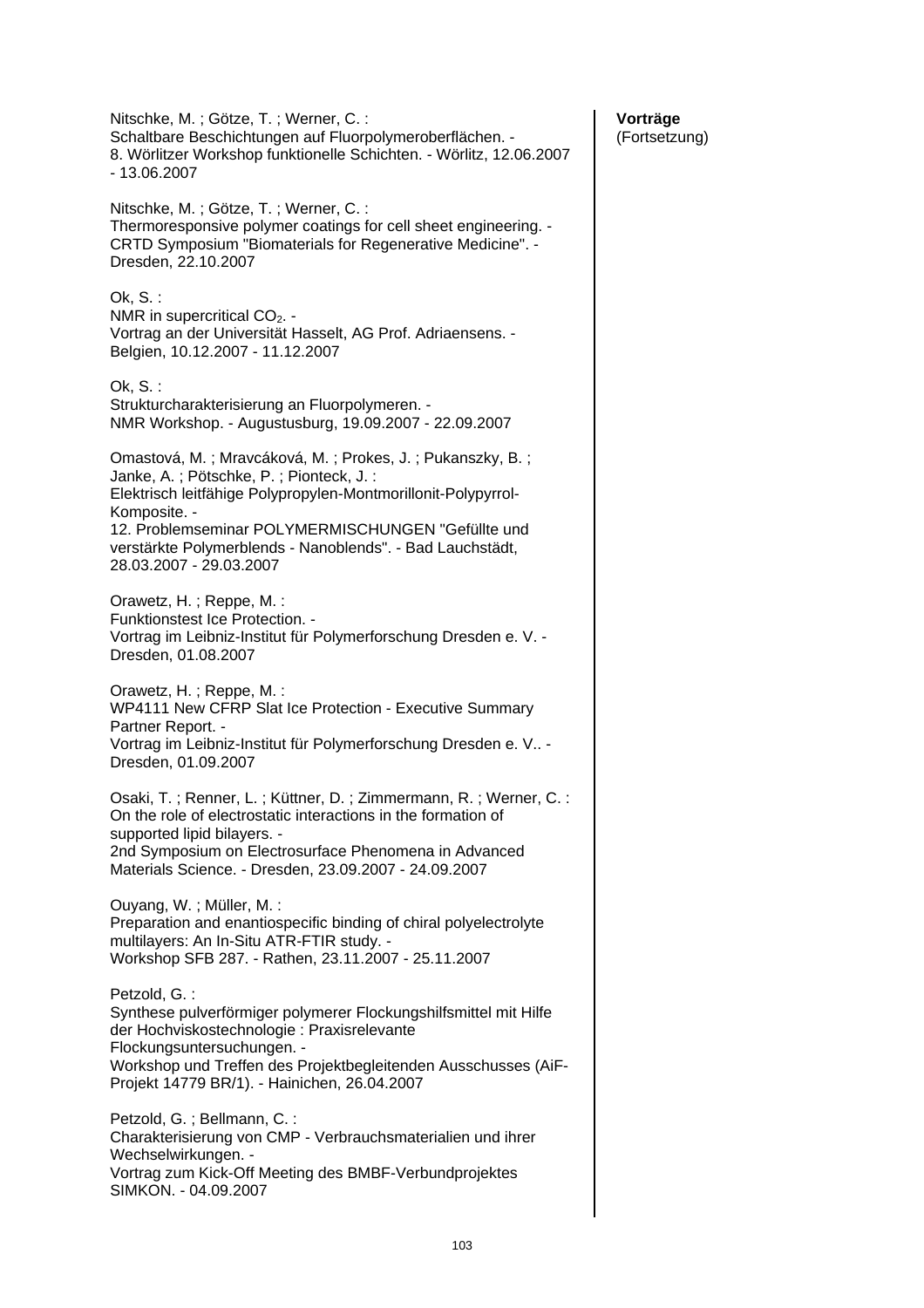**Vorträge**
(Fortsetzung)

Nitschke, M. ; Götze, T. ; Werner, C. :
Schaltbare Beschichtungen auf Fluorpolymeroberflächen. -
8. Wörlitzer Workshop funktionelle Schichten. - Wörlitz, 12.06.2007 - 13.06.2007

Nitschke, M. ; Götze, T. ; Werner, C. :
Thermoresponsive polymer coatings for cell sheet engineering. -
CRTD Symposium "Biomaterials for Regenerative Medicine". - Dresden, 22.10.2007

Ok, S. :
NMR in supercritical $CO_2$. -
Vortrag an der Universität Hasselt, AG Prof. Adriaensens. - Belgien, 10.12.2007 - 11.12.2007

Ok, S. :
Strukturcharakterisierung an Fluorpolymeren. -
NMR Workshop. - Augustusburg, 19.09.2007 - 22.09.2007

Omastová, M. ; Mravcáková, M. ; Prokes, J. ; Pukanszky, B. ; Janke, A. ; Pötschke, P. ; Pionteck, J. :
Elektrisch leitfähige Polypropylen-Montmorillonit-Polypyrrol-Komposite. -
12. Problemseminar POLYMERMISCHUNGEN "Gefüllte und verstärkte Polymerblends - Nanoblends". - Bad Lauchstädt, 28.03.2007 - 29.03.2007

Orawetz, H. ; Reppe, M. :
Funktionstest Ice Protection. -
Vortrag im Leibniz-Institut für Polymerforschung Dresden e. V. - Dresden, 01.08.2007

Orawetz, H. ; Reppe, M. :
WP4111 New CFRP Slat Ice Protection - Executive Summary Partner Report. -
Vortrag im Leibniz-Institut für Polymerforschung Dresden e. V.. - Dresden, 01.09.2007

Osaki, T. ; Renner, L. ; Küttner, D. ; Zimmermann, R. ; Werner, C. :
On the role of electrostatic interactions in the formation of supported lipid bilayers. -
2nd Symposium on Electrosurface Phenomena in Advanced Materials Science. - Dresden, 23.09.2007 - 24.09.2007

Ouyang, W. ; Müller, M. :
Preparation and enantiospecific binding of chiral polyelectrolyte multilayers: An In-Situ ATR-FTIR study. -
Workshop SFB 287. - Rathen, 23.11.2007 - 25.11.2007

Petzold, G. :
Synthese pulverförmiger polymerer Flockungshilfsmittel mit Hilfe der Hochviskostechnologie : Praxisrelevante Flockungsuntersuchungen. -
Workshop und Treffen des Projektbegleitenden Ausschusses (AiF-Projekt 14779 BR/1). - Hainichen, 26.04.2007

Petzold, G. ; Bellmann, C. :
Charakterisierung von CMP - Verbrauchsmaterialien und ihrer Wechselwirkungen. -
Vortrag zum Kick-Off Meeting des BMBF-Verbundprojektes SIMKON. - 04.09.2007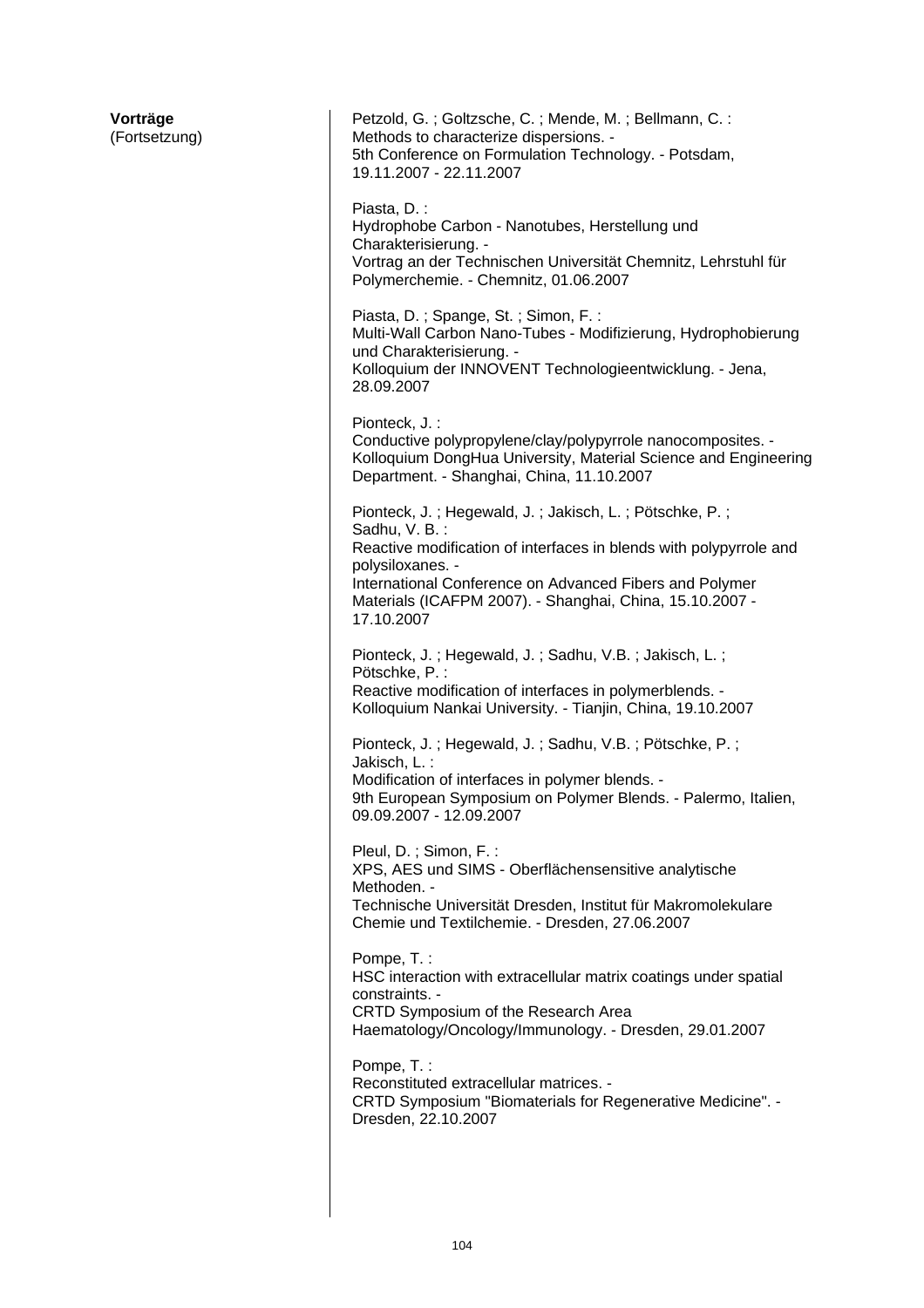**Vorträge**
(Fortsetzung)

Petzold, G. ; Goltzsche, C. ; Mende, M. ; Bellmann, C. :
Methods to characterize dispersions. -
5th Conference on Formulation Technology. - Potsdam, 19.11.2007 - 22.11.2007

Piasta, D. :
Hydrophobe Carbon - Nanotubes, Herstellung und Charakterisierung. -
Vortrag an der Technischen Universität Chemnitz, Lehrstuhl für Polymerchemie. - Chemnitz, 01.06.2007

Piasta, D. ; Spange, St. ; Simon, F. :
Multi-Wall Carbon Nano-Tubes - Modifizierung, Hydrophobierung und Charakterisierung. -
Kolloquium der INNOVENT Technologieentwicklung. - Jena, 28.09.2007

Pionteck, J. :
Conductive polypropylene/clay/polypyrrole nanocomposites. -
Kolloquium DongHua University, Material Science and Engineering Department. - Shanghai, China, 11.10.2007

Pionteck, J. ; Hegewald, J. ; Jakisch, L. ; Pötschke, P. ; Sadhu, V. B. :
Reactive modification of interfaces in blends with polypyrrole and polysiloxanes. -
International Conference on Advanced Fibers and Polymer Materials (ICAFPM 2007). - Shanghai, China, 15.10.2007 - 17.10.2007

Pionteck, J. ; Hegewald, J. ; Sadhu, V.B. ; Jakisch, L. ; Pötschke, P. :
Reactive modification of interfaces in polymerblends. -
Kolloquium Nankai University. - Tianjin, China, 19.10.2007

Pionteck, J. ; Hegewald, J. ; Sadhu, V.B. ; Pötschke, P. ; Jakisch, L. :
Modification of interfaces in polymer blends. -
9th European Symposium on Polymer Blends. - Palermo, Italien, 09.09.2007 - 12.09.2007

Pleul, D. ; Simon, F. :
XPS, AES und SIMS - Oberflächensensitive analytische Methoden. -
Technische Universität Dresden, Institut für Makromolekulare Chemie und Textilchemie. - Dresden, 27.06.2007

Pompe, T. :
HSC interaction with extracellular matrix coatings under spatial constraints. -
CRTD Symposium of the Research Area Haematology/Oncology/Immunology. - Dresden, 29.01.2007

Pompe, T. :
Reconstituted extracellular matrices. -
CRTD Symposium "Biomaterials for Regenerative Medicine". - Dresden, 22.10.2007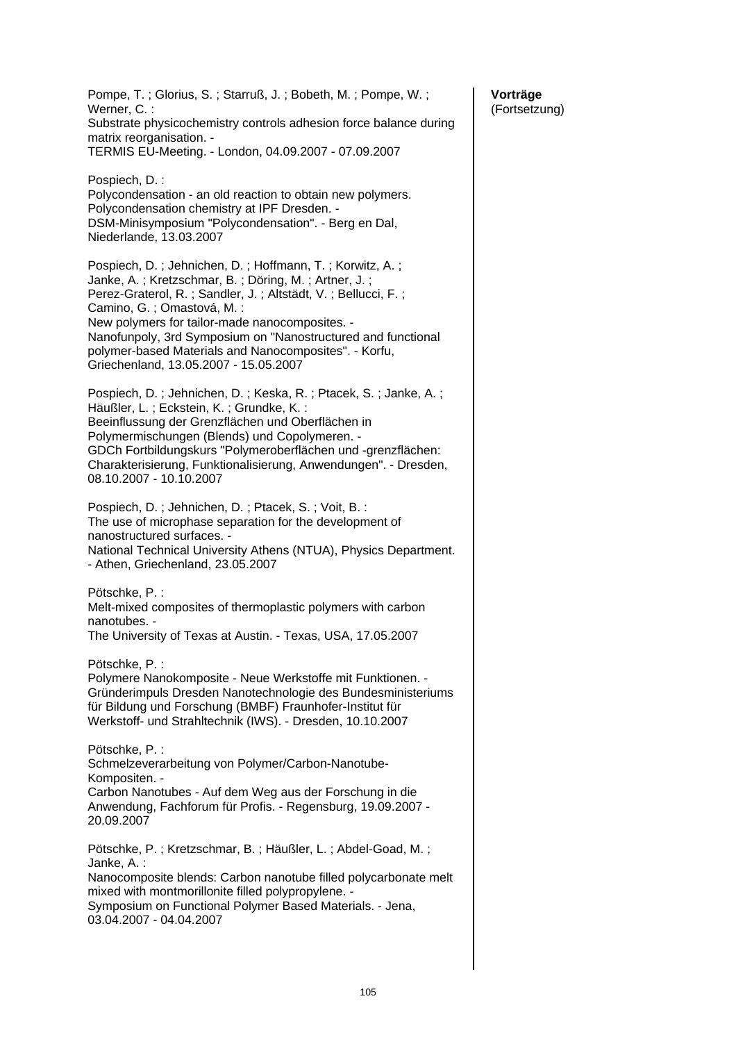**Vorträge**
(Fortsetzung)

Pompe, T. ; Glorius, S. ; Starruß, J. ; Bobeth, M. ; Pompe, W. ; Werner, C. :
Substrate physicochemistry controls adhesion force balance during matrix reorganisation. -
TERMIS EU-Meeting. - London, 04.09.2007 - 07.09.2007

Pospiech, D. :
Polycondensation - an old reaction to obtain new polymers. Polycondensation chemistry at IPF Dresden. -
DSM-Minisymposium "Polycondensation". - Berg en Dal, Niederlande, 13.03.2007

Pospiech, D. ; Jehnichen, D. ; Hoffmann, T. ; Korwitz, A. ; Janke, A. ; Kretzschmar, B. ; Döring, M. ; Artner, J. ; Perez-Graterol, R. ; Sandler, J. ; Altstädt, V. ; Bellucci, F. ; Camino, G. ; Omastová, M. :
New polymers for tailor-made nanocomposites. -
Nanofunpoly, 3rd Symposium on "Nanostructured and functional polymer-based Materials and Nanocomposites". - Korfu, Griechenland, 13.05.2007 - 15.05.2007

Pospiech, D. ; Jehnichen, D. ; Keska, R. ; Ptacek, S. ; Janke, A. ; Häußler, L. ; Eckstein, K. ; Grundke, K. :
Beeinflussung der Grenzflächen und Oberflächen in Polymermischungen (Blends) und Copolymeren. -
GDCh Fortbildungskurs "Polymeroberflächen und -grenzflächen: Charakterisierung, Funktionalisierung, Anwendungen". - Dresden, 08.10.2007 - 10.10.2007

Pospiech, D. ; Jehnichen, D. ; Ptacek, S. ; Voit, B. :
The use of microphase separation for the development of nanostructured surfaces. -
National Technical University Athens (NTUA), Physics Department. - Athen, Griechenland, 23.05.2007

Pötschke, P. :
Melt-mixed composites of thermoplastic polymers with carbon nanotubes. -
The University of Texas at Austin. - Texas, USA, 17.05.2007

Pötschke, P. :
Polymere Nanokomposite - Neue Werkstoffe mit Funktionen. -
Gründerimpuls Dresden Nanotechnologie des Bundesministeriums für Bildung und Forschung (BMBF) Fraunhofer-Institut für Werkstoff- und Strahltechnik (IWS). - Dresden, 10.10.2007

Pötschke, P. :
Schmelzeverarbeitung von Polymer/Carbon-Nanotube-Kompositen. -
Carbon Nanotubes - Auf dem Weg aus der Forschung in die Anwendung, Fachforum für Profis. - Regensburg, 19.09.2007 - 20.09.2007

Pötschke, P. ; Kretzschmar, B. ; Häußler, L. ; Abdel-Goad, M. ; Janke, A. :
Nanocomposite blends: Carbon nanotube filled polycarbonate melt mixed with montmorillonite filled polypropylene. -
Symposium on Functional Polymer Based Materials. - Jena, 03.04.2007 - 04.04.2007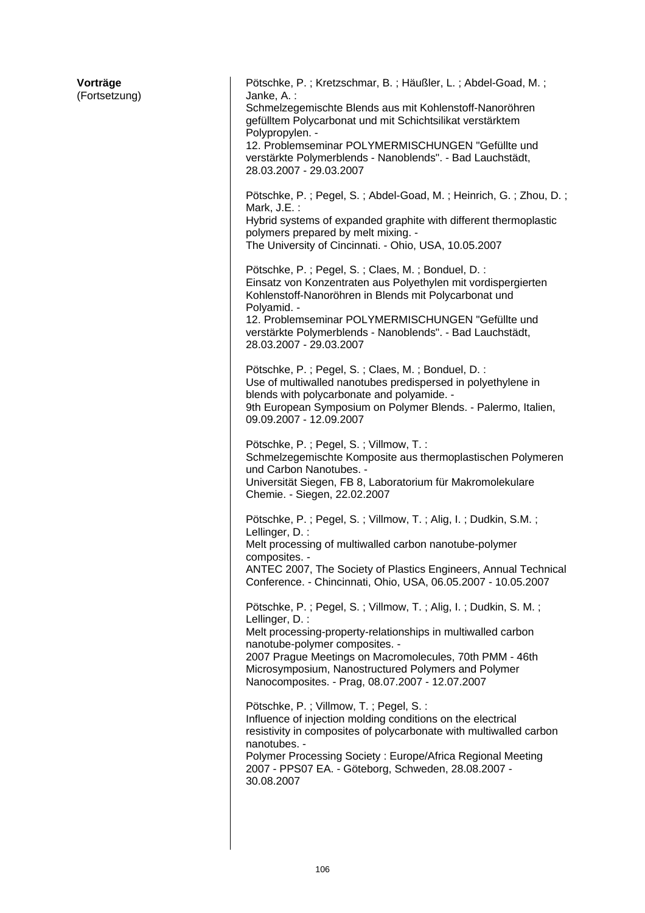**Vorträge**
(Fortsetzung)

Pötschke, P. ; Kretzschmar, B. ; Häußler, L. ; Abdel-Goad, M. ; Janke, A. :
Schmelzegemischte Blends aus mit Kohlenstoff-Nanoröhren gefülltem Polycarbonat und mit Schichtsilikat verstärktem Polypropylen. -
12. Problemseminar POLYMERMISCHUNGEN "Gefüllte und verstärkte Polymerblends - Nanoblends". - Bad Lauchstädt, 28.03.2007 - 29.03.2007

Pötschke, P. ; Pegel, S. ; Abdel-Goad, M. ; Heinrich, G. ; Zhou, D. ; Mark, J.E. :
Hybrid systems of expanded graphite with different thermoplastic polymers prepared by melt mixing. -
The University of Cincinnati. - Ohio, USA, 10.05.2007

Pötschke, P. ; Pegel, S. ; Claes, M. ; Bonduel, D. :
Einsatz von Konzentraten aus Polyethylen mit vordispergierten Kohlenstoff-Nanoröhren in Blends mit Polycarbonat und Polyamid. -
12. Problemseminar POLYMERMISCHUNGEN "Gefüllte und verstärkte Polymerblends - Nanoblends". - Bad Lauchstädt, 28.03.2007 - 29.03.2007

Pötschke, P. ; Pegel, S. ; Claes, M. ; Bonduel, D. :
Use of multiwalled nanotubes predispersed in polyethylene in blends with polycarbonate and polyamide. -
9th European Symposium on Polymer Blends. - Palermo, Italien, 09.09.2007 - 12.09.2007

Pötschke, P. ; Pegel, S. ; Villmow, T. :
Schmelzegemischte Komposite aus thermoplastischen Polymeren und Carbon Nanotubes. -
Universität Siegen, FB 8, Laboratorium für Makromolekulare Chemie. - Siegen, 22.02.2007

Pötschke, P. ; Pegel, S. ; Villmow, T. ; Alig, I. ; Dudkin, S.M. ; Lellinger, D. :
Melt processing of multiwalled carbon nanotube-polymer composites. -
ANTEC 2007, The Society of Plastics Engineers, Annual Technical Conference. - Chincinnati, Ohio, USA, 06.05.2007 - 10.05.2007

Pötschke, P. ; Pegel, S. ; Villmow, T. ; Alig, I. ; Dudkin, S. M. ; Lellinger, D. :
Melt processing-property-relationships in multiwalled carbon nanotube-polymer composites. -
2007 Prague Meetings on Macromolecules, 70th PMM - 46th Microsymposium, Nanostructured Polymers and Polymer Nanocomposites. - Prag, 08.07.2007 - 12.07.2007

Pötschke, P. ; Villmow, T. ; Pegel, S. :
Influence of injection molding conditions on the electrical resistivity in composites of polycarbonate with multiwalled carbon nanotubes. -
Polymer Processing Society : Europe/Africa Regional Meeting 2007 - PPS07 EA. - Göteborg, Schweden, 28.08.2007 - 30.08.2007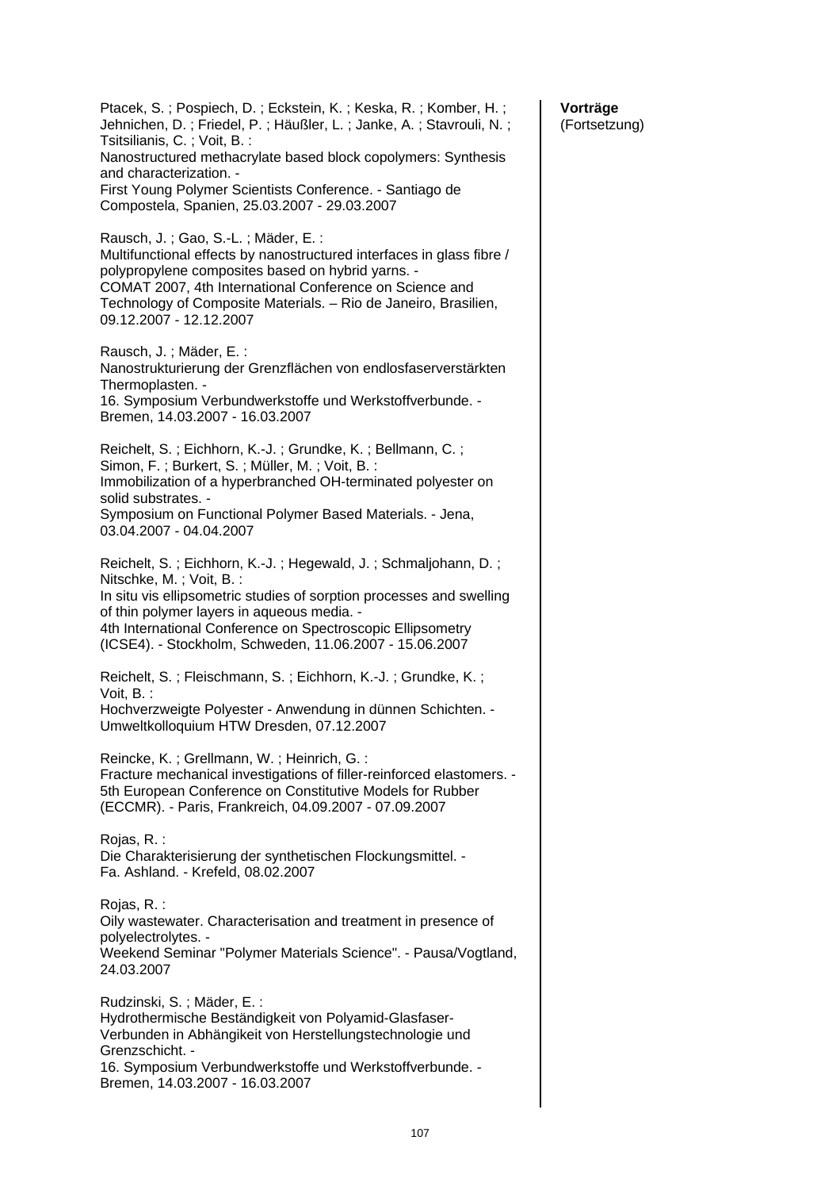**Vorträge**
(Fortsetzung)

Ptacek, S. ; Pospiech, D. ; Eckstein, K. ; Keska, R. ; Komber, H. ; Jehnichen, D. ; Friedel, P. ; Häußler, L. ; Janke, A. ; Stavrouli, N. ; Tsitsilianis, C. ; Voit, B. :
Nanostructured methacrylate based block copolymers: Synthesis and characterization. -
First Young Polymer Scientists Conference. - Santiago de Compostela, Spanien, 25.03.2007 - 29.03.2007

Rausch, J. ; Gao, S.-L. ; Mäder, E. :
Multifunctional effects by nanostructured interfaces in glass fibre / polypropylene composites based on hybrid yarns. -
COMAT 2007, 4th International Conference on Science and Technology of Composite Materials. – Rio de Janeiro, Brasilien, 09.12.2007 - 12.12.2007

Rausch, J. ; Mäder, E. :
Nanostrukturierung der Grenzflächen von endlosfaserverstärkten Thermoplasten. -
16. Symposium Verbundwerkstoffe und Werkstoffverbunde. - Bremen, 14.03.2007 - 16.03.2007

Reichelt, S. ; Eichhorn, K.-J. ; Grundke, K. ; Bellmann, C. ; Simon, F. ; Burkert, S. ; Müller, M. ; Voit, B. :
Immobilization of a hyperbranched OH-terminated polyester on solid substrates. -
Symposium on Functional Polymer Based Materials. - Jena, 03.04.2007 - 04.04.2007

Reichelt, S. ; Eichhorn, K.-J. ; Hegewald, J. ; Schmaljohann, D. ; Nitschke, M. ; Voit, B. :
In situ vis ellipsometric studies of sorption processes and swelling of thin polymer layers in aqueous media. -
4th International Conference on Spectroscopic Ellipsometry (ICSE4). - Stockholm, Schweden, 11.06.2007 - 15.06.2007

Reichelt, S. ; Fleischmann, S. ; Eichhorn, K.-J. ; Grundke, K. ; Voit, B. :
Hochverzweigte Polyester - Anwendung in dünnen Schichten. -
Umweltkolloquium HTW Dresden, 07.12.2007

Reincke, K. ; Grellmann, W. ; Heinrich, G. :
Fracture mechanical investigations of filler-reinforced elastomers. -
5th European Conference on Constitutive Models for Rubber (ECCMR). - Paris, Frankreich, 04.09.2007 - 07.09.2007

Rojas, R. :
Die Charakterisierung der synthetischen Flockungsmittel. -
Fa. Ashland. - Krefeld, 08.02.2007

Rojas, R. :
Oily wastewater. Characterisation and treatment in presence of polyelectrolytes. -
Weekend Seminar "Polymer Materials Science". - Pausa/Vogtland, 24.03.2007

Rudzinski, S. ; Mäder, E. :
Hydrothermische Beständigkeit von Polyamid-Glasfaser-Verbunden in Abhängikeit von Herstellungstechnologie und Grenzschicht. -
16. Symposium Verbundwerkstoffe und Werkstoffverbunde. - Bremen, 14.03.2007 - 16.03.2007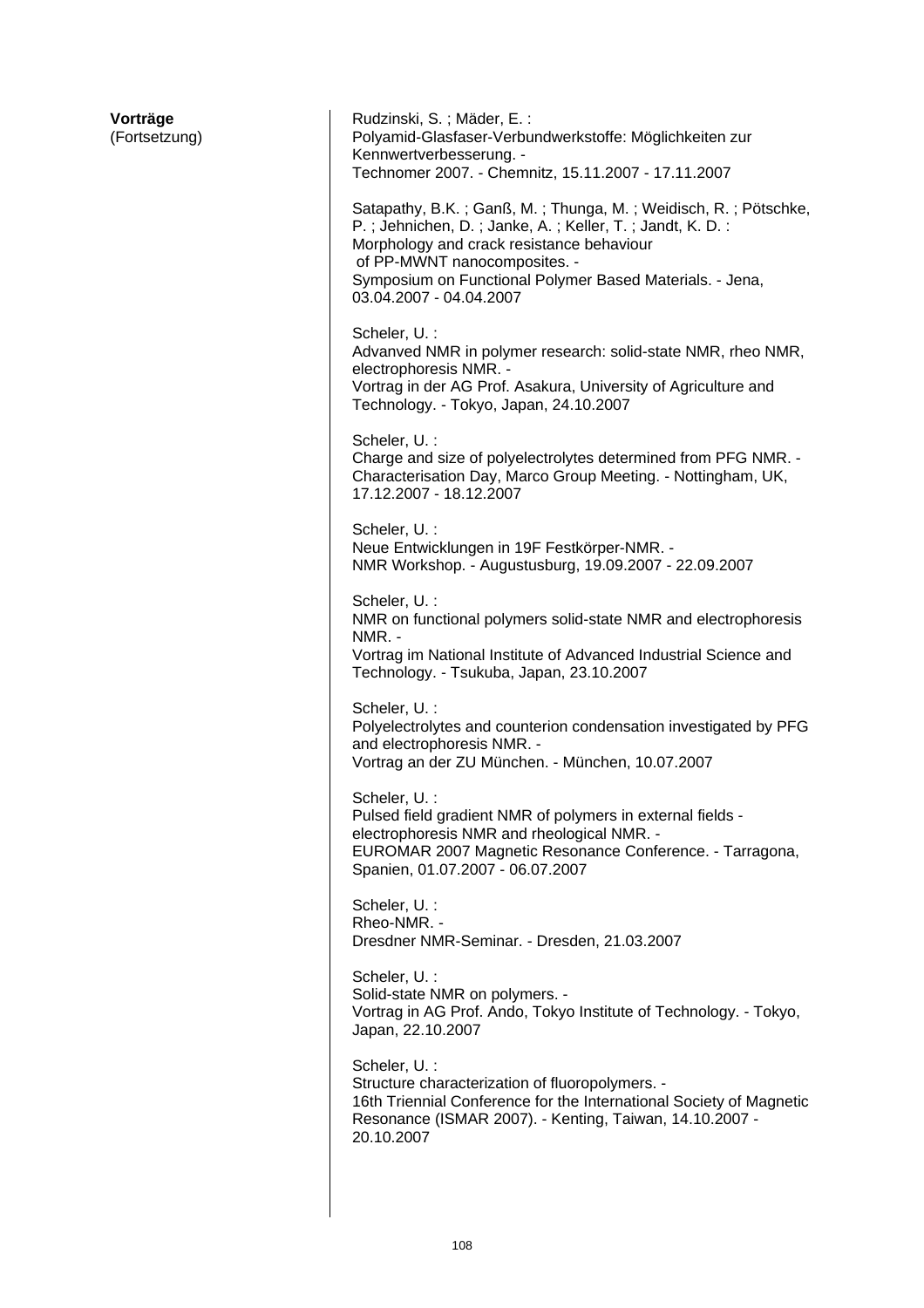**Vorträge**
(Fortsetzung)

Rudzinski, S. ; Mäder, E. :
Polyamid-Glasfaser-Verbundwerkstoffe: Möglichkeiten zur Kennwertverbesserung. -
Technomer 2007. - Chemnitz, 15.11.2007 - 17.11.2007

Satapathy, B.K. ; Ganß, M. ; Thunga, M. ; Weidisch, R. ; Pötschke, P. ; Jehnichen, D. ; Janke, A. ; Keller, T. ; Jandt, K. D. :
Morphology and crack resistance behaviour of PP-MWNT nanocomposites. -
Symposium on Functional Polymer Based Materials. - Jena, 03.04.2007 - 04.04.2007

Scheler, U. :
Advanved NMR in polymer research: solid-state NMR, rheo NMR, electrophoresis NMR. -
Vortrag in der AG Prof. Asakura, University of Agriculture and Technology. - Tokyo, Japan, 24.10.2007

Scheler, U. :
Charge and size of polyelectrolytes determined from PFG NMR. -
Characterisation Day, Marco Group Meeting. - Nottingham, UK, 17.12.2007 - 18.12.2007

Scheler, U. :
Neue Entwicklungen in 19F Festkörper-NMR. -
NMR Workshop. - Augustusburg, 19.09.2007 - 22.09.2007

Scheler, U. :
NMR on functional polymers solid-state NMR and electrophoresis NMR. -
Vortrag im National Institute of Advanced Industrial Science and Technology. - Tsukuba, Japan, 23.10.2007

Scheler, U. :
Polyelectrolytes and counterion condensation investigated by PFG and electrophoresis NMR. -
Vortrag an der ZU München. - München, 10.07.2007

Scheler, U. :
Pulsed field gradient NMR of polymers in external fields - electrophoresis NMR and rheological NMR. -
EUROMAR 2007 Magnetic Resonance Conference. - Tarragona, Spanien, 01.07.2007 - 06.07.2007

Scheler, U. :
Rheo-NMR. -
Dresdner NMR-Seminar. - Dresden, 21.03.2007

Scheler, U. :
Solid-state NMR on polymers. -
Vortrag in AG Prof. Ando, Tokyo Institute of Technology. - Tokyo, Japan, 22.10.2007

Scheler, U. :
Structure characterization of fluoropolymers. -
16th Triennial Conference for the International Society of Magnetic Resonance (ISMAR 2007). - Kenting, Taiwan, 14.10.2007 - 20.10.2007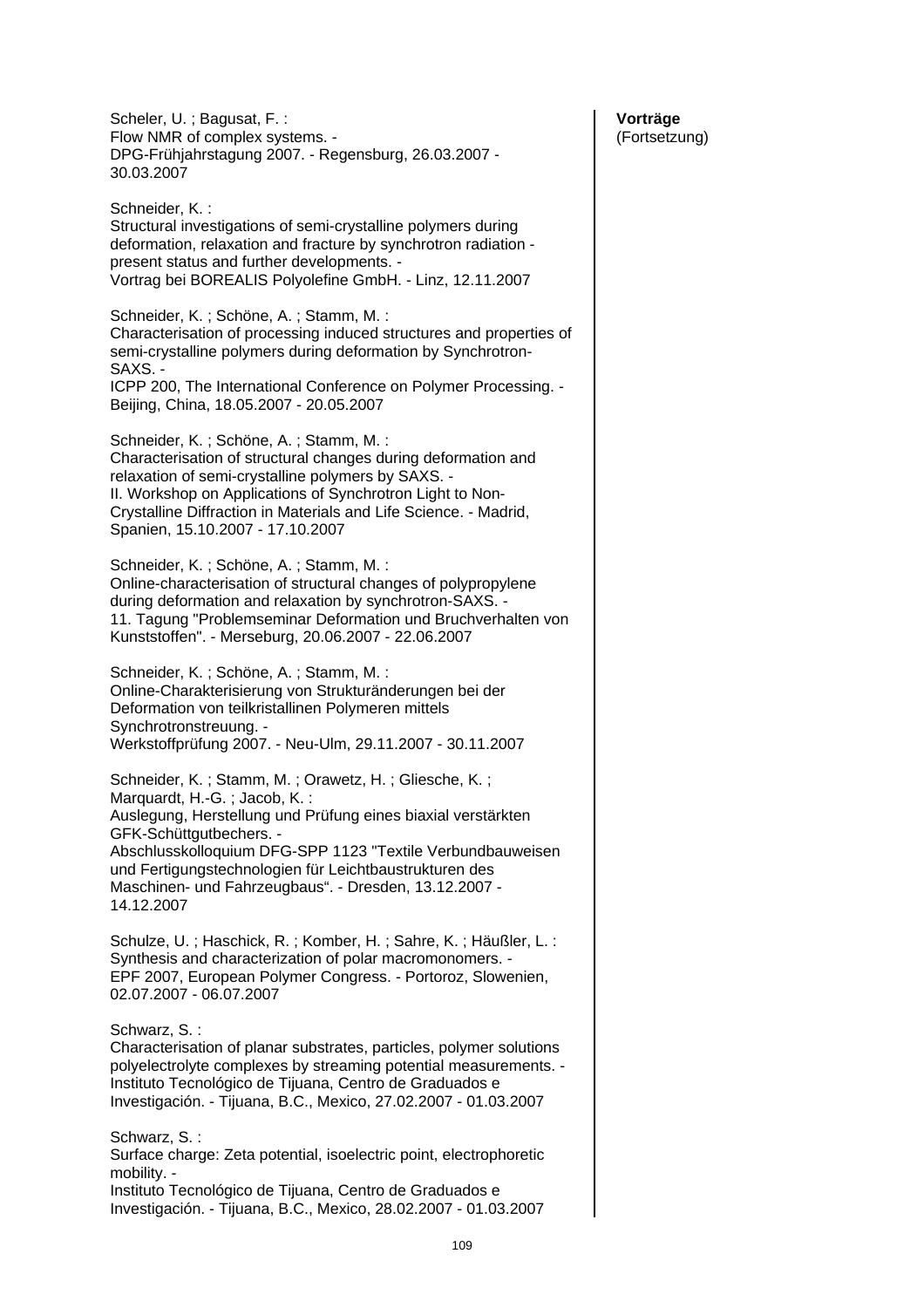**Vorträge**
(Fortsetzung)

Scheler, U. ; Bagusat, F. :
Flow NMR of complex systems. -
DPG-Frühjahrstagung 2007. - Regensburg, 26.03.2007 - 30.03.2007

Schneider, K. :
Structural investigations of semi-crystalline polymers during deformation, relaxation and fracture by synchrotron radiation - present status and further developments. -
Vortrag bei BOREALIS Polyolefine GmbH. - Linz, 12.11.2007

Schneider, K. ; Schöne, A. ; Stamm, M. :
Characterisation of processing induced structures and properties of semi-crystalline polymers during deformation by Synchrotron-SAXS. -
ICPP 200, The International Conference on Polymer Processing. - Beijing, China, 18.05.2007 - 20.05.2007

Schneider, K. ; Schöne, A. ; Stamm, M. :
Characterisation of structural changes during deformation and relaxation of semi-crystalline polymers by SAXS. -
II. Workshop on Applications of Synchrotron Light to Non-Crystalline Diffraction in Materials and Life Science. - Madrid, Spanien, 15.10.2007 - 17.10.2007

Schneider, K. ; Schöne, A. ; Stamm, M. :
Online-characterisation of structural changes of polypropylene during deformation and relaxation by synchrotron-SAXS. -
11. Tagung "Problemseminar Deformation und Bruchverhalten von Kunststoffen". - Merseburg, 20.06.2007 - 22.06.2007

Schneider, K. ; Schöne, A. ; Stamm, M. :
Online-Charakterisierung von Strukturänderungen bei der Deformation von teilkristallinen Polymeren mittels Synchrotronstreuung. -
Werkstoffprüfung 2007. - Neu-Ulm, 29.11.2007 - 30.11.2007

Schneider, K. ; Stamm, M. ; Orawetz, H. ; Gliesche, K. ; Marquardt, H.-G. ; Jacob, K. :
Auslegung, Herstellung und Prüfung eines biaxial verstärkten GFK-Schüttgutbechers. -
Abschlusskolloquium DFG-SPP 1123 "Textile Verbundbauweisen und Fertigungstechnologien für Leichtbaustrukturen des Maschinen- und Fahrzeugbaus". - Dresden, 13.12.2007 - 14.12.2007

Schulze, U. ; Haschick, R. ; Komber, H. ; Sahre, K. ; Häußler, L. :
Synthesis and characterization of polar macromonomers. -
EPF 2007, European Polymer Congress. - Portoroz, Slowenien, 02.07.2007 - 06.07.2007

Schwarz, S. :
Characterisation of planar substrates, particles, polymer solutions polyelectrolyte complexes by streaming potential measurements. -
Instituto Tecnológico de Tijuana, Centro de Graduados e Investigación. - Tijuana, B.C., Mexico, 27.02.2007 - 01.03.2007

Schwarz, S. :
Surface charge: Zeta potential, isoelectric point, electrophoretic mobility. -
Instituto Tecnológico de Tijuana, Centro de Graduados e Investigación. - Tijuana, B.C., Mexico, 28.02.2007 - 01.03.2007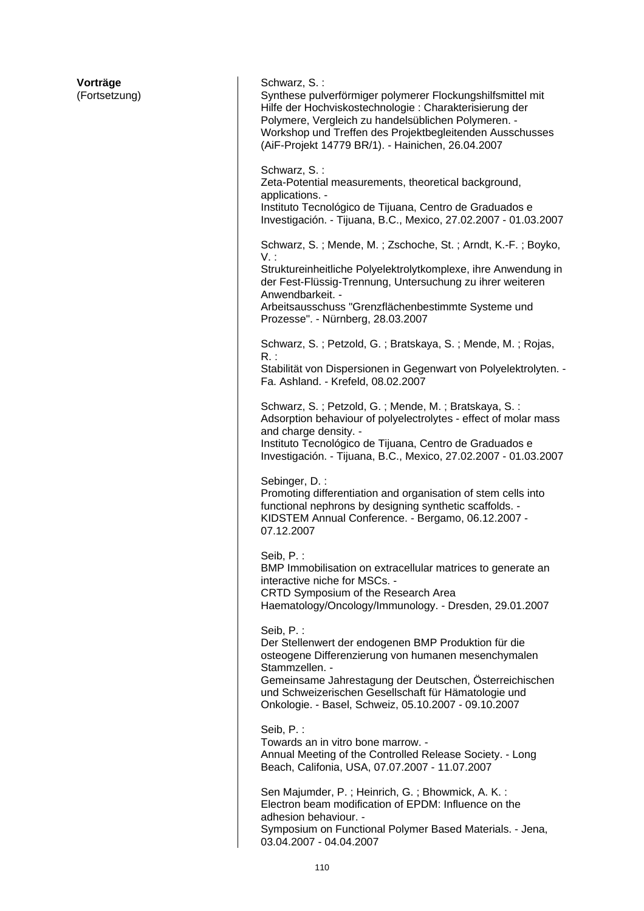**Vorträge**
(Fortsetzung)

Schwarz, S. :
Synthese pulverförmiger polymerer Flockungshilfsmittel mit Hilfe der Hochviskostechnologie : Charakterisierung der Polymere, Vergleich zu handelsüblichen Polymeren. -
Workshop und Treffen des Projektbegleitenden Ausschusses (AiF-Projekt 14779 BR/1). - Hainichen, 26.04.2007

Schwarz, S. :
Zeta-Potential measurements, theoretical background, applications. -
Instituto Tecnológico de Tijuana, Centro de Graduados e Investigación. - Tijuana, B.C., Mexico, 27.02.2007 - 01.03.2007

Schwarz, S. ; Mende, M. ; Zschoche, St. ; Arndt, K.-F. ; Boyko, V. :
Struktureinheitliche Polyelektrolytkomplexe, ihre Anwendung in der Fest-Flüssig-Trennung, Untersuchung zu ihrer weiteren Anwendbarkeit. -
Arbeitsausschuss "Grenzflächenbestimmte Systeme und Prozesse". - Nürnberg, 28.03.2007

Schwarz, S. ; Petzold, G. ; Bratskaya, S. ; Mende, M. ; Rojas, R. :
Stabilität von Dispersionen in Gegenwart von Polyelektrolyten. -
Fa. Ashland. - Krefeld, 08.02.2007

Schwarz, S. ; Petzold, G. ; Mende, M. ; Bratskaya, S. :
Adsorption behaviour of polyelectrolytes - effect of molar mass and charge density. -
Instituto Tecnológico de Tijuana, Centro de Graduados e Investigación. - Tijuana, B.C., Mexico, 27.02.2007 - 01.03.2007

Sebinger, D. :
Promoting differentiation and organisation of stem cells into functional nephrons by designing synthetic scaffolds. -
KIDSTEM Annual Conference. - Bergamo, 06.12.2007 - 07.12.2007

Seib, P. :
BMP Immobilisation on extracellular matrices to generate an interactive niche for MSCs. -
CRTD Symposium of the Research Area Haematology/Oncology/Immunology. - Dresden, 29.01.2007

Seib, P. :
Der Stellenwert der endogenen BMP Produktion für die osteogene Differenzierung von humanen mesenchymalen Stammzellen. -
Gemeinsame Jahrestagung der Deutschen, Österreichischen und Schweizerischen Gesellschaft für Hämatologie und Onkologie. - Basel, Schweiz, 05.10.2007 - 09.10.2007

Seib, P. :
Towards an in vitro bone marrow. -
Annual Meeting of the Controlled Release Society. - Long Beach, Califonia, USA, 07.07.2007 - 11.07.2007

Sen Majumder, P. ; Heinrich, G. ; Bhowmick, A. K. :
Electron beam modification of EPDM: Influence on the adhesion behaviour. -
Symposium on Functional Polymer Based Materials. - Jena, 03.04.2007 - 04.04.2007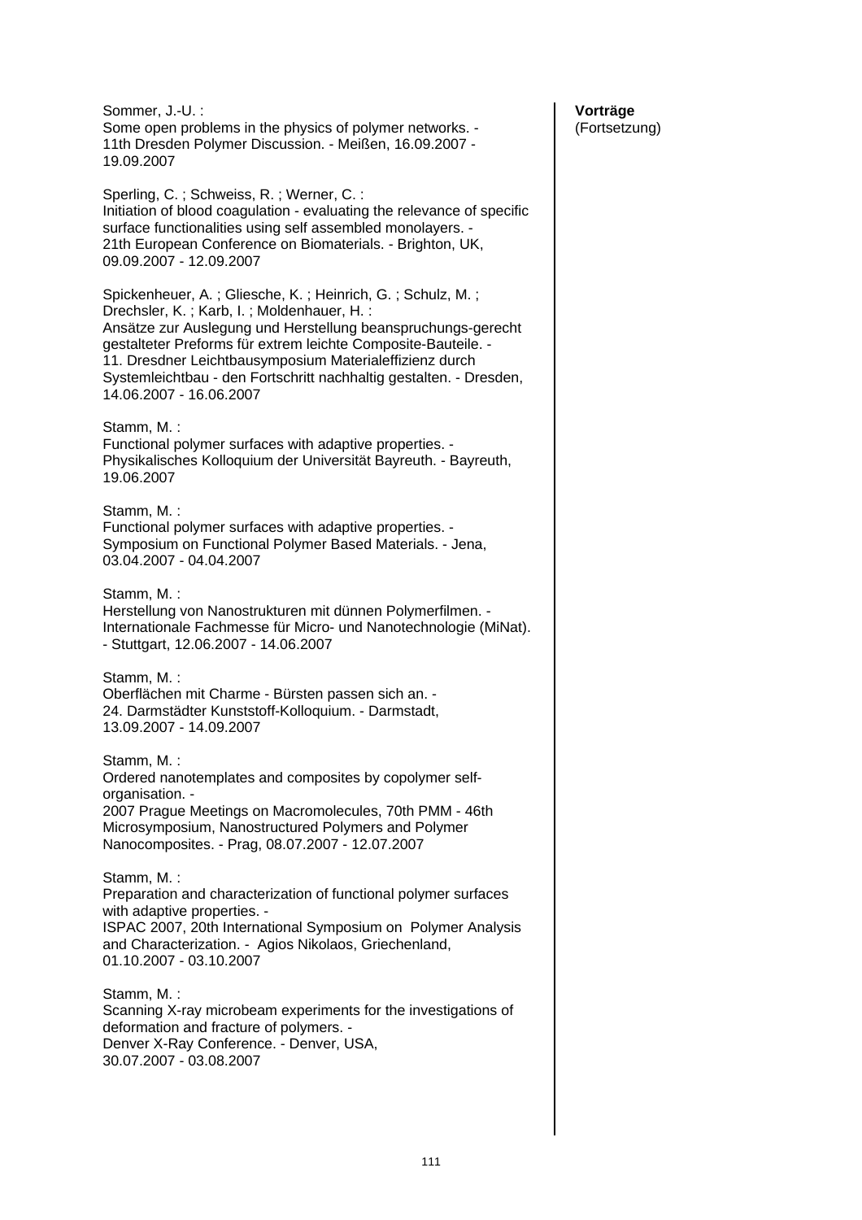**Vorträge**
(Fortsetzung)

Sommer, J.-U. :
Some open problems in the physics of polymer networks. -
11th Dresden Polymer Discussion. - Meißen, 16.09.2007 -
19.09.2007

Sperling, C. ; Schweiss, R. ; Werner, C. :
Initiation of blood coagulation - evaluating the relevance of specific surface functionalities using self assembled monolayers. -
21th European Conference on Biomaterials. - Brighton, UK,
09.09.2007 - 12.09.2007

Spickenheuer, A. ; Gliesche, K. ; Heinrich, G. ; Schulz, M. ;
Drechsler, K. ; Karb, I. ; Moldenhauer, H. :
Ansätze zur Auslegung und Herstellung beanspruchungs-gerecht gestalteter Preforms für extrem leichte Composite-Bauteile. -
11. Dresdner Leichtbausymposium Materialeffizienz durch Systemleichtbau - den Fortschritt nachhaltig gestalten. - Dresden,
14.06.2007 - 16.06.2007

Stamm, M. :
Functional polymer surfaces with adaptive properties. -
Physikalisches Kolloquium der Universität Bayreuth. - Bayreuth,
19.06.2007

Stamm, M. :
Functional polymer surfaces with adaptive properties. -
Symposium on Functional Polymer Based Materials. - Jena,
03.04.2007 - 04.04.2007

Stamm, M. :
Herstellung von Nanostrukturen mit dünnen Polymerfilmen. -
Internationale Fachmesse für Micro- und Nanotechnologie (MiNat).
- Stuttgart, 12.06.2007 - 14.06.2007

Stamm, M. :
Oberflächen mit Charme - Bürsten passen sich an. -
24. Darmstädter Kunststoff-Kolloquium. - Darmstadt,
13.09.2007 - 14.09.2007

Stamm, M. :
Ordered nanotemplates and composites by copolymer self-organisation. -
2007 Prague Meetings on Macromolecules, 70th PMM - 46th Microsymposium, Nanostructured Polymers and Polymer Nanocomposites. - Prag, 08.07.2007 - 12.07.2007

Stamm, M. :
Preparation and characterization of functional polymer surfaces with adaptive properties. -
ISPAC 2007, 20th International Symposium on Polymer Analysis and Characterization. - Agios Nikolaos, Griechenland,
01.10.2007 - 03.10.2007

Stamm, M. :
Scanning X-ray microbeam experiments for the investigations of deformation and fracture of polymers. -
Denver X-Ray Conference. - Denver, USA,
30.07.2007 - 03.08.2007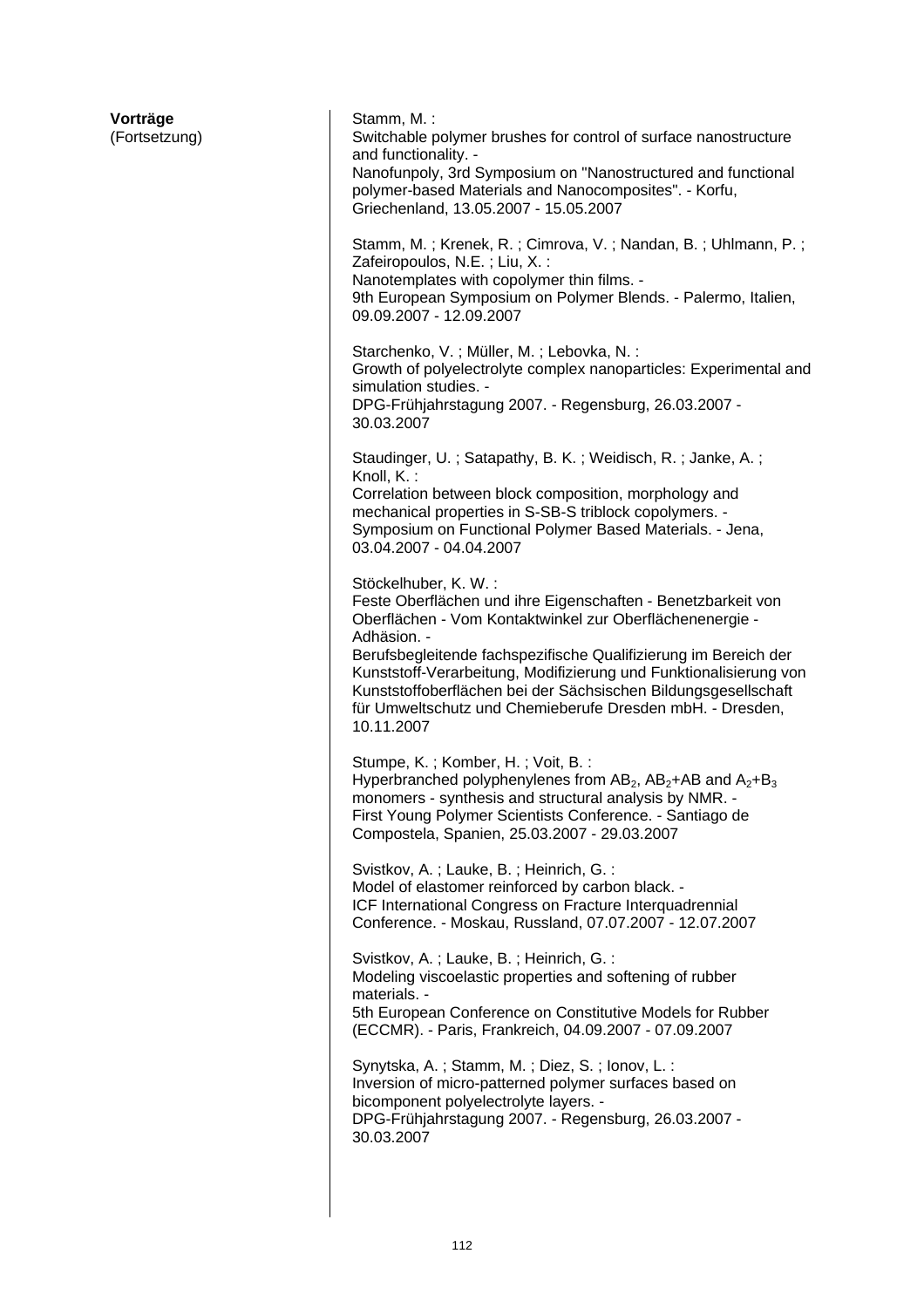**Vorträge**
(Fortsetzung)

Stamm, M. :
Switchable polymer brushes for control of surface nanostructure and functionality. -
Nanofunpoly, 3rd Symposium on "Nanostructured and functional polymer-based Materials and Nanocomposites". - Korfu, Griechenland, 13.05.2007 - 15.05.2007

Stamm, M. ; Krenek, R. ; Cimrova, V. ; Nandan, B. ; Uhlmann, P. ; Zafeiropoulos, N.E. ; Liu, X. :
Nanotemplates with copolymer thin films. -
9th European Symposium on Polymer Blends. - Palermo, Italien, 09.09.2007 - 12.09.2007

Starchenko, V. ; Müller, M. ; Lebovka, N. :
Growth of polyelectrolyte complex nanoparticles: Experimental and simulation studies. -
DPG-Frühjahrstagung 2007. - Regensburg, 26.03.2007 - 30.03.2007

Staudinger, U. ; Satapathy, B. K. ; Weidisch, R. ; Janke, A. ; Knoll, K. :
Correlation between block composition, morphology and mechanical properties in S-SB-S triblock copolymers. -
Symposium on Functional Polymer Based Materials. - Jena, 03.04.2007 - 04.04.2007

Stöckelhuber, K. W. :
Feste Oberflächen und ihre Eigenschaften - Benetzbarkeit von Oberflächen - Vom Kontaktwinkel zur Oberflächenenergie - Adhäsion. -
Berufsbegleitende fachspezifische Qualifizierung im Bereich der Kunststoff-Verarbeitung, Modifizierung und Funktionalisierung von Kunststoffoberflächen bei der Sächsischen Bildungsgesellschaft für Umweltschutz und Chemieberufe Dresden mbH. - Dresden, 10.11.2007

Stumpe, K. ; Komber, H. ; Voit, B. :
Hyperbranched polyphenylenes from $AB_2$, $AB_2$+AB and $A_2$+$B_3$ monomers - synthesis and structural analysis by NMR. -
First Young Polymer Scientists Conference. - Santiago de Compostela, Spanien, 25.03.2007 - 29.03.2007

Svistkov, A. ; Lauke, B. ; Heinrich, G. :
Model of elastomer reinforced by carbon black. -
ICF International Congress on Fracture Interquadrennial Conference. - Moskau, Russland, 07.07.2007 - 12.07.2007

Svistkov, A. ; Lauke, B. ; Heinrich, G. :
Modeling viscoelastic properties and softening of rubber materials. -
5th European Conference on Constitutive Models for Rubber (ECCMR). - Paris, Frankreich, 04.09.2007 - 07.09.2007

Synytska, A. ; Stamm, M. ; Diez, S. ; Ionov, L. :
Inversion of micro-patterned polymer surfaces based on bicomponent polyelectrolyte layers. -
DPG-Frühjahrstagung 2007. - Regensburg, 26.03.2007 - 30.03.2007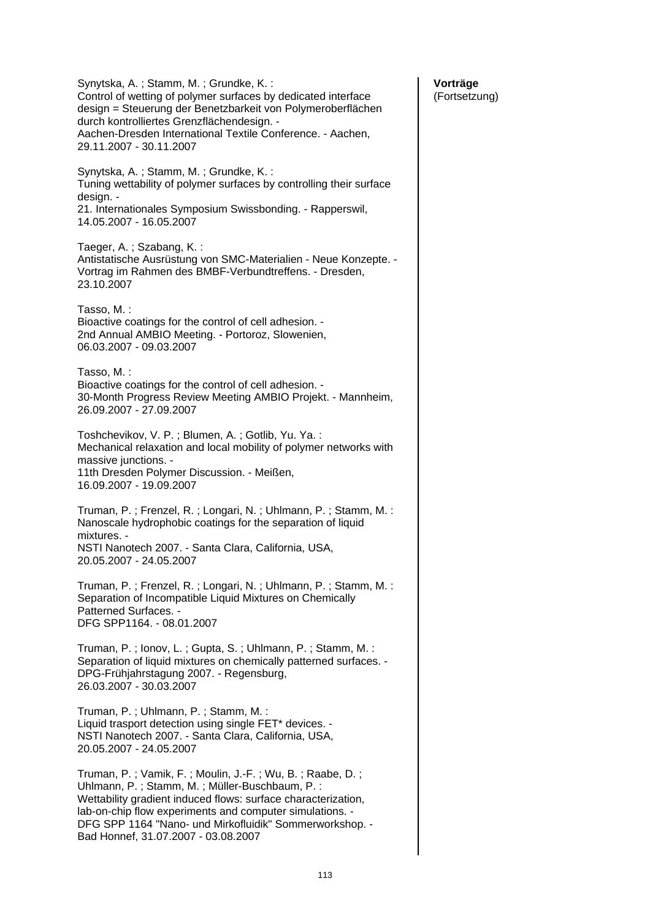**Vorträge**
(Fortsetzung)

Synytska, A. ; Stamm, M. ; Grundke, K. :
Control of wetting of polymer surfaces by dedicated interface design = Steuerung der Benetzbarkeit von Polymeroberflächen durch kontrolliertes Grenzflächendesign. -
Aachen-Dresden International Textile Conference. - Aachen, 29.11.2007 - 30.11.2007

Synytska, A. ; Stamm, M. ; Grundke, K. :
Tuning wettability of polymer surfaces by controlling their surface design. -
21. Internationales Symposium Swissbonding. - Rapperswil, 14.05.2007 - 16.05.2007

Taeger, A. ; Szabang, K. :
Antistatische Ausrüstung von SMC-Materialien - Neue Konzepte. -
Vortrag im Rahmen des BMBF-Verbundtreffens. - Dresden, 23.10.2007

Tasso, M. :
Bioactive coatings for the control of cell adhesion. -
2nd Annual AMBIO Meeting. - Portoroz, Slowenien, 06.03.2007 - 09.03.2007

Tasso, M. :
Bioactive coatings for the control of cell adhesion. -
30-Month Progress Review Meeting AMBIO Projekt. - Mannheim, 26.09.2007 - 27.09.2007

Toshchevikov, V. P. ; Blumen, A. ; Gotlib, Yu. Ya. :
Mechanical relaxation and local mobility of polymer networks with massive junctions. -
11th Dresden Polymer Discussion. - Meißen, 16.09.2007 - 19.09.2007

Truman, P. ; Frenzel, R. ; Longari, N. ; Uhlmann, P. ; Stamm, M. :
Nanoscale hydrophobic coatings for the separation of liquid mixtures. -
NSTI Nanotech 2007. - Santa Clara, California, USA, 20.05.2007 - 24.05.2007

Truman, P. ; Frenzel, R. ; Longari, N. ; Uhlmann, P. ; Stamm, M. :
Separation of Incompatible Liquid Mixtures on Chemically Patterned Surfaces. -
DFG SPP1164. - 08.01.2007

Truman, P. ; Ionov, L. ; Gupta, S. ; Uhlmann, P. ; Stamm, M. :
Separation of liquid mixtures on chemically patterned surfaces. -
DPG-Frühjahrstagung 2007. - Regensburg, 26.03.2007 - 30.03.2007

Truman, P. ; Uhlmann, P. ; Stamm, M. :
Liquid trasport detection using single FET* devices. -
NSTI Nanotech 2007. - Santa Clara, California, USA, 20.05.2007 - 24.05.2007

Truman, P. ; Vamik, F. ; Moulin, J.-F. ; Wu, B. ; Raabe, D. ; Uhlmann, P. ; Stamm, M. ; Müller-Buschbaum, P. :
Wettability gradient induced flows: surface characterization, lab-on-chip flow experiments and computer simulations. -
DFG SPP 1164 "Nano- und Mirkofluidik" Sommerworkshop. - Bad Honnef, 31.07.2007 - 03.08.2007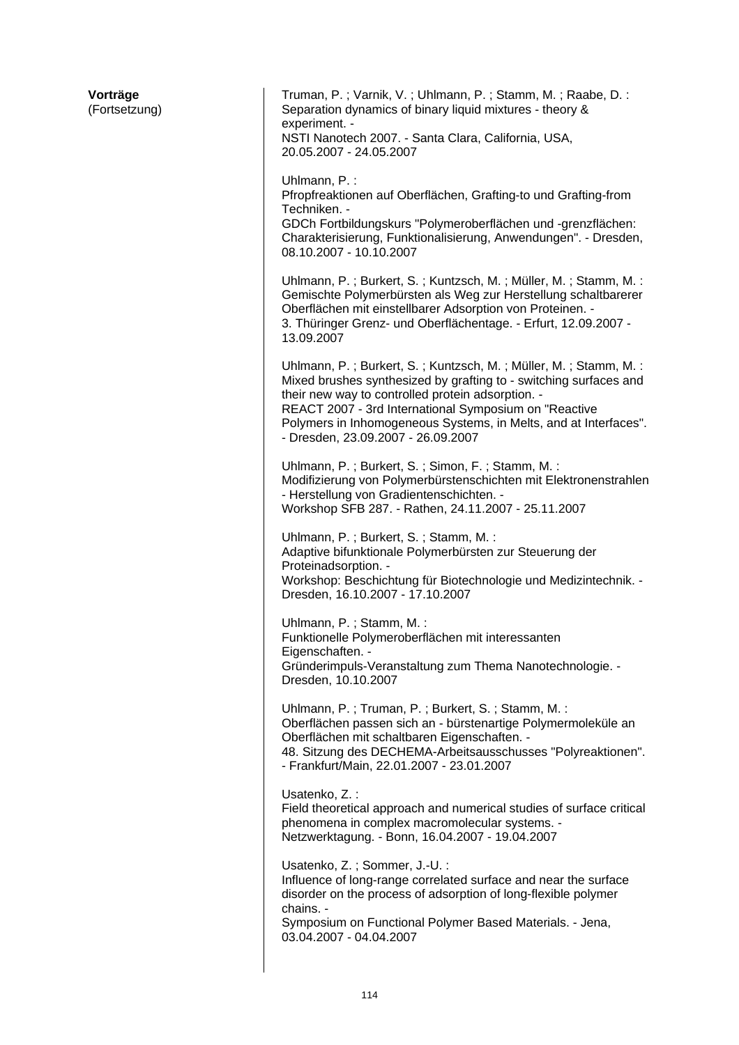**Vorträge**
(Fortsetzung)

Truman, P. ; Varnik, V. ; Uhlmann, P. ; Stamm, M. ; Raabe, D. :
Separation dynamics of binary liquid mixtures - theory & experiment. -
NSTI Nanotech 2007. - Santa Clara, California, USA, 20.05.2007 - 24.05.2007

Uhlmann, P. :
Pfropfreaktionen auf Oberflächen, Grafting-to und Grafting-from Techniken. -
GDCh Fortbildungskurs "Polymeroberflächen und -grenzflächen: Charakterisierung, Funktionalisierung, Anwendungen". - Dresden, 08.10.2007 - 10.10.2007

Uhlmann, P. ; Burkert, S. ; Kuntzsch, M. ; Müller, M. ; Stamm, M. :
Gemischte Polymerbürsten als Weg zur Herstellung schaltbarerer Oberflächen mit einstellbarer Adsorption von Proteinen. -
3. Thüringer Grenz- und Oberflächentage. - Erfurt, 12.09.2007 - 13.09.2007

Uhlmann, P. ; Burkert, S. ; Kuntzsch, M. ; Müller, M. ; Stamm, M. :
Mixed brushes synthesized by grafting to - switching surfaces and their new way to controlled protein adsorption. -
REACT 2007 - 3rd International Symposium on "Reactive Polymers in Inhomogeneous Systems, in Melts, and at Interfaces". - Dresden, 23.09.2007 - 26.09.2007

Uhlmann, P. ; Burkert, S. ; Simon, F. ; Stamm, M. :
Modifizierung von Polymerbürstenschichten mit Elektronenstrahlen - Herstellung von Gradientenschichten. -
Workshop SFB 287. - Rathen, 24.11.2007 - 25.11.2007

Uhlmann, P. ; Burkert, S. ; Stamm, M. :
Adaptive bifunktionale Polymerbürsten zur Steuerung der Proteinadsorption. -
Workshop: Beschichtung für Biotechnologie und Medizintechnik. - Dresden, 16.10.2007 - 17.10.2007

Uhlmann, P. ; Stamm, M. :
Funktionelle Polymeroberflächen mit interessanten Eigenschaften. -
Gründerimpuls-Veranstaltung zum Thema Nanotechnologie. - Dresden, 10.10.2007

Uhlmann, P. ; Truman, P. ; Burkert, S. ; Stamm, M. :
Oberflächen passen sich an - bürstenartige Polymermoleküle an Oberflächen mit schaltbaren Eigenschaften. -
48. Sitzung des DECHEMA-Arbeitsausschusses "Polyreaktionen". - Frankfurt/Main, 22.01.2007 - 23.01.2007

Usatenko, Z. :
Field theoretical approach and numerical studies of surface critical phenomena in complex macromolecular systems. -
Netzwerktagung. - Bonn, 16.04.2007 - 19.04.2007

Usatenko, Z. ; Sommer, J.-U. :
Influence of long-range correlated surface and near the surface disorder on the process of adsorption of long-flexible polymer chains. -
Symposium on Functional Polymer Based Materials. - Jena, 03.04.2007 - 04.04.2007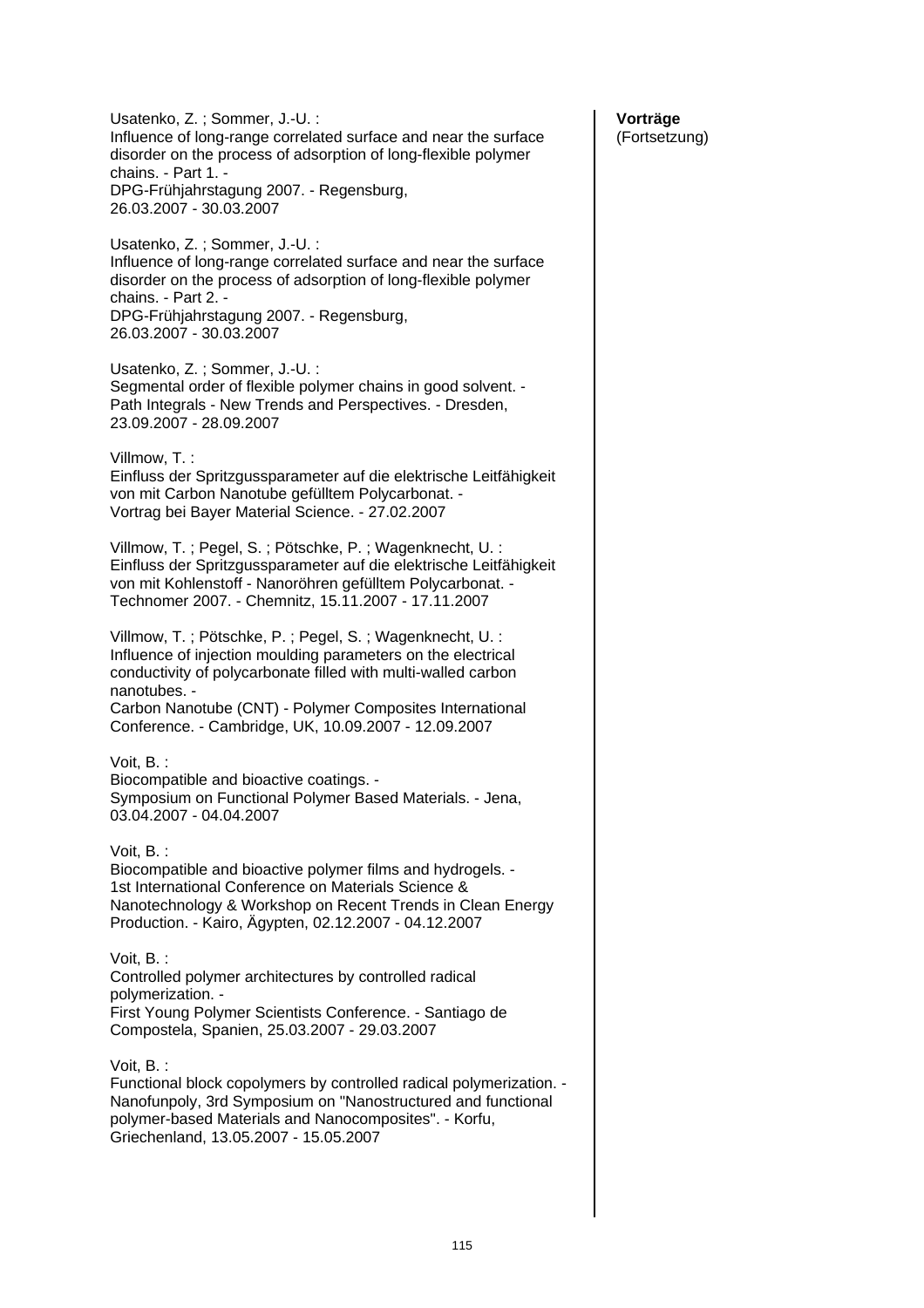**Vorträge**
(Fortsetzung)

Usatenko, Z. ; Sommer, J.-U. :
Influence of long-range correlated surface and near the surface disorder on the process of adsorption of long-flexible polymer chains. - Part 1. -
DPG-Frühjahrstagung 2007. - Regensburg, 26.03.2007 - 30.03.2007

Usatenko, Z. ; Sommer, J.-U. :
Influence of long-range correlated surface and near the surface disorder on the process of adsorption of long-flexible polymer chains. - Part 2. -
DPG-Frühjahrstagung 2007. - Regensburg, 26.03.2007 - 30.03.2007

Usatenko, Z. ; Sommer, J.-U. :
Segmental order of flexible polymer chains in good solvent. -
Path Integrals - New Trends and Perspectives. - Dresden, 23.09.2007 - 28.09.2007

Villmow, T. :
Einfluss der Spritzgussparameter auf die elektrische Leitfähigkeit von mit Carbon Nanotube gefülltem Polycarbonat. -
Vortrag bei Bayer Material Science. - 27.02.2007

Villmow, T. ; Pegel, S. ; Pötschke, P. ; Wagenknecht, U. :
Einfluss der Spritzgussparameter auf die elektrische Leitfähigkeit von mit Kohlenstoff - Nanoröhren gefülltem Polycarbonat. -
Technomer 2007. - Chemnitz, 15.11.2007 - 17.11.2007

Villmow, T. ; Pötschke, P. ; Pegel, S. ; Wagenknecht, U. :
Influence of injection moulding parameters on the electrical conductivity of polycarbonate filled with multi-walled carbon nanotubes. -
Carbon Nanotube (CNT) - Polymer Composites International Conference. - Cambridge, UK, 10.09.2007 - 12.09.2007

Voit, B. :
Biocompatible and bioactive coatings. -
Symposium on Functional Polymer Based Materials. - Jena, 03.04.2007 - 04.04.2007

Voit, B. :
Biocompatible and bioactive polymer films and hydrogels. -
1st International Conference on Materials Science & Nanotechnology & Workshop on Recent Trends in Clean Energy Production. - Kairo, Ägypten, 02.12.2007 - 04.12.2007

Voit, B. :
Controlled polymer architectures by controlled radical polymerization. -
First Young Polymer Scientists Conference. - Santiago de Compostela, Spanien, 25.03.2007 - 29.03.2007

Voit, B. :
Functional block copolymers by controlled radical polymerization. -
Nanofunpoly, 3rd Symposium on "Nanostructured and functional polymer-based Materials and Nanocomposites". - Korfu, Griechenland, 13.05.2007 - 15.05.2007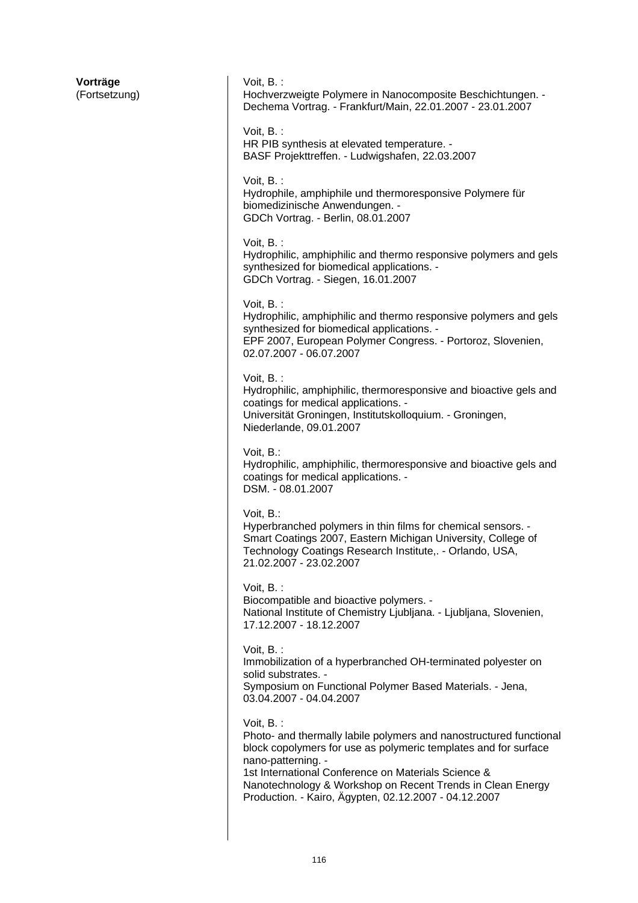**Vorträge**
(Fortsetzung)

Voit, B. :
Hochverzweigte Polymere in Nanocomposite Beschichtungen. -
Dechema Vortrag. - Frankfurt/Main, 22.01.2007 - 23.01.2007

Voit, B. :
HR PIB synthesis at elevated temperature. -
BASF Projekttreffen. - Ludwigshafen, 22.03.2007

Voit, B. :
Hydrophile, amphiphile und thermoresponsive Polymere für biomedizinische Anwendungen. -
GDCh Vortrag. - Berlin, 08.01.2007

Voit, B. :
Hydrophilic, amphiphilic and thermo responsive polymers and gels synthesized for biomedical applications. -
GDCh Vortrag. - Siegen, 16.01.2007

Voit, B. :
Hydrophilic, amphiphilic and thermo responsive polymers and gels synthesized for biomedical applications. -
EPF 2007, European Polymer Congress. - Portoroz, Slovenien, 02.07.2007 - 06.07.2007

Voit, B. :
Hydrophilic, amphiphilic, thermoresponsive and bioactive gels and coatings for medical applications. -
Universität Groningen, Institutskolloquium. - Groningen, Niederlande, 09.01.2007

Voit, B.:
Hydrophilic, amphiphilic, thermoresponsive and bioactive gels and coatings for medical applications. -
DSM. - 08.01.2007

Voit, B.:
Hyperbranched polymers in thin films for chemical sensors. -
Smart Coatings 2007, Eastern Michigan University, College of Technology Coatings Research Institute,. - Orlando, USA, 21.02.2007 - 23.02.2007

Voit, B. :
Biocompatible and bioactive polymers. -
National Institute of Chemistry Ljubljana. - Ljubljana, Slovenien, 17.12.2007 - 18.12.2007

Voit, B. :
Immobilization of a hyperbranched OH-terminated polyester on solid substrates. -
Symposium on Functional Polymer Based Materials. - Jena, 03.04.2007 - 04.04.2007

Voit, B. :
Photo- and thermally labile polymers and nanostructured functional block copolymers for use as polymeric templates and for surface nano-patterning. -
1st International Conference on Materials Science & Nanotechnology & Workshop on Recent Trends in Clean Energy Production. - Kairo, Ägypten, 02.12.2007 - 04.12.2007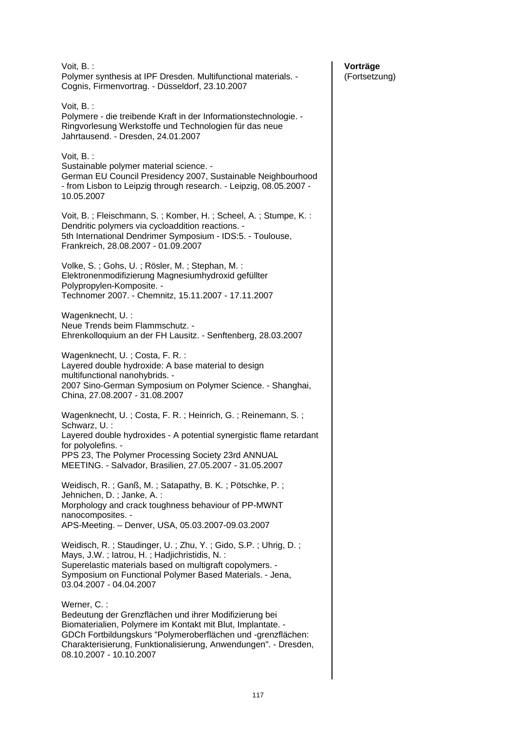**Vorträge**
(Fortsetzung)

Voit, B. :
Polymer synthesis at IPF Dresden. Multifunctional materials. -
Cognis, Firmenvortrag. - Düsseldorf, 23.10.2007

Voit, B. :
Polymere - die treibende Kraft in der Informationstechnologie. -
Ringvorlesung Werkstoffe und Technologien für das neue
Jahrtausend. - Dresden, 24.01.2007

Voit, B. :
Sustainable polymer material science. -
German EU Council Presidency 2007, Sustainable Neighbourhood
- from Lisbon to Leipzig through research. - Leipzig, 08.05.2007 -
10.05.2007

Voit, B. ; Fleischmann, S. ; Komber, H. ; Scheel, A. ; Stumpe, K. :
Dendritic polymers via cycloaddition reactions. -
5th International Dendrimer Symposium - IDS:5. - Toulouse,
Frankreich, 28.08.2007 - 01.09.2007

Volke, S. ; Gohs, U. ; Rösler, M. ; Stephan, M. :
Elektronenmodifizierung Magnesiumhydroxid gefüllter
Polypropylen-Komposite. -
Technomer 2007. - Chemnitz, 15.11.2007 - 17.11.2007

Wagenknecht, U. :
Neue Trends beim Flammschutz. -
Ehrenkolloquium an der FH Lausitz. - Senftenberg, 28.03.2007

Wagenknecht, U. ; Costa, F. R. :
Layered double hydroxide: A base material to design
multifunctional nanohybrids. -
2007 Sino-German Symposium on Polymer Science. - Shanghai,
China, 27.08.2007 - 31.08.2007

Wagenknecht, U. ; Costa, F. R. ; Heinrich, G. ; Reinemann, S. ;
Schwarz, U. :
Layered double hydroxides - A potential synergistic flame retardant
for polyolefins. -
PPS 23, The Polymer Processing Society 23rd ANNUAL
MEETING. - Salvador, Brasilien, 27.05.2007 - 31.05.2007

Weidisch, R. ; Ganß, M. ; Satapathy, B. K. ; Pötschke, P. ;
Jehnichen, D. ; Janke, A. :
Morphology and crack toughness behaviour of PP-MWNT
nanocomposites. -
APS-Meeting. – Denver, USA, 05.03.2007-09.03.2007

Weidisch, R. ; Staudinger, U. ; Zhu, Y. ; Gido, S.P. ; Uhrig, D. ;
Mays, J.W. ; Iatrou, H. ; Hadjichristidis, N. :
Superelastic materials based on multigraft copolymers. -
Symposium on Functional Polymer Based Materials. - Jena,
03.04.2007 - 04.04.2007

Werner, C. :
Bedeutung der Grenzflächen und ihrer Modifizierung bei
Biomaterialien, Polymere im Kontakt mit Blut, Implantate. -
GDCh Fortbildungskurs "Polymeroberflächen und -grenzflächen:
Charakterisierung, Funktionalisierung, Anwendungen". - Dresden,
08.10.2007 - 10.10.2007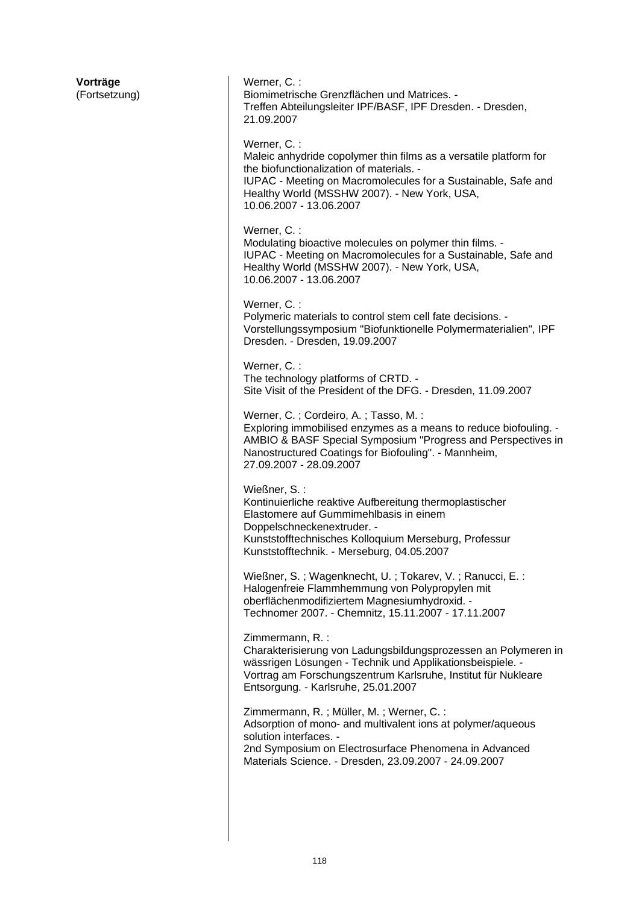**Vorträge**
(Fortsetzung)

Werner, C. :
Biomimetrische Grenzflächen und Matrices. -
Treffen Abteilungsleiter IPF/BASF, IPF Dresden. - Dresden, 21.09.2007

Werner, C. :
Maleic anhydride copolymer thin films as a versatile platform for the biofunctionalization of materials. -
IUPAC - Meeting on Macromolecules for a Sustainable, Safe and Healthy World (MSSHW 2007). - New York, USA, 10.06.2007 - 13.06.2007

Werner, C. :
Modulating bioactive molecules on polymer thin films. -
IUPAC - Meeting on Macromolecules for a Sustainable, Safe and Healthy World (MSSHW 2007). - New York, USA, 10.06.2007 - 13.06.2007

Werner, C. :
Polymeric materials to control stem cell fate decisions. -
Vorstellungssymposium "Biofunktionelle Polymermaterialien", IPF Dresden. - Dresden, 19.09.2007

Werner, C. :
The technology platforms of CRTD. -
Site Visit of the President of the DFG. - Dresden, 11.09.2007

Werner, C. ; Cordeiro, A. ; Tasso, M. :
Exploring immobilised enzymes as a means to reduce biofouling. -
AMBIO & BASF Special Symposium "Progress and Perspectives in Nanostructured Coatings for Biofouling". - Mannheim, 27.09.2007 - 28.09.2007

Wießner, S. :
Kontinuierliche reaktive Aufbereitung thermoplastischer Elastomere auf Gummimehlbasis in einem Doppelschneckenextruder. -
Kunststofftechnisches Kolloquium Merseburg, Professur Kunststofftechnik. - Merseburg, 04.05.2007

Wießner, S. ; Wagenknecht, U. ; Tokarev, V. ; Ranucci, E. :
Halogenfreie Flammhemmung von Polypropylen mit oberflächenmodifiziertem Magnesiumhydroxid. -
Technomer 2007. - Chemnitz, 15.11.2007 - 17.11.2007

Zimmermann, R. :
Charakterisierung von Ladungsbildungsprozessen an Polymeren in wässrigen Lösungen - Technik und Applikationsbeispiele. -
Vortrag am Forschungszentrum Karlsruhe, Institut für Nukleare Entsorgung. - Karlsruhe, 25.01.2007

Zimmermann, R. ; Müller, M. ; Werner, C. :
Adsorption of mono- and multivalent ions at polymer/aqueous solution interfaces. -
2nd Symposium on Electrosurface Phenomena in Advanced Materials Science. - Dresden, 23.09.2007 - 24.09.2007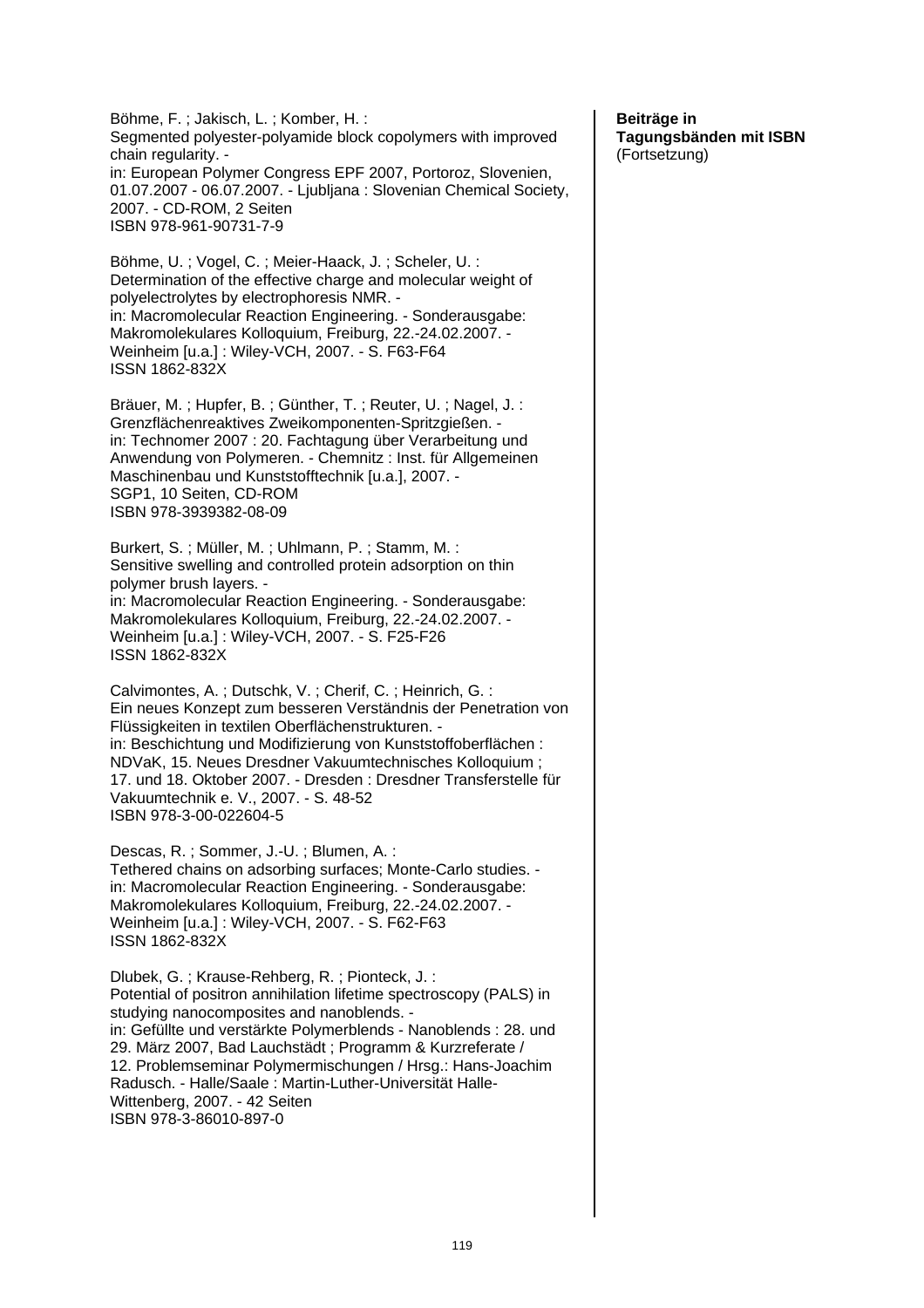**Beiträge in Tagungsbänden mit ISBN** (Fortsetzung)

Böhme, F. ; Jakisch, L. ; Komber, H. :
Segmented polyester-polyamide block copolymers with improved chain regularity. -
in: European Polymer Congress EPF 2007, Portoroz, Slovenien, 01.07.2007 - 06.07.2007. - Ljubljana : Slovenian Chemical Society, 2007. - CD-ROM, 2 Seiten
ISBN 978-961-90731-7-9

Böhme, U. ; Vogel, C. ; Meier-Haack, J. ; Scheler, U. :
Determination of the effective charge and molecular weight of polyelectrolytes by electrophoresis NMR. -
in: Macromolecular Reaction Engineering. - Sonderausgabe: Makromolekulares Kolloquium, Freiburg, 22.-24.02.2007. - Weinheim [u.a.] : Wiley-VCH, 2007. - S. F63-F64
ISSN 1862-832X

Bräuer, M. ; Hupfer, B. ; Günther, T. ; Reuter, U. ; Nagel, J. :
Grenzflächenreaktives Zweikomponenten-Spritzgießen. -
in: Technomer 2007 : 20. Fachtagung über Verarbeitung und Anwendung von Polymeren. - Chemnitz : Inst. für Allgemeinen Maschinenbau und Kunststofftechnik [u.a.], 2007. -
SGP1, 10 Seiten, CD-ROM
ISBN 978-3939382-08-09

Burkert, S. ; Müller, M. ; Uhlmann, P. ; Stamm, M. :
Sensitive swelling and controlled protein adsorption on thin polymer brush layers. -
in: Macromolecular Reaction Engineering. - Sonderausgabe: Makromolekulares Kolloquium, Freiburg, 22.-24.02.2007. - Weinheim [u.a.] : Wiley-VCH, 2007. - S. F25-F26
ISSN 1862-832X

Calvimontes, A. ; Dutschk, V. ; Cherif, C. ; Heinrich, G. :
Ein neues Konzept zum besseren Verständnis der Penetration von Flüssigkeiten in textilen Oberflächenstrukturen. -
in: Beschichtung und Modifizierung von Kunststoffoberflächen : NDVaK, 15. Neues Dresdner Vakuumtechnisches Kolloquium ; 17. und 18. Oktober 2007. - Dresden : Dresdner Transferstelle für Vakuumtechnik e. V., 2007. - S. 48-52
ISBN 978-3-00-022604-5

Descas, R. ; Sommer, J.-U. ; Blumen, A. :
Tethered chains on adsorbing surfaces; Monte-Carlo studies. -
in: Macromolecular Reaction Engineering. - Sonderausgabe: Makromolekulares Kolloquium, Freiburg, 22.-24.02.2007. - Weinheim [u.a.] : Wiley-VCH, 2007. - S. F62-F63
ISSN 1862-832X

Dlubek, G. ; Krause-Rehberg, R. ; Pionteck, J. :
Potential of positron annihilation lifetime spectroscopy (PALS) in studying nanocomposites and nanoblends. -
in: Gefüllte und verstärkte Polymerblends - Nanoblends : 28. und 29. März 2007, Bad Lauchstädt ; Programm & Kurzreferate / 12. Problemseminar Polymermischungen / Hrsg.: Hans-Joachim Radusch. - Halle/Saale : Martin-Luther-Universität Halle-Wittenberg, 2007. - 42 Seiten
ISBN 978-3-86010-897-0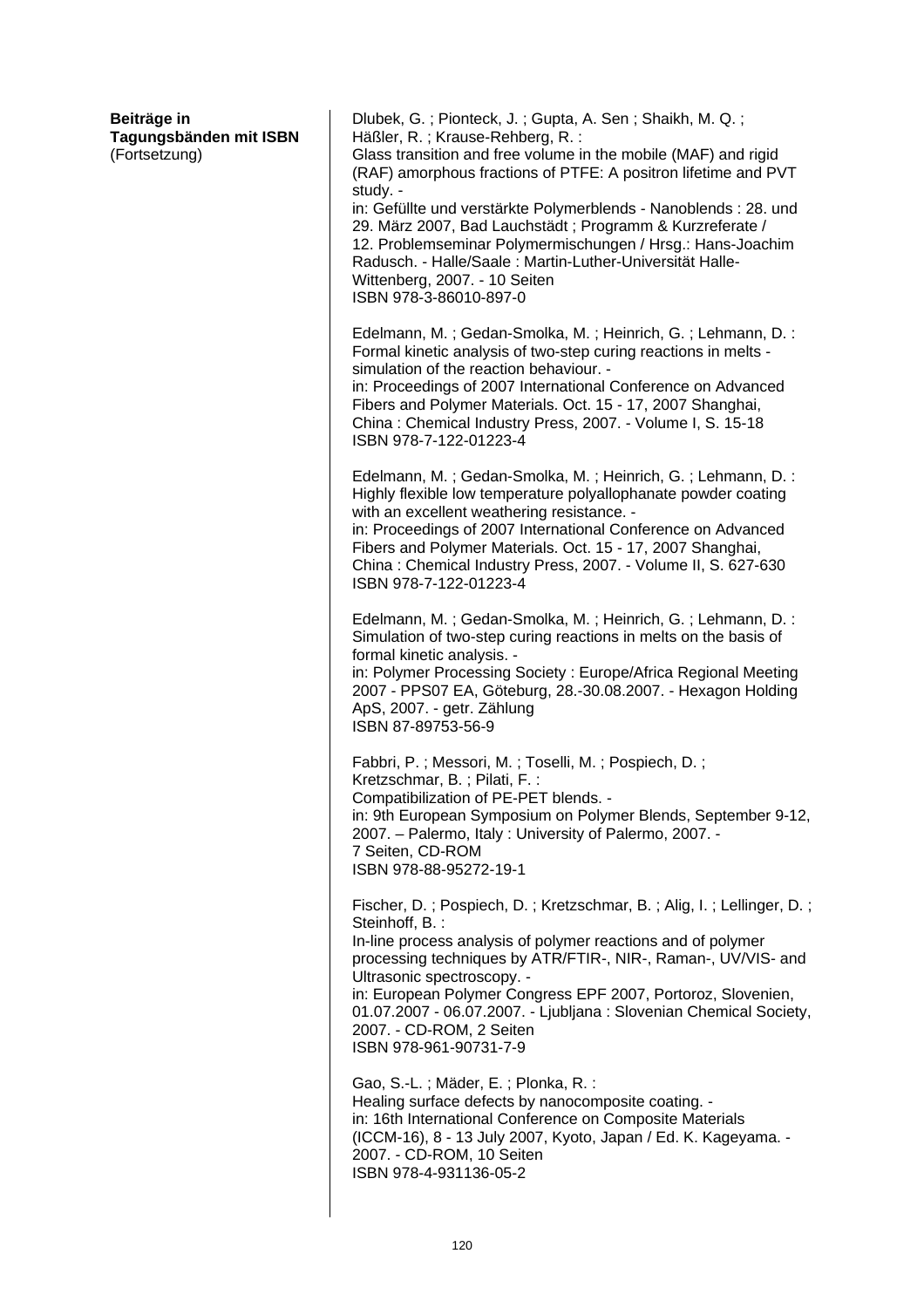**Beiträge in Tagungsbänden mit ISBN** (Fortsetzung)

Dlubek, G. ; Pionteck, J. ; Gupta, A. Sen ; Shaikh, M. Q. ; Häßler, R. ; Krause-Rehberg, R. :
Glass transition and free volume in the mobile (MAF) and rigid (RAF) amorphous fractions of PTFE: A positron lifetime and PVT study. -
in: Gefüllte und verstärkte Polymerblends - Nanoblends : 28. und 29. März 2007, Bad Lauchstädt ; Programm & Kurzreferate / 12. Problemseminar Polymermischungen / Hrsg.: Hans-Joachim Radusch. - Halle/Saale : Martin-Luther-Universität Halle-Wittenberg, 2007. - 10 Seiten
ISBN 978-3-86010-897-0

Edelmann, M. ; Gedan-Smolka, M. ; Heinrich, G. ; Lehmann, D. :
Formal kinetic analysis of two-step curing reactions in melts - simulation of the reaction behaviour. -
in: Proceedings of 2007 International Conference on Advanced Fibers and Polymer Materials. Oct. 15 - 17, 2007 Shanghai, China : Chemical Industry Press, 2007. - Volume I, S. 15-18
ISBN 978-7-122-01223-4

Edelmann, M. ; Gedan-Smolka, M. ; Heinrich, G. ; Lehmann, D. :
Highly flexible low temperature polyallophanate powder coating with an excellent weathering resistance. -
in: Proceedings of 2007 International Conference on Advanced Fibers and Polymer Materials. Oct. 15 - 17, 2007 Shanghai, China : Chemical Industry Press, 2007. - Volume II, S. 627-630
ISBN 978-7-122-01223-4

Edelmann, M. ; Gedan-Smolka, M. ; Heinrich, G. ; Lehmann, D. :
Simulation of two-step curing reactions in melts on the basis of formal kinetic analysis. -
in: Polymer Processing Society : Europe/Africa Regional Meeting 2007 - PPS07 EA, Göteburg, 28.-30.08.2007. - Hexagon Holding ApS, 2007. - getr. Zählung
ISBN 87-89753-56-9

Fabbri, P. ; Messori, M. ; Toselli, M. ; Pospiech, D. ; Kretzschmar, B. ; Pilati, F. :
Compatibilization of PE-PET blends. -
in: 9th European Symposium on Polymer Blends, September 9-12, 2007. – Palermo, Italy : University of Palermo, 2007. - 7 Seiten, CD-ROM
ISBN 978-88-95272-19-1

Fischer, D. ; Pospiech, D. ; Kretzschmar, B. ; Alig, I. ; Lellinger, D. ; Steinhoff, B. :
In-line process analysis of polymer reactions and of polymer processing techniques by ATR/FTIR-, NIR-, Raman-, UV/VIS- and Ultrasonic spectroscopy. -
in: European Polymer Congress EPF 2007, Portoroz, Slovenien, 01.07.2007 - 06.07.2007. - Ljubljana : Slovenian Chemical Society, 2007. - CD-ROM, 2 Seiten
ISBN 978-961-90731-7-9

Gao, S.-L. ; Mäder, E. ; Plonka, R. :
Healing surface defects by nanocomposite coating. -
in: 16th International Conference on Composite Materials (ICCM-16), 8 - 13 July 2007, Kyoto, Japan / Ed. K. Kageyama. - 2007. - CD-ROM, 10 Seiten
ISBN 978-4-931136-05-2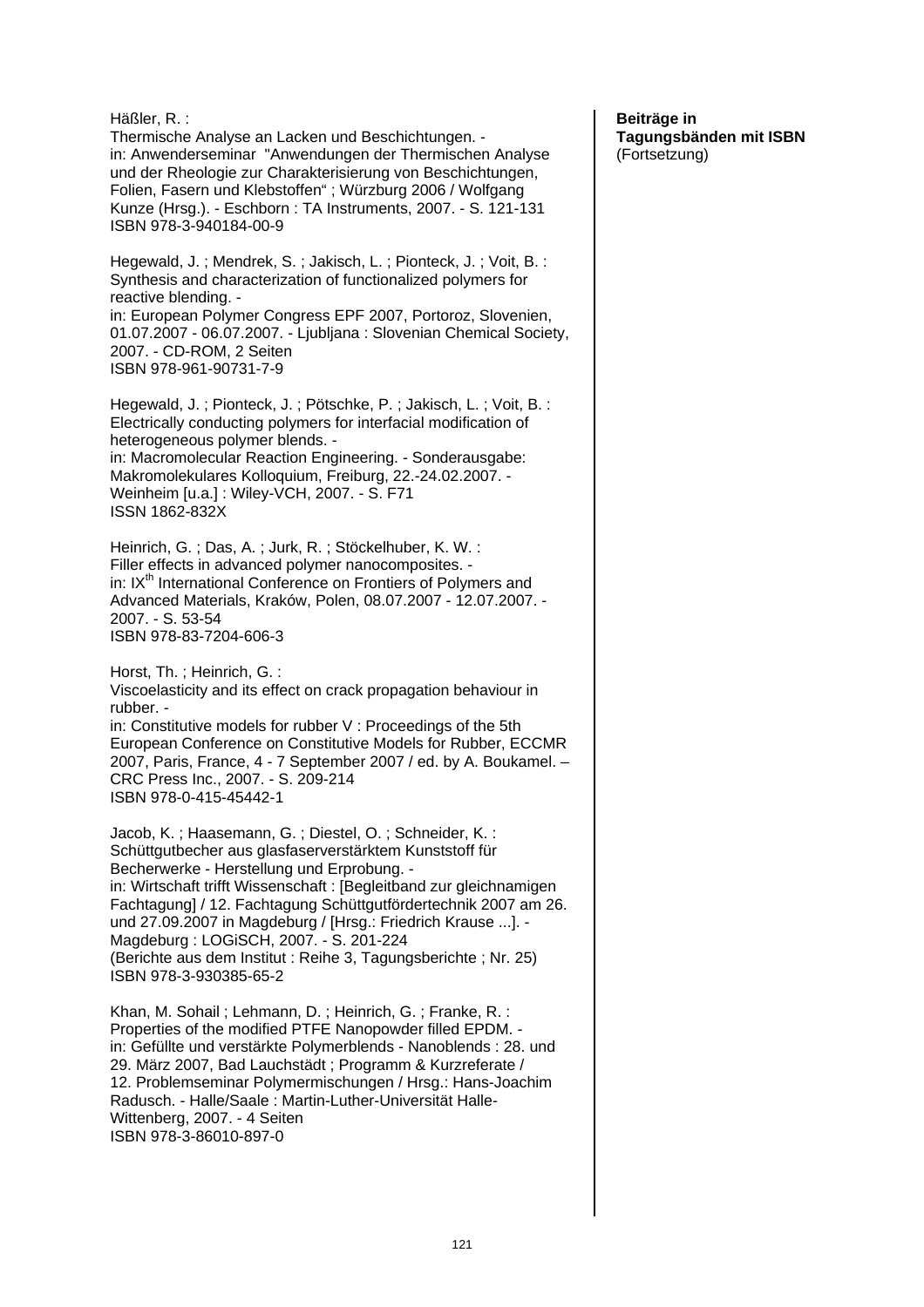**Beiträge in Tagungsbänden mit ISBN** (Fortsetzung)

Häßler, R. :
Thermische Analyse an Lacken und Beschichtungen. -
in: Anwenderseminar "Anwendungen der Thermischen Analyse und der Rheologie zur Charakterisierung von Beschichtungen, Folien, Fasern und Klebstoffen" ; Würzburg 2006 / Wolfgang Kunze (Hrsg.). - Eschborn : TA Instruments, 2007. - S. 121-131
ISBN 978-3-940184-00-9

Hegewald, J. ; Mendrek, S. ; Jakisch, L. ; Pionteck, J. ; Voit, B. :
Synthesis and characterization of functionalized polymers for reactive blending. -
in: European Polymer Congress EPF 2007, Portoroz, Slovenien, 01.07.2007 - 06.07.2007. - Ljubljana : Slovenian Chemical Society, 2007. - CD-ROM, 2 Seiten
ISBN 978-961-90731-7-9

Hegewald, J. ; Pionteck, J. ; Pötschke, P. ; Jakisch, L. ; Voit, B. :
Electrically conducting polymers for interfacial modification of heterogeneous polymer blends. -
in: Macromolecular Reaction Engineering. - Sonderausgabe: Makromolekulares Kolloquium, Freiburg, 22.-24.02.2007. - Weinheim [u.a.] : Wiley-VCH, 2007. - S. F71
ISSN 1862-832X

Heinrich, G. ; Das, A. ; Jurk, R. ; Stöckelhuber, K. W. :
Filler effects in advanced polymer nanocomposites. -
in: IX$^{th}$ International Conference on Frontiers of Polymers and Advanced Materials, Kraków, Polen, 08.07.2007 - 12.07.2007. - 2007. - S. 53-54
ISBN 978-83-7204-606-3

Horst, Th. ; Heinrich, G. :
Viscoelasticity and its effect on crack propagation behaviour in rubber. -
in: Constitutive models for rubber V : Proceedings of the 5th European Conference on Constitutive Models for Rubber, ECCMR 2007, Paris, France, 4 - 7 September 2007 / ed. by A. Boukamel. – CRC Press Inc., 2007. - S. 209-214
ISBN 978-0-415-45442-1

Jacob, K. ; Haasemann, G. ; Diestel, O. ; Schneider, K. :
Schüttgutbecher aus glasfaserverstärktem Kunststoff für Becherwerke - Herstellung und Erprobung. -
in: Wirtschaft trifft Wissenschaft : [Begleitband zur gleichnamigen Fachtagung] / 12. Fachtagung Schüttgutfördertechnik 2007 am 26. und 27.09.2007 in Magdeburg / [Hrsg.: Friedrich Krause ...]. - Magdeburg : LOGiSCH, 2007. - S. 201-224
(Berichte aus dem Institut : Reihe 3, Tagungsberichte ; Nr. 25)
ISBN 978-3-930385-65-2

Khan, M. Sohail ; Lehmann, D. ; Heinrich, G. ; Franke, R. :
Properties of the modified PTFE Nanopowder filled EPDM. -
in: Gefüllte und verstärkte Polymerblends - Nanoblends : 28. und 29. März 2007, Bad Lauchstädt ; Programm & Kurzreferate / 12. Problemseminar Polymermischungen / Hrsg.: Hans-Joachim Radusch. - Halle/Saale : Martin-Luther-Universität Halle-Wittenberg, 2007. - 4 Seiten
ISBN 978-3-86010-897-0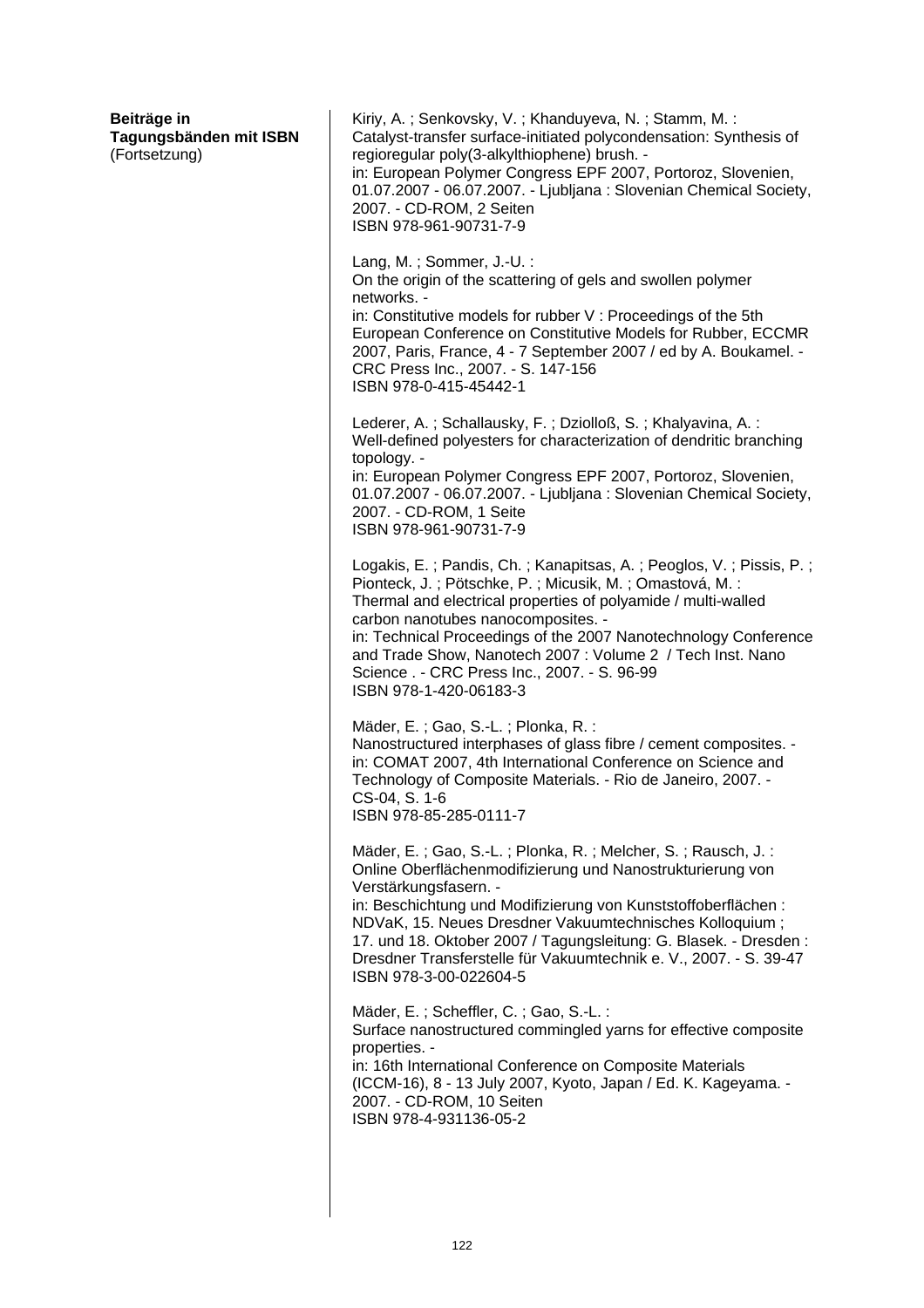**Beiträge in Tagungsbänden mit ISBN** (Fortsetzung)

Kiriy, A. ; Senkovsky, V. ; Khanduyeva, N. ; Stamm, M. :
Catalyst-transfer surface-initiated polycondensation: Synthesis of regioregular poly(3-alkylthiophene) brush. -
in: European Polymer Congress EPF 2007, Portoroz, Slovenien, 01.07.2007 - 06.07.2007. - Ljubljana : Slovenian Chemical Society, 2007. - CD-ROM, 2 Seiten
ISBN 978-961-90731-7-9

Lang, M. ; Sommer, J.-U. :
On the origin of the scattering of gels and swollen polymer networks. -
in: Constitutive models for rubber V : Proceedings of the 5th European Conference on Constitutive Models for Rubber, ECCMR 2007, Paris, France, 4 - 7 September 2007 / ed by A. Boukamel. - CRC Press Inc., 2007. - S. 147-156
ISBN 978-0-415-45442-1

Lederer, A. ; Schallausky, F. ; Dziolloß, S. ; Khalyavina, A. :
Well-defined polyesters for characterization of dendritic branching topology. -
in: European Polymer Congress EPF 2007, Portoroz, Slovenien, 01.07.2007 - 06.07.2007. - Ljubljana : Slovenian Chemical Society, 2007. - CD-ROM, 1 Seite
ISBN 978-961-90731-7-9

Logakis, E. ; Pandis, Ch. ; Kanapitsas, A. ; Peoglos, V. ; Pissis, P. ; Pionteck, J. ; Pötschke, P. ; Micusik, M. ; Omastová, M. :
Thermal and electrical properties of polyamide / multi-walled carbon nanotubes nanocomposites. -
in: Technical Proceedings of the 2007 Nanotechnology Conference and Trade Show, Nanotech 2007 : Volume 2 / Tech Inst. Nano Science . - CRC Press Inc., 2007. - S. 96-99
ISBN 978-1-420-06183-3

Mäder, E. ; Gao, S.-L. ; Plonka, R. :
Nanostructured interphases of glass fibre / cement composites. -
in: COMAT 2007, 4th International Conference on Science and Technology of Composite Materials. - Rio de Janeiro, 2007. - CS-04, S. 1-6
ISBN 978-85-285-0111-7

Mäder, E. ; Gao, S.-L. ; Plonka, R. ; Melcher, S. ; Rausch, J. :
Online Oberflächenmodifizierung und Nanostrukturierung von Verstärkungsfasern. -
in: Beschichtung und Modifizierung von Kunststoffoberflächen : NDVaK, 15. Neues Dresdner Vakuumtechnisches Kolloquium ; 17. und 18. Oktober 2007 / Tagungsleitung: G. Blasek. - Dresden : Dresdner Transferstelle für Vakuumtechnik e. V., 2007. - S. 39-47
ISBN 978-3-00-022604-5

Mäder, E. ; Scheffler, C. ; Gao, S.-L. :
Surface nanostructured commingled yarns for effective composite properties. -
in: 16th International Conference on Composite Materials (ICCM-16), 8 - 13 July 2007, Kyoto, Japan / Ed. K. Kageyama. - 2007. - CD-ROM, 10 Seiten
ISBN 978-4-931136-05-2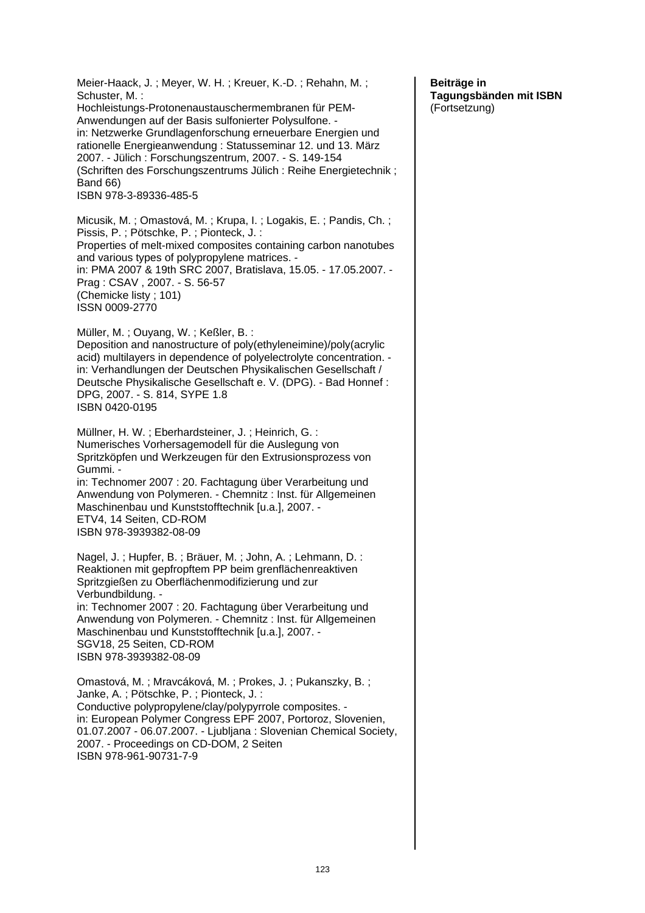**Beiträge in Tagungsbänden mit ISBN** (Fortsetzung)

Meier-Haack, J. ; Meyer, W. H. ; Kreuer, K.-D. ; Rehahn, M. ; Schuster, M. :
Hochleistungs-Protonenaustauschermembranen für PEM-Anwendungen auf der Basis sulfonierter Polysulfone. -
in: Netzwerke Grundlagenforschung erneuerbare Energien und rationelle Energieanwendung : Statusseminar 12. und 13. März 2007. - Jülich : Forschungszentrum, 2007. - S. 149-154
(Schriften des Forschungszentrums Jülich : Reihe Energietechnik ; Band 66)
ISBN 978-3-89336-485-5

Micusik, M. ; Omastová, M. ; Krupa, I. ; Logakis, E. ; Pandis, Ch. ; Pissis, P. ; Pötschke, P. ; Pionteck, J. :
Properties of melt-mixed composites containing carbon nanotubes and various types of polypropylene matrices. -
in: PMA 2007 & 19th SRC 2007, Bratislava, 15.05. - 17.05.2007. - Prag : CSAV , 2007. - S. 56-57
(Chemicke listy ; 101)
ISSN 0009-2770

Müller, M. ; Ouyang, W. ; Keßler, B. :
Deposition and nanostructure of poly(ethyleneimine)/poly(acrylic acid) multilayers in dependence of polyelectrolyte concentration. -
in: Verhandlungen der Deutschen Physikalischen Gesellschaft / Deutsche Physikalische Gesellschaft e. V. (DPG). - Bad Honnef : DPG, 2007. - S. 814, SYPE 1.8
ISBN 0420-0195

Müllner, H. W. ; Eberhardsteiner, J. ; Heinrich, G. :
Numerisches Vorhersagemodell für die Auslegung von Spritzköpfen und Werkzeugen für den Extrusionsprozess von Gummi. -
in: Technomer 2007 : 20. Fachtagung über Verarbeitung und Anwendung von Polymeren. - Chemnitz : Inst. für Allgemeinen Maschinenbau und Kunststofftechnik [u.a.], 2007. -
ETV4, 14 Seiten, CD-ROM
ISBN 978-3939382-08-09

Nagel, J. ; Hupfer, B. ; Bräuer, M. ; John, A. ; Lehmann, D. :
Reaktionen mit gepfropftem PP beim grenflächenreaktiven Spritzgießen zu Oberflächenmodifizierung und zur Verbundbildung. -
in: Technomer 2007 : 20. Fachtagung über Verarbeitung und Anwendung von Polymeren. - Chemnitz : Inst. für Allgemeinen Maschinenbau und Kunststofftechnik [u.a.], 2007. -
SGV18, 25 Seiten, CD-ROM
ISBN 978-3939382-08-09

Omastová, M. ; Mravcáková, M. ; Prokes, J. ; Pukanszky, B. ; Janke, A. ; Pötschke, P. ; Pionteck, J. :
Conductive polypropylene/clay/polypyrrole composites. -
in: European Polymer Congress EPF 2007, Portoroz, Slovenien, 01.07.2007 - 06.07.2007. - Ljubljana : Slovenian Chemical Society, 2007. - Proceedings on CD-DOM, 2 Seiten
ISBN 978-961-90731-7-9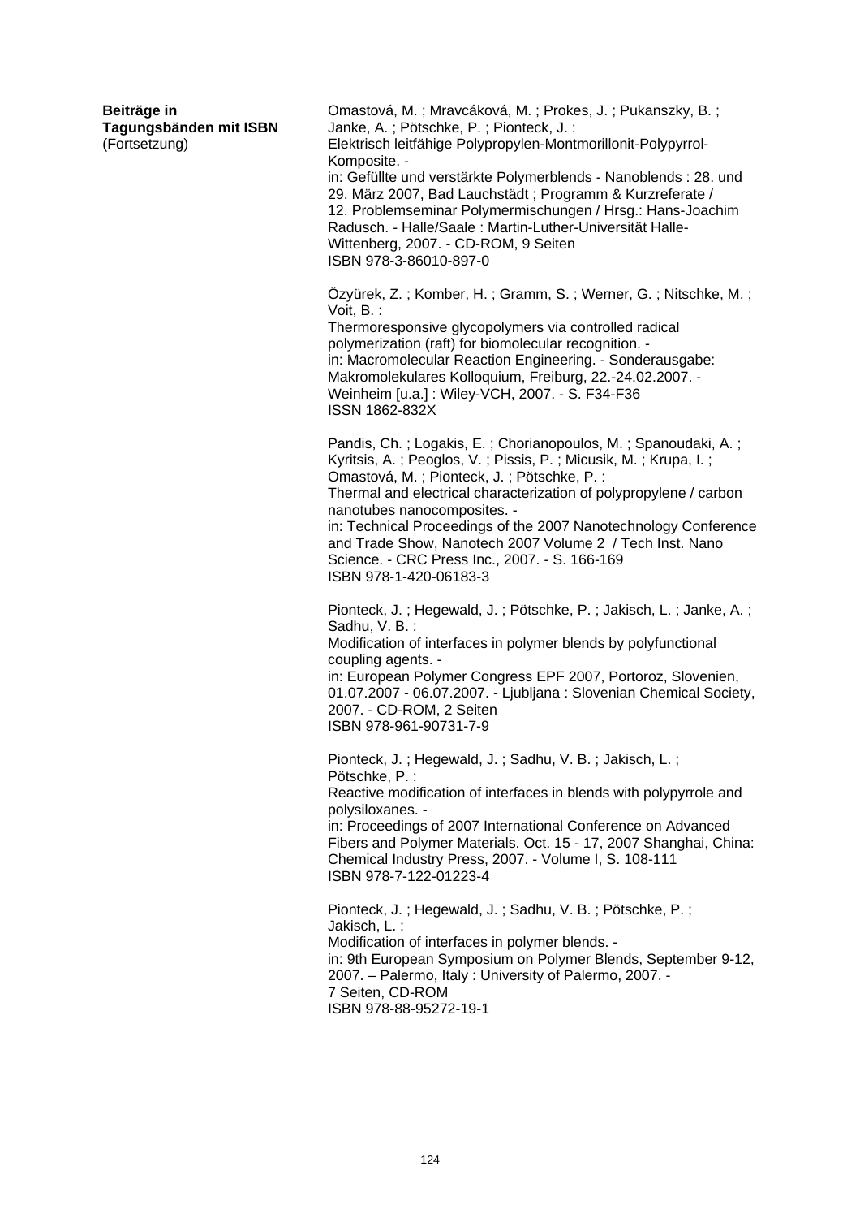**Beiträge in Tagungsbänden mit ISBN** (Fortsetzung)

Omastová, M. ; Mravcáková, M. ; Prokes, J. ; Pukanszky, B. ; Janke, A. ; Pötschke, P. ; Pionteck, J. :
Elektrisch leitfähige Polypropylen-Montmorillonit-Polypyrrol-Komposite. -
in: Gefüllte und verstärkte Polymerblends - Nanoblends : 28. und 29. März 2007, Bad Lauchstädt ; Programm & Kurzreferate / 12. Problemseminar Polymermischungen / Hrsg.: Hans-Joachim Radusch. - Halle/Saale : Martin-Luther-Universität Halle-Wittenberg, 2007. - CD-ROM, 9 Seiten
ISBN 978-3-86010-897-0

Özyürek, Z. ; Komber, H. ; Gramm, S. ; Werner, G. ; Nitschke, M. ; Voit, B. :
Thermoresponsive glycopolymers via controlled radical polymerization (raft) for biomolecular recognition. -
in: Macromolecular Reaction Engineering. - Sonderausgabe: Makromolekulares Kolloquium, Freiburg, 22.-24.02.2007. - Weinheim [u.a.] : Wiley-VCH, 2007. - S. F34-F36
ISSN 1862-832X

Pandis, Ch. ; Logakis, E. ; Chorianopoulos, M. ; Spanoudaki, A. ; Kyritsis, A. ; Peoglos, V. ; Pissis, P. ; Micusik, M. ; Krupa, I. ; Omastová, M. ; Pionteck, J. ; Pötschke, P. :
Thermal and electrical characterization of polypropylene / carbon nanotubes nanocomposites. -
in: Technical Proceedings of the 2007 Nanotechnology Conference and Trade Show, Nanotech 2007 Volume 2 / Tech Inst. Nano Science. - CRC Press Inc., 2007. - S. 166-169
ISBN 978-1-420-06183-3

Pionteck, J. ; Hegewald, J. ; Pötschke, P. ; Jakisch, L. ; Janke, A. ; Sadhu, V. B. :
Modification of interfaces in polymer blends by polyfunctional coupling agents. -
in: European Polymer Congress EPF 2007, Portoroz, Slovenien, 01.07.2007 - 06.07.2007. - Ljubljana : Slovenian Chemical Society, 2007. - CD-ROM, 2 Seiten
ISBN 978-961-90731-7-9

Pionteck, J. ; Hegewald, J. ; Sadhu, V. B. ; Jakisch, L. ; Pötschke, P. :
Reactive modification of interfaces in blends with polypyrrole and polysiloxanes. -
in: Proceedings of 2007 International Conference on Advanced Fibers and Polymer Materials. Oct. 15 - 17, 2007 Shanghai, China: Chemical Industry Press, 2007. - Volume I, S. 108-111
ISBN 978-7-122-01223-4

Pionteck, J. ; Hegewald, J. ; Sadhu, V. B. ; Pötschke, P. ; Jakisch, L. :
Modification of interfaces in polymer blends. -
in: 9th European Symposium on Polymer Blends, September 9-12, 2007. – Palermo, Italy : University of Palermo, 2007. - 7 Seiten, CD-ROM
ISBN 978-88-95272-19-1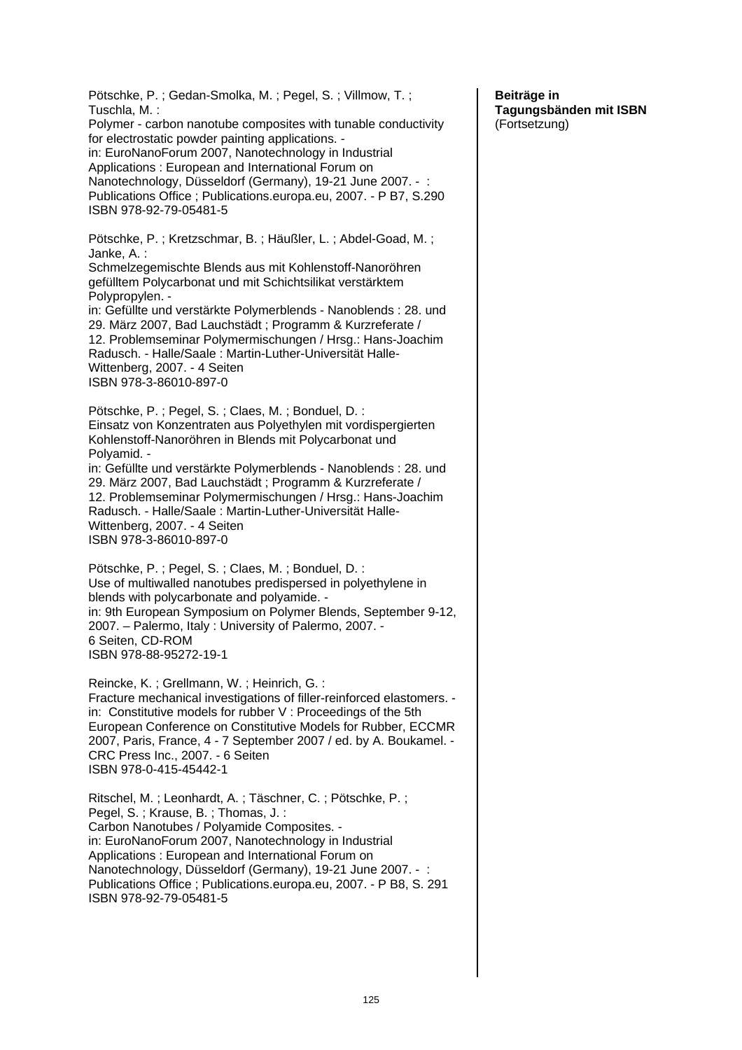**Beiträge in Tagungsbänden mit ISBN** (Fortsetzung)

Pötschke, P. ; Gedan-Smolka, M. ; Pegel, S. ; Villmow, T. ; Tuschla, M. :
Polymer - carbon nanotube composites with tunable conductivity for electrostatic powder painting applications. -
in: EuroNanoForum 2007, Nanotechnology in Industrial Applications : European and International Forum on Nanotechnology, Düsseldorf (Germany), 19-21 June 2007. - : Publications Office ; Publications.europa.eu, 2007. - P B7, S.290
ISBN 978-92-79-05481-5

Pötschke, P. ; Kretzschmar, B. ; Häußler, L. ; Abdel-Goad, M. ; Janke, A. :
Schmelzegemischte Blends aus mit Kohlenstoff-Nanoröhren gefülltem Polycarbonat und mit Schichtsilikat verstärktem Polypropylen. -
in: Gefüllte und verstärkte Polymerblends - Nanoblends : 28. und 29. März 2007, Bad Lauchstädt ; Programm & Kurzreferate / 12. Problemseminar Polymermischungen / Hrsg.: Hans-Joachim Radusch. - Halle/Saale : Martin-Luther-Universität Halle-Wittenberg, 2007. - 4 Seiten
ISBN 978-3-86010-897-0

Pötschke, P. ; Pegel, S. ; Claes, M. ; Bonduel, D. :
Einsatz von Konzentraten aus Polyethylen mit vordispergierten Kohlenstoff-Nanoröhren in Blends mit Polycarbonat und Polyamid. -
in: Gefüllte und verstärkte Polymerblends - Nanoblends : 28. und 29. März 2007, Bad Lauchstädt ; Programm & Kurzreferate / 12. Problemseminar Polymermischungen / Hrsg.: Hans-Joachim Radusch. - Halle/Saale : Martin-Luther-Universität Halle-Wittenberg, 2007. - 4 Seiten
ISBN 978-3-86010-897-0

Pötschke, P. ; Pegel, S. ; Claes, M. ; Bonduel, D. :
Use of multiwalled nanotubes predispersed in polyethylene in blends with polycarbonate and polyamide. -
in: 9th European Symposium on Polymer Blends, September 9-12, 2007. – Palermo, Italy : University of Palermo, 2007. - 6 Seiten, CD-ROM
ISBN 978-88-95272-19-1

Reincke, K. ; Grellmann, W. ; Heinrich, G. :
Fracture mechanical investigations of filler-reinforced elastomers. -
in: Constitutive models for rubber V : Proceedings of the 5th European Conference on Constitutive Models for Rubber, ECCMR 2007, Paris, France, 4 - 7 September 2007 / ed. by A. Boukamel. - CRC Press Inc., 2007. - 6 Seiten
ISBN 978-0-415-45442-1

Ritschel, M. ; Leonhardt, A. ; Täschner, C. ; Pötschke, P. ; Pegel, S. ; Krause, B. ; Thomas, J. :
Carbon Nanotubes / Polyamide Composites. -
in: EuroNanoForum 2007, Nanotechnology in Industrial Applications : European and International Forum on Nanotechnology, Düsseldorf (Germany), 19-21 June 2007. - : Publications Office ; Publications.europa.eu, 2007. - P B8, S. 291
ISBN 978-92-79-05481-5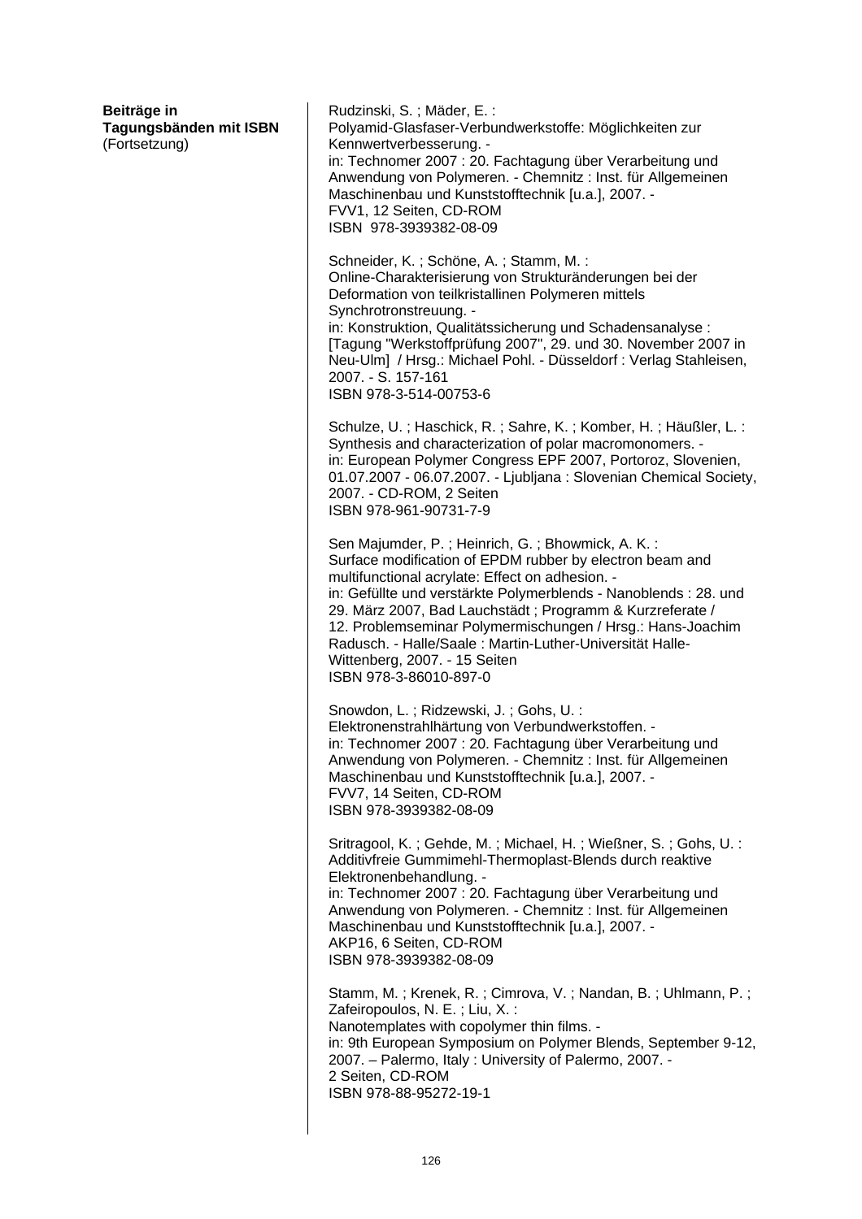**Beiträge in Tagungsbänden mit ISBN** (Fortsetzung)

Rudzinski, S. ; Mäder, E. :
Polyamid-Glasfaser-Verbundwerkstoffe: Möglichkeiten zur Kennwertverbesserung. -
in: Technomer 2007 : 20. Fachtagung über Verarbeitung und Anwendung von Polymeren. - Chemnitz : Inst. für Allgemeinen Maschinenbau und Kunststofftechnik [u.a.], 2007. -
FVV1, 12 Seiten, CD-ROM
ISBN 978-3939382-08-09

Schneider, K. ; Schöne, A. ; Stamm, M. :
Online-Charakterisierung von Strukturänderungen bei der Deformation von teilkristallinen Polymeren mittels Synchrotronstreuung. -
in: Konstruktion, Qualitätssicherung und Schadensanalyse : [Tagung "Werkstoffprüfung 2007", 29. und 30. November 2007 in Neu-Ulm] / Hrsg.: Michael Pohl. - Düsseldorf : Verlag Stahleisen, 2007. - S. 157-161
ISBN 978-3-514-00753-6

Schulze, U. ; Haschick, R. ; Sahre, K. ; Komber, H. ; Häußler, L. :
Synthesis and characterization of polar macromonomers. -
in: European Polymer Congress EPF 2007, Portoroz, Slovenien, 01.07.2007 - 06.07.2007. - Ljubljana : Slovenian Chemical Society, 2007. - CD-ROM, 2 Seiten
ISBN 978-961-90731-7-9

Sen Majumder, P. ; Heinrich, G. ; Bhowmick, A. K. :
Surface modification of EPDM rubber by electron beam and multifunctional acrylate: Effect on adhesion. -
in: Gefüllte und verstärkte Polymerblends - Nanoblends : 28. und 29. März 2007, Bad Lauchstädt ; Programm & Kurzreferate / 12. Problemseminar Polymermischungen / Hrsg.: Hans-Joachim Radusch. - Halle/Saale : Martin-Luther-Universität Halle-Wittenberg, 2007. - 15 Seiten
ISBN 978-3-86010-897-0

Snowdon, L. ; Ridzewski, J. ; Gohs, U. :
Elektronenstrahlhärtung von Verbundwerkstoffen. -
in: Technomer 2007 : 20. Fachtagung über Verarbeitung und Anwendung von Polymeren. - Chemnitz : Inst. für Allgemeinen Maschinenbau und Kunststofftechnik [u.a.], 2007. -
FVV7, 14 Seiten, CD-ROM
ISBN 978-3939382-08-09

Sritragool, K. ; Gehde, M. ; Michael, H. ; Wießner, S. ; Gohs, U. :
Additivfreie Gummimehl-Thermoplast-Blends durch reaktive Elektronenbehandlung. -
in: Technomer 2007 : 20. Fachtagung über Verarbeitung und Anwendung von Polymeren. - Chemnitz : Inst. für Allgemeinen Maschinenbau und Kunststofftechnik [u.a.], 2007. -
AKP16, 6 Seiten, CD-ROM
ISBN 978-3939382-08-09

Stamm, M. ; Krenek, R. ; Cimrova, V. ; Nandan, B. ; Uhlmann, P. ; Zafeiropoulos, N. E. ; Liu, X. :
Nanotemplates with copolymer thin films. -
in: 9th European Symposium on Polymer Blends, September 9-12, 2007. – Palermo, Italy : University of Palermo, 2007. -
2 Seiten, CD-ROM
ISBN 978-88-95272-19-1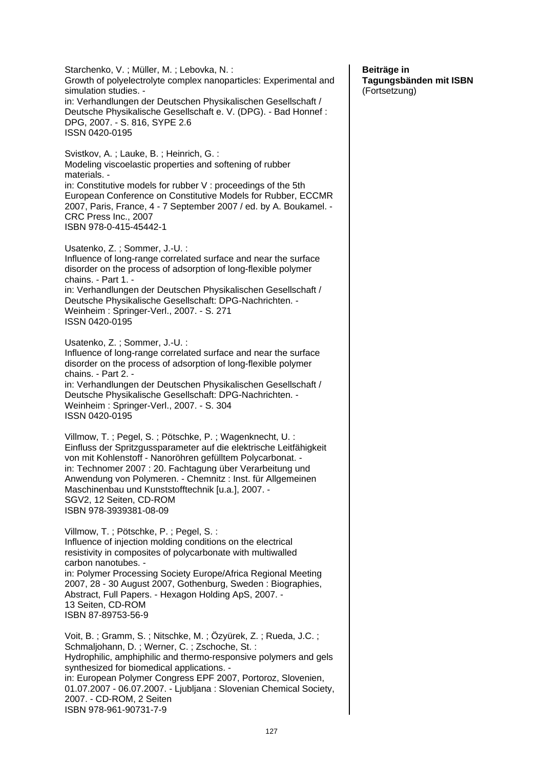**Beiträge in Tagungsbänden mit ISBN** (Fortsetzung)

Starchenko, V. ; Müller, M. ; Lebovka, N. :
Growth of polyelectrolyte complex nanoparticles: Experimental and simulation studies. -
in: Verhandlungen der Deutschen Physikalischen Gesellschaft / Deutsche Physikalische Gesellschaft e. V. (DPG). - Bad Honnef : DPG, 2007. - S. 816, SYPE 2.6
ISSN 0420-0195

Svistkov, A. ; Lauke, B. ; Heinrich, G. :
Modeling viscoelastic properties and softening of rubber materials. -
in: Constitutive models for rubber V : proceedings of the 5th European Conference on Constitutive Models for Rubber, ECCMR 2007, Paris, France, 4 - 7 September 2007 / ed. by A. Boukamel. - CRC Press Inc., 2007
ISBN 978-0-415-45442-1

Usatenko, Z. ; Sommer, J.-U. :
Influence of long-range correlated surface and near the surface disorder on the process of adsorption of long-flexible polymer chains. - Part 1. -
in: Verhandlungen der Deutschen Physikalischen Gesellschaft / Deutsche Physikalische Gesellschaft: DPG-Nachrichten. - Weinheim : Springer-Verl., 2007. - S. 271
ISSN 0420-0195

Usatenko, Z. ; Sommer, J.-U. :
Influence of long-range correlated surface and near the surface disorder on the process of adsorption of long-flexible polymer chains. - Part 2. -
in: Verhandlungen der Deutschen Physikalischen Gesellschaft / Deutsche Physikalische Gesellschaft: DPG-Nachrichten. - Weinheim : Springer-Verl., 2007. - S. 304
ISSN 0420-0195

Villmow, T. ; Pegel, S. ; Pötschke, P. ; Wagenknecht, U. :
Einfluss der Spritzgussparameter auf die elektrische Leitfähigkeit von mit Kohlenstoff - Nanoröhren gefülltem Polycarbonat. -
in: Technomer 2007 : 20. Fachtagung über Verarbeitung und Anwendung von Polymeren. - Chemnitz : Inst. für Allgemeinen Maschinenbau und Kunststofftechnik [u.a.], 2007. -
SGV2, 12 Seiten, CD-ROM
ISBN 978-3939381-08-09

Villmow, T. ; Pötschke, P. ; Pegel, S. :
Influence of injection molding conditions on the electrical resistivity in composites of polycarbonate with multiwalled carbon nanotubes. -
in: Polymer Processing Society Europe/Africa Regional Meeting 2007, 28 - 30 August 2007, Gothenburg, Sweden : Biographies, Abstract, Full Papers. - Hexagon Holding ApS, 2007. -
13 Seiten, CD-ROM
ISBN 87-89753-56-9

Voit, B. ; Gramm, S. ; Nitschke, M. ; Özyürek, Z. ; Rueda, J.C. ; Schmaljohann, D. ; Werner, C. ; Zschoche, St. :
Hydrophilic, amphiphilic and thermo-responsive polymers and gels synthesized for biomedical applications. -
in: European Polymer Congress EPF 2007, Portoroz, Slovenien, 01.07.2007 - 06.07.2007. - Ljubljana : Slovenian Chemical Society, 2007. - CD-ROM, 2 Seiten
ISBN 978-961-90731-7-9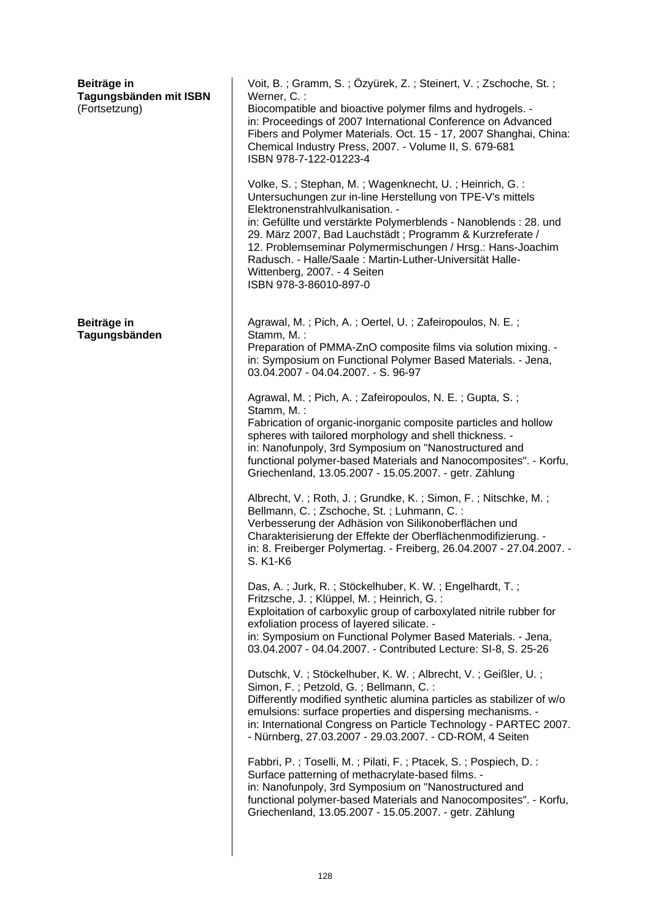**Beiträge in Tagungsbänden mit ISBN** (Fortsetzung)

Voit, B. ; Gramm, S. ; Özyürek, Z. ; Steinert, V. ; Zschoche, St. ; Werner, C. :
Biocompatible and bioactive polymer films and hydrogels. -
in: Proceedings of 2007 International Conference on Advanced Fibers and Polymer Materials. Oct. 15 - 17, 2007 Shanghai, China: Chemical Industry Press, 2007. - Volume II, S. 679-681
ISBN 978-7-122-01223-4

Volke, S. ; Stephan, M. ; Wagenknecht, U. ; Heinrich, G. :
Untersuchungen zur in-line Herstellung von TPE-V's mittels Elektronenstrahlvulkanisation. -
in: Gefüllte und verstärkte Polymerblends - Nanoblends : 28. und 29. März 2007, Bad Lauchstädt ; Programm & Kurzreferate / 12. Problemseminar Polymermischungen / Hrsg.: Hans-Joachim Radusch. - Halle/Saale : Martin-Luther-Universität Halle-Wittenberg, 2007. - 4 Seiten
ISBN 978-3-86010-897-0

**Beiträge in Tagungsbänden**

Agrawal, M. ; Pich, A. ; Oertel, U. ; Zafeiropoulos, N. E. ; Stamm, M. :
Preparation of PMMA-ZnO composite films via solution mixing. -
in: Symposium on Functional Polymer Based Materials. - Jena, 03.04.2007 - 04.04.2007. - S. 96-97

Agrawal, M. ; Pich, A. ; Zafeiropoulos, N. E. ; Gupta, S. ; Stamm, M. :
Fabrication of organic-inorganic composite particles and hollow spheres with tailored morphology and shell thickness. -
in: Nanofunpoly, 3rd Symposium on "Nanostructured and functional polymer-based Materials and Nanocomposites". - Korfu, Griechenland, 13.05.2007 - 15.05.2007. - getr. Zählung

Albrecht, V. ; Roth, J. ; Grundke, K. ; Simon, F. ; Nitschke, M. ; Bellmann, C. ; Zschoche, St. ; Luhmann, C. :
Verbesserung der Adhäsion von Silikonoberflächen und Charakterisierung der Effekte der Oberflächenmodifizierung. -
in: 8. Freiberger Polymertag. - Freiberg, 26.04.2007 - 27.04.2007. - S. K1-K6

Das, A. ; Jurk, R. ; Stöckelhuber, K. W. ; Engelhardt, T. ; Fritzsche, J. ; Klüppel, M. ; Heinrich, G. :
Exploitation of carboxylic group of carboxylated nitrile rubber for exfoliation process of layered silicate. -
in: Symposium on Functional Polymer Based Materials. - Jena, 03.04.2007 - 04.04.2007. - Contributed Lecture: SI-8, S. 25-26

Dutschk, V. ; Stöckelhuber, K. W. ; Albrecht, V. ; Geißler, U. ; Simon, F. ; Petzold, G. ; Bellmann, C. :
Differently modified synthetic alumina particles as stabilizer of w/o emulsions: surface properties and dispersing mechanisms. -
in: International Congress on Particle Technology - PARTEC 2007. - Nürnberg, 27.03.2007 - 29.03.2007. - CD-ROM, 4 Seiten

Fabbri, P. ; Toselli, M. ; Pilati, F. ; Ptacek, S. ; Pospiech, D. :
Surface patterning of methacrylate-based films. -
in: Nanofunpoly, 3rd Symposium on "Nanostructured and functional polymer-based Materials and Nanocomposites". - Korfu, Griechenland, 13.05.2007 - 15.05.2007. - getr. Zählung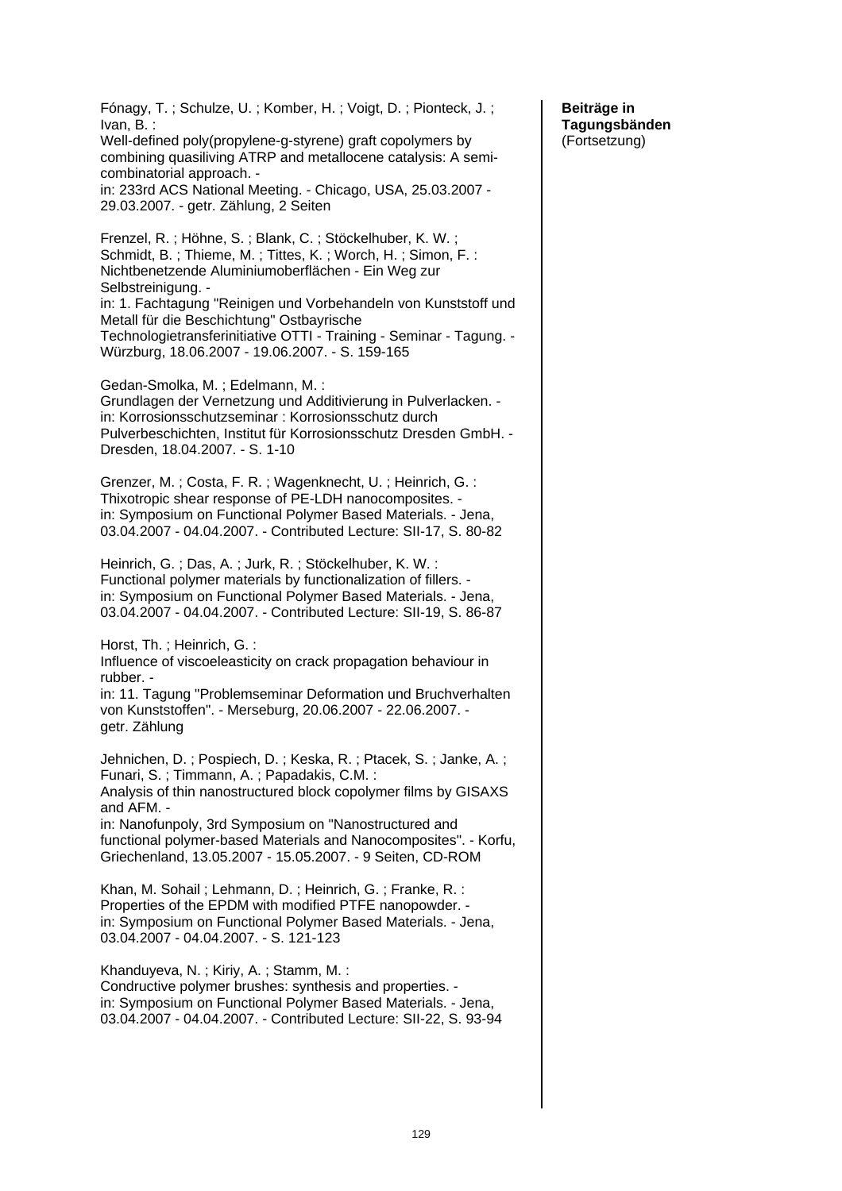**Beiträge in Tagungsbänden** (Fortsetzung)

Fónagy, T. ; Schulze, U. ; Komber, H. ; Voigt, D. ; Pionteck, J. ; Ivan, B. :
Well-defined poly(propylene-g-styrene) graft copolymers by combining quasiliving ATRP and metallocene catalysis: A semi-combinatorial approach. -
in: 233rd ACS National Meeting. - Chicago, USA, 25.03.2007 - 29.03.2007. - getr. Zählung, 2 Seiten

Frenzel, R. ; Höhne, S. ; Blank, C. ; Stöckelhuber, K. W. ; Schmidt, B. ; Thieme, M. ; Tittes, K. ; Worch, H. ; Simon, F. :
Nichtbenetzende Aluminiumoberflächen - Ein Weg zur Selbstreinigung. -
in: 1. Fachtagung "Reinigen und Vorbehandeln von Kunststoff und Metall für die Beschichtung" Ostbayrische Technologietransferinitiative OTTI - Training - Seminar - Tagung. - Würzburg, 18.06.2007 - 19.06.2007. - S. 159-165

Gedan-Smolka, M. ; Edelmann, M. :
Grundlagen der Vernetzung und Additivierung in Pulverlacken. -
in: Korrosionsschutzseminar : Korrosionsschutz durch Pulverbeschichten, Institut für Korrosionsschutz Dresden GmbH. - Dresden, 18.04.2007. - S. 1-10

Grenzer, M. ; Costa, F. R. ; Wagenknecht, U. ; Heinrich, G. :
Thixotropic shear response of PE-LDH nanocomposites. -
in: Symposium on Functional Polymer Based Materials. - Jena, 03.04.2007 - 04.04.2007. - Contributed Lecture: SII-17, S. 80-82

Heinrich, G. ; Das, A. ; Jurk, R. ; Stöckelhuber, K. W. :
Functional polymer materials by functionalization of fillers. -
in: Symposium on Functional Polymer Based Materials. - Jena, 03.04.2007 - 04.04.2007. - Contributed Lecture: SII-19, S. 86-87

Horst, Th. ; Heinrich, G. :
Influence of viscoelasticity on crack propagation behaviour in rubber. -
in: 11. Tagung "Problemseminar Deformation und Bruchverhalten von Kunststoffen". - Merseburg, 20.06.2007 - 22.06.2007. - getr. Zählung

Jehnichen, D. ; Pospiech, D. ; Keska, R. ; Ptacek, S. ; Janke, A. ; Funari, S. ; Timmann, A. ; Papadakis, C.M. :
Analysis of thin nanostructured block copolymer films by GISAXS and AFM. -
in: Nanofunpoly, 3rd Symposium on "Nanostructured and functional polymer-based Materials and Nanocomposites". - Korfu, Griechenland, 13.05.2007 - 15.05.2007. - 9 Seiten, CD-ROM

Khan, M. Sohail ; Lehmann, D. ; Heinrich, G. ; Franke, R. :
Properties of the EPDM with modified PTFE nanopowder. -
in: Symposium on Functional Polymer Based Materials. - Jena, 03.04.2007 - 04.04.2007. - S. 121-123

Khanduyeva, N. ; Kiriy, A. ; Stamm, M. :
Condructive polymer brushes: synthesis and properties. -
in: Symposium on Functional Polymer Based Materials. - Jena, 03.04.2007 - 04.04.2007. - Contributed Lecture: SII-22, S. 93-94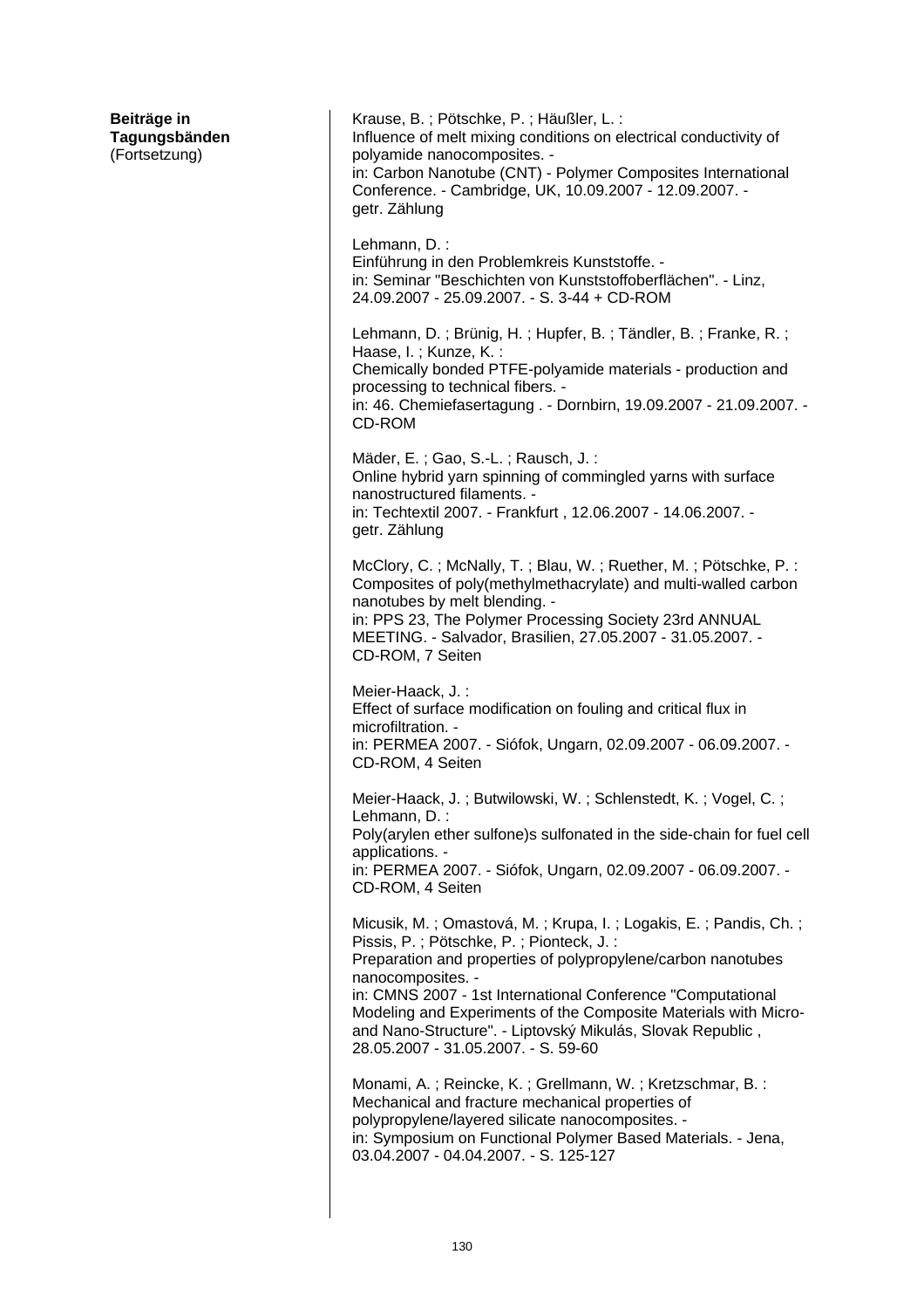**Beiträge in Tagungsbänden**
(Fortsetzung)

Krause, B. ; Pötschke, P. ; Häußler, L. :
Influence of melt mixing conditions on electrical conductivity of polyamide nanocomposites. -
in: Carbon Nanotube (CNT) - Polymer Composites International Conference. - Cambridge, UK, 10.09.2007 - 12.09.2007. - getr. Zählung

Lehmann, D. :
Einführung in den Problemkreis Kunststoffe. -
in: Seminar "Beschichten von Kunststoffoberflächen". - Linz, 24.09.2007 - 25.09.2007. - S. 3-44 + CD-ROM

Lehmann, D. ; Brünig, H. ; Hupfer, B. ; Tändler, B. ; Franke, R. ; Haase, I. ; Kunze, K. :
Chemically bonded PTFE-polyamide materials - production and processing to technical fibers. -
in: 46. Chemiefasertagung . - Dornbirn, 19.09.2007 - 21.09.2007. - CD-ROM

Mäder, E. ; Gao, S.-L. ; Rausch, J. :
Online hybrid yarn spinning of commingled yarns with surface nanostructured filaments. -
in: Techtextil 2007. - Frankfurt , 12.06.2007 - 14.06.2007. - getr. Zählung

McClory, C. ; McNally, T. ; Blau, W. ; Ruether, M. ; Pötschke, P. :
Composites of poly(methylmethacrylate) and multi-walled carbon nanotubes by melt blending. -
in: PPS 23, The Polymer Processing Society 23rd ANNUAL MEETING. - Salvador, Brasilien, 27.05.2007 - 31.05.2007. - CD-ROM, 7 Seiten

Meier-Haack, J. :
Effect of surface modification on fouling and critical flux in microfiltration. -
in: PERMEA 2007. - Siófok, Ungarn, 02.09.2007 - 06.09.2007. - CD-ROM, 4 Seiten

Meier-Haack, J. ; Butwilowski, W. ; Schlenstedt, K. ; Vogel, C. ; Lehmann, D. :
Poly(arylen ether sulfone)s sulfonated in the side-chain for fuel cell applications. -
in: PERMEA 2007. - Siófok, Ungarn, 02.09.2007 - 06.09.2007. - CD-ROM, 4 Seiten

Micusik, M. ; Omastová, M. ; Krupa, I. ; Logakis, E. ; Pandis, Ch. ; Pissis, P. ; Pötschke, P. ; Pionteck, J. :
Preparation and properties of polypropylene/carbon nanotubes nanocomposites. -
in: CMNS 2007 - 1st International Conference "Computational Modeling and Experiments of the Composite Materials with Micro- and Nano-Structure". - Liptovský Mikulás, Slovak Republic , 28.05.2007 - 31.05.2007. - S. 59-60

Monami, A. ; Reincke, K. ; Grellmann, W. ; Kretzschmar, B. :
Mechanical and fracture mechanical properties of polypropylene/layered silicate nanocomposites. -
in: Symposium on Functional Polymer Based Materials. - Jena, 03.04.2007 - 04.04.2007. - S. 125-127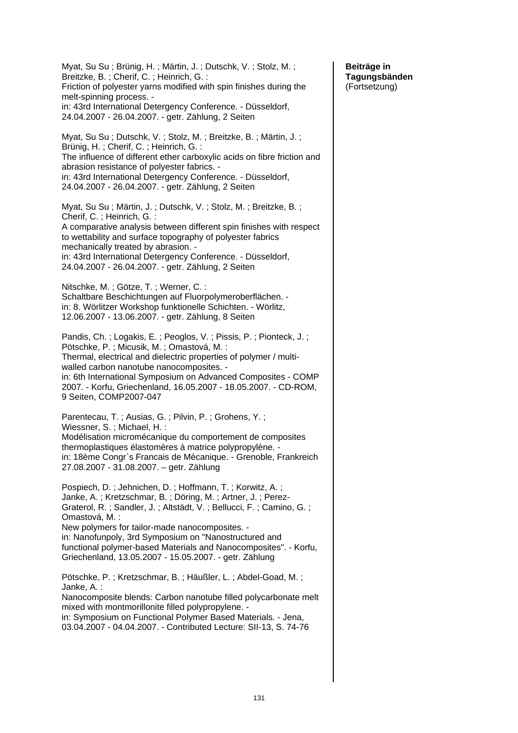**Beiträge in Tagungsbänden** (Fortsetzung)

Myat, Su Su ; Brünig, H. ; Märtin, J. ; Dutschk, V. ; Stolz, M. ; Breitzke, B. ; Cherif, C. ; Heinrich, G. :
Friction of polyester yarns modified with spin finishes during the melt-spinning process. -
in: 43rd International Detergency Conference. - Düsseldorf, 24.04.2007 - 26.04.2007. - getr. Zählung, 2 Seiten

Myat, Su Su ; Dutschk, V. ; Stolz, M. ; Breitzke, B. ; Märtin, J. ; Brünig, H. ; Cherif, C. ; Heinrich, G. :
The influence of different ether carboxylic acids on fibre friction and abrasion resistance of polyester fabrics. -
in: 43rd International Detergency Conference. - Düsseldorf, 24.04.2007 - 26.04.2007. - getr. Zählung, 2 Seiten

Myat, Su Su ; Märtin, J. ; Dutschk, V. ; Stolz, M. ; Breitzke, B. ; Cherif, C. ; Heinrich, G. :
A comparative analysis between different spin finishes with respect to wettability and surface topography of polyester fabrics mechanically treated by abrasion. -
in: 43rd International Detergency Conference. - Düsseldorf, 24.04.2007 - 26.04.2007. - getr. Zählung, 2 Seiten

Nitschke, M. ; Götze, T. ; Werner, C. :
Schaltbare Beschichtungen auf Fluorpolymeroberflächen. -
in: 8. Wörlitzer Workshop funktionelle Schichten. - Wörlitz, 12.06.2007 - 13.06.2007. - getr. Zählung, 8 Seiten

Pandis, Ch. ; Logakis, E. ; Peoglos, V. ; Pissis, P. ; Pionteck, J. ; Pötschke, P. ; Micusik, M. ; Omastová, M. :
Thermal, electrical and dielectric properties of polymer / multi-walled carbon nanotube nanocomposites. -
in: 6th International Symposium on Advanced Composites - COMP 2007. - Korfu, Griechenland, 16.05.2007 - 18.05.2007. - CD-ROM, 9 Seiten, COMP2007-047

Parentecau, T. ; Ausias, G. ; Pilvin, P. ; Grohens, Y. ; Wiessner, S. ; Michael, H. :
Modélisation micromécanique du comportement de composites thermoplastiques élastomères à matrice polypropylène. -
in: 18ème Congr`s Francais de Mècanique. - Grenoble, Frankreich 27.08.2007 - 31.08.2007. – getr. Zählung

Pospiech, D. ; Jehnichen, D. ; Hoffmann, T. ; Korwitz, A. ; Janke, A. ; Kretzschmar, B. ; Döring, M. ; Artner, J. ; Perez-Graterol, R. ; Sandler, J. ; Altstädt, V. ; Bellucci, F. ; Camino, G. ; Omastová, M. :
New polymers for tailor-made nanocomposites. -
in: Nanofunpoly, 3rd Symposium on "Nanostructured and functional polymer-based Materials and Nanocomposites". - Korfu, Griechenland, 13.05.2007 - 15.05.2007. - getr. Zählung

Pötschke, P. ; Kretzschmar, B. ; Häußler, L. ; Abdel-Goad, M. ; Janke, A. :
Nanocomposite blends: Carbon nanotube filled polycarbonate melt mixed with montmorillonite filled polypropylene. -
in: Symposium on Functional Polymer Based Materials. - Jena, 03.04.2007 - 04.04.2007. - Contributed Lecture: SII-13, S. 74-76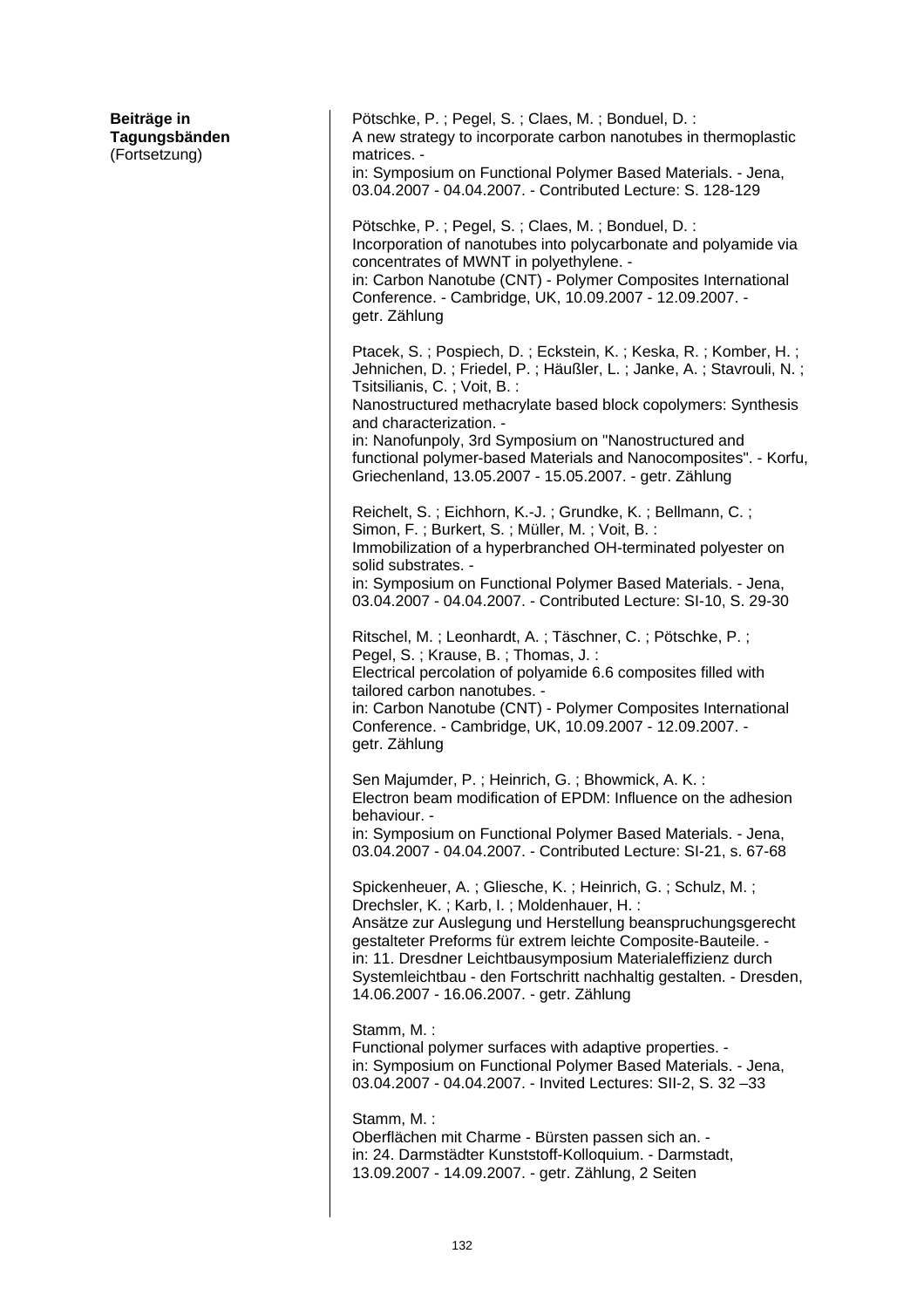**Beiträge in Tagungsbänden** (Fortsetzung)

Pötschke, P. ; Pegel, S. ; Claes, M. ; Bonduel, D. :
A new strategy to incorporate carbon nanotubes in thermoplastic matrices. -
in: Symposium on Functional Polymer Based Materials. - Jena, 03.04.2007 - 04.04.2007. - Contributed Lecture: S. 128-129

Pötschke, P. ; Pegel, S. ; Claes, M. ; Bonduel, D. :
Incorporation of nanotubes into polycarbonate and polyamide via concentrates of MWNT in polyethylene. -
in: Carbon Nanotube (CNT) - Polymer Composites International Conference. - Cambridge, UK, 10.09.2007 - 12.09.2007. - getr. Zählung

Ptacek, S. ; Pospiech, D. ; Eckstein, K. ; Keska, R. ; Komber, H. ; Jehnichen, D. ; Friedel, P. ; Häußler, L. ; Janke, A. ; Stavrouli, N. ; Tsitsilianis, C. ; Voit, B. :
Nanostructured methacrylate based block copolymers: Synthesis and characterization. -
in: Nanofunpoly, 3rd Symposium on "Nanostructured and functional polymer-based Materials and Nanocomposites". - Korfu, Griechenland, 13.05.2007 - 15.05.2007. - getr. Zählung

Reichelt, S. ; Eichhorn, K.-J. ; Grundke, K. ; Bellmann, C. ; Simon, F. ; Burkert, S. ; Müller, M. ; Voit, B. :
Immobilization of a hyperbranched OH-terminated polyester on solid substrates. -
in: Symposium on Functional Polymer Based Materials. - Jena, 03.04.2007 - 04.04.2007. - Contributed Lecture: SI-10, S. 29-30

Ritschel, M. ; Leonhardt, A. ; Täschner, C. ; Pötschke, P. ; Pegel, S. ; Krause, B. ; Thomas, J. :
Electrical percolation of polyamide 6.6 composites filled with tailored carbon nanotubes. -
in: Carbon Nanotube (CNT) - Polymer Composites International Conference. - Cambridge, UK, 10.09.2007 - 12.09.2007. - getr. Zählung

Sen Majumder, P. ; Heinrich, G. ; Bhowmick, A. K. :
Electron beam modification of EPDM: Influence on the adhesion behaviour. -
in: Symposium on Functional Polymer Based Materials. - Jena, 03.04.2007 - 04.04.2007. - Contributed Lecture: SI-21, s. 67-68

Spickenheuer, A. ; Gliesche, K. ; Heinrich, G. ; Schulz, M. ; Drechsler, K. ; Karb, I. ; Moldenhauer, H. :
Ansätze zur Auslegung und Herstellung beanspruchungsgerecht gestalteter Preforms für extrem leichte Composite-Bauteile. -
in: 11. Dresdner Leichtbausymposium Materialeffizienz durch Systemleichtbau - den Fortschritt nachhaltig gestalten. - Dresden, 14.06.2007 - 16.06.2007. - getr. Zählung

Stamm, M. :
Functional polymer surfaces with adaptive properties. -
in: Symposium on Functional Polymer Based Materials. - Jena, 03.04.2007 - 04.04.2007. - Invited Lectures: SII-2, S. 32 –33

Stamm, M. :
Oberflächen mit Charme - Bürsten passen sich an. -
in: 24. Darmstädter Kunststoff-Kolloquium. - Darmstadt, 13.09.2007 - 14.09.2007. - getr. Zählung, 2 Seiten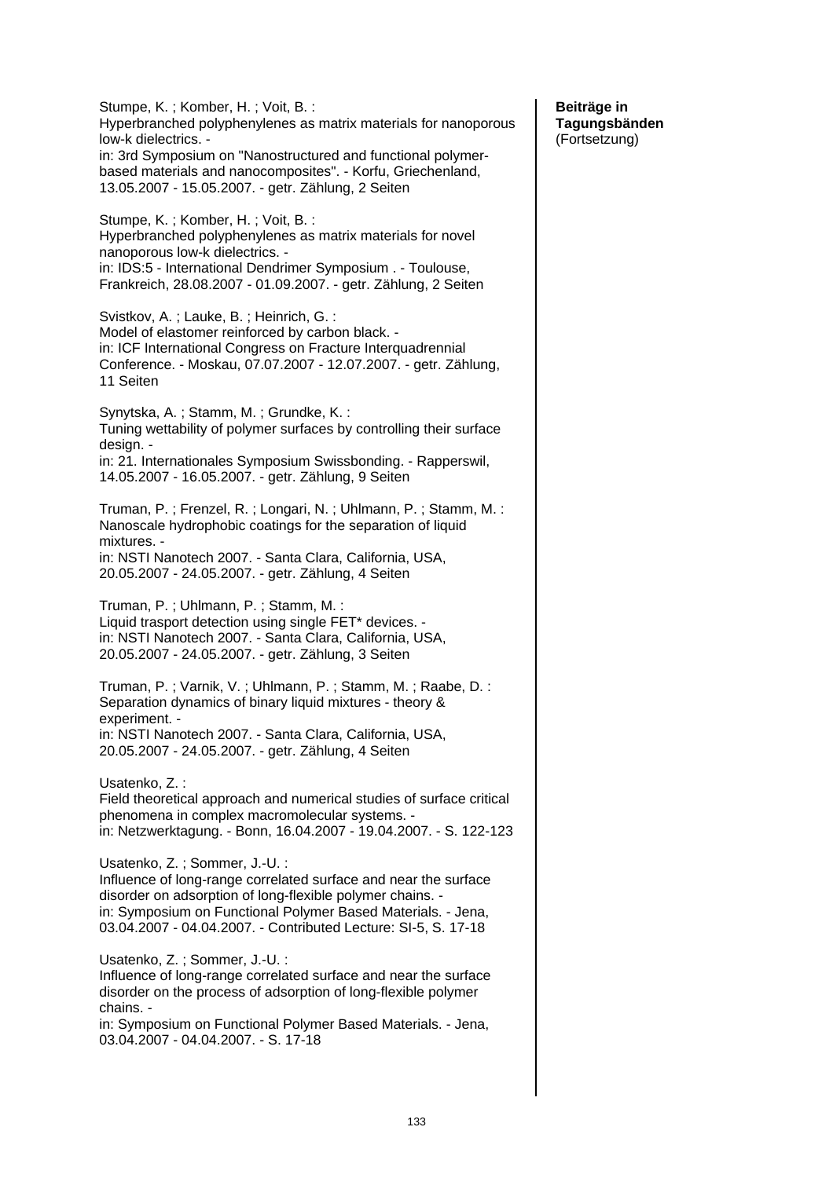**Beiträge in Tagungsbänden** (Fortsetzung)

Stumpe, K. ; Komber, H. ; Voit, B. :
Hyperbranched polyphenylenes as matrix materials for nanoporous low-k dielectrics. -
in: 3rd Symposium on "Nanostructured and functional polymer-based materials and nanocomposites". - Korfu, Griechenland, 13.05.2007 - 15.05.2007. - getr. Zählung, 2 Seiten

Stumpe, K. ; Komber, H. ; Voit, B. :
Hyperbranched polyphenylenes as matrix materials for novel nanoporous low-k dielectrics. -
in: IDS:5 - International Dendrimer Symposium . - Toulouse, Frankreich, 28.08.2007 - 01.09.2007. - getr. Zählung, 2 Seiten

Svistkov, A. ; Lauke, B. ; Heinrich, G. :
Model of elastomer reinforced by carbon black. -
in: ICF International Congress on Fracture Interquadrennial Conference. - Moskau, 07.07.2007 - 12.07.2007. - getr. Zählung, 11 Seiten

Synytska, A. ; Stamm, M. ; Grundke, K. :
Tuning wettability of polymer surfaces by controlling their surface design. -
in: 21. Internationales Symposium Swissbonding. - Rapperswil, 14.05.2007 - 16.05.2007. - getr. Zählung, 9 Seiten

Truman, P. ; Frenzel, R. ; Longari, N. ; Uhlmann, P. ; Stamm, M. :
Nanoscale hydrophobic coatings for the separation of liquid mixtures. -
in: NSTI Nanotech 2007. - Santa Clara, California, USA, 20.05.2007 - 24.05.2007. - getr. Zählung, 4 Seiten

Truman, P. ; Uhlmann, P. ; Stamm, M. :
Liquid trasport detection using single FET* devices. -
in: NSTI Nanotech 2007. - Santa Clara, California, USA, 20.05.2007 - 24.05.2007. - getr. Zählung, 3 Seiten

Truman, P. ; Varnik, V. ; Uhlmann, P. ; Stamm, M. ; Raabe, D. :
Separation dynamics of binary liquid mixtures - theory & experiment. -
in: NSTI Nanotech 2007. - Santa Clara, California, USA, 20.05.2007 - 24.05.2007. - getr. Zählung, 4 Seiten

Usatenko, Z. :
Field theoretical approach and numerical studies of surface critical phenomena in complex macromolecular systems. -
in: Netzwerktagung. - Bonn, 16.04.2007 - 19.04.2007. - S. 122-123

Usatenko, Z. ; Sommer, J.-U. :
Influence of long-range correlated surface and near the surface disorder on adsorption of long-flexible polymer chains. -
in: Symposium on Functional Polymer Based Materials. - Jena, 03.04.2007 - 04.04.2007. - Contributed Lecture: SI-5, S. 17-18

Usatenko, Z. ; Sommer, J.-U. :
Influence of long-range correlated surface and near the surface disorder on the process of adsorption of long-flexible polymer chains. -
in: Symposium on Functional Polymer Based Materials. - Jena, 03.04.2007 - 04.04.2007. - S. 17-18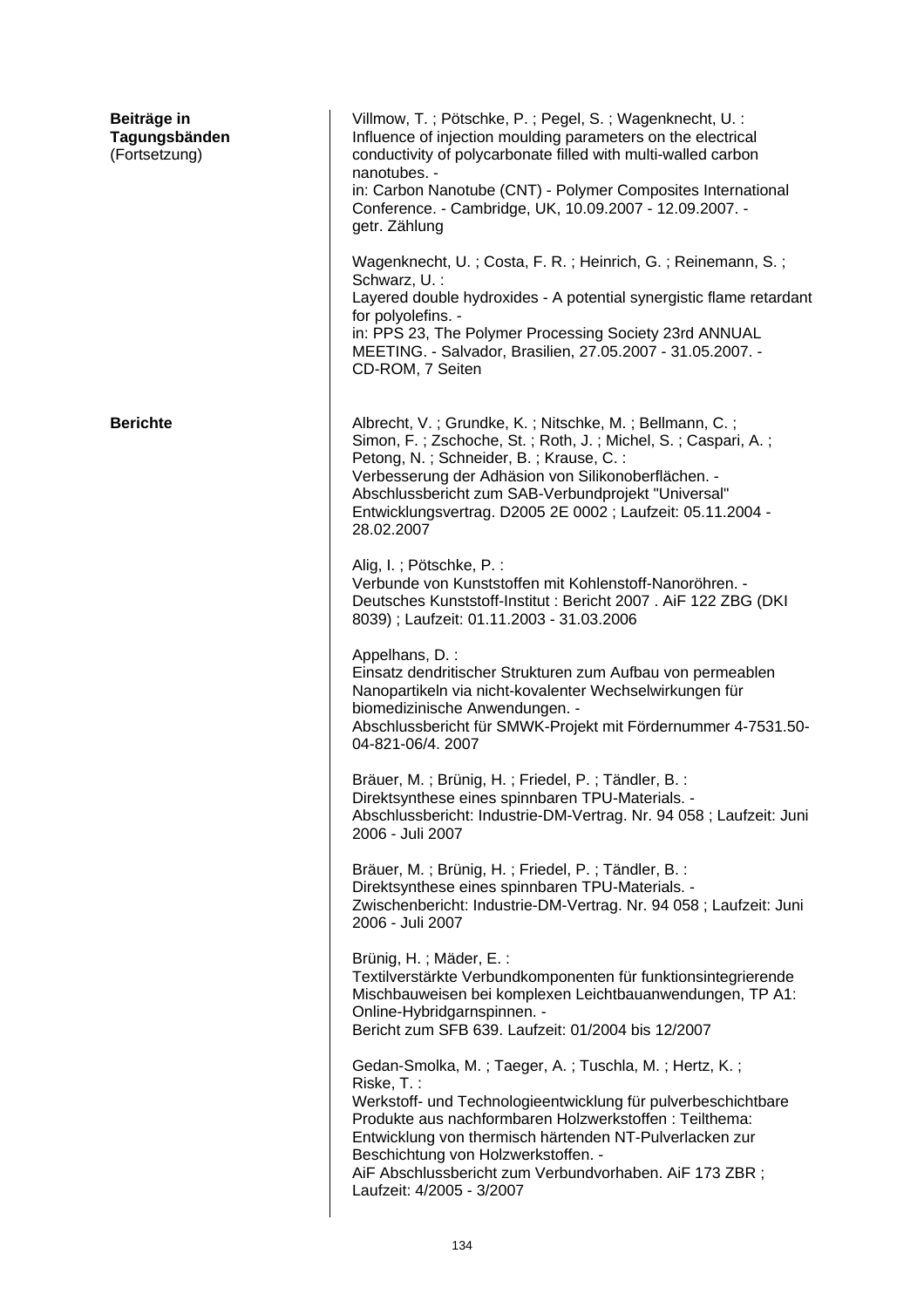**Beiträge in Tagungsbänden** (Fortsetzung)

Villmow, T. ; Pötschke, P. ; Pegel, S. ; Wagenknecht, U. :
Influence of injection moulding parameters on the electrical conductivity of polycarbonate filled with multi-walled carbon nanotubes. -
in: Carbon Nanotube (CNT) - Polymer Composites International Conference. - Cambridge, UK, 10.09.2007 - 12.09.2007. -
getr. Zählung

Wagenknecht, U. ; Costa, F. R. ; Heinrich, G. ; Reinemann, S. ; Schwarz, U. :
Layered double hydroxides - A potential synergistic flame retardant for polyolefins. -
in: PPS 23, The Polymer Processing Society 23rd ANNUAL MEETING. - Salvador, Brasilien, 27.05.2007 - 31.05.2007. -
CD-ROM, 7 Seiten

**Berichte**

Albrecht, V. ; Grundke, K. ; Nitschke, M. ; Bellmann, C. ; Simon, F. ; Zschoche, St. ; Roth, J. ; Michel, S. ; Caspari, A. ; Petong, N. ; Schneider, B. ; Krause, C. :
Verbesserung der Adhäsion von Silikonoberflächen. -
Abschlussbericht zum SAB-Verbundprojekt "Universal" Entwicklungsvertrag. D2005 2E 0002 ; Laufzeit: 05.11.2004 - 28.02.2007

Alig, I. ; Pötschke, P. :
Verbunde von Kunststoffen mit Kohlenstoff-Nanoröhren. -
Deutsches Kunststoff-Institut : Bericht 2007 . AiF 122 ZBG (DKI 8039) ; Laufzeit: 01.11.2003 - 31.03.2006

Appelhans, D. :
Einsatz dendritischer Strukturen zum Aufbau von permeablen Nanopartikeln via nicht-kovalenter Wechselwirkungen für biomedizinische Anwendungen. -
Abschlussbericht für SMWK-Projekt mit Fördernummer 4-7531.50-04-821-06/4. 2007

Bräuer, M. ; Brünig, H. ; Friedel, P. ; Tändler, B. :
Direktsynthese eines spinnbaren TPU-Materials. -
Abschlussbericht: Industrie-DM-Vertrag. Nr. 94 058 ; Laufzeit: Juni 2006 - Juli 2007

Bräuer, M. ; Brünig, H. ; Friedel, P. ; Tändler, B. :
Direktsynthese eines spinnbaren TPU-Materials. -
Zwischenbericht: Industrie-DM-Vertrag. Nr. 94 058 ; Laufzeit: Juni 2006 - Juli 2007

Brünig, H. ; Mäder, E. :
Textilverstärkte Verbundkomponenten für funktionsintegrierende Mischbauweisen bei komplexen Leichtbauanwendungen, TP A1: Online-Hybridgarnspinnen. -
Bericht zum SFB 639. Laufzeit: 01/2004 bis 12/2007

Gedan-Smolka, M. ; Taeger, A. ; Tuschla, M. ; Hertz, K. ; Riske, T. :
Werkstoff- und Technologieentwicklung für pulverbeschichtbare Produkte aus nachformbaren Holzwerkstoffen : Teilthema: Entwicklung von thermisch härtenden NT-Pulverlacken zur Beschichtung von Holzwerkstoffen. -
AiF Abschlussbericht zum Verbundvorhaben. AiF 173 ZBR ; Laufzeit: 4/2005 - 3/2007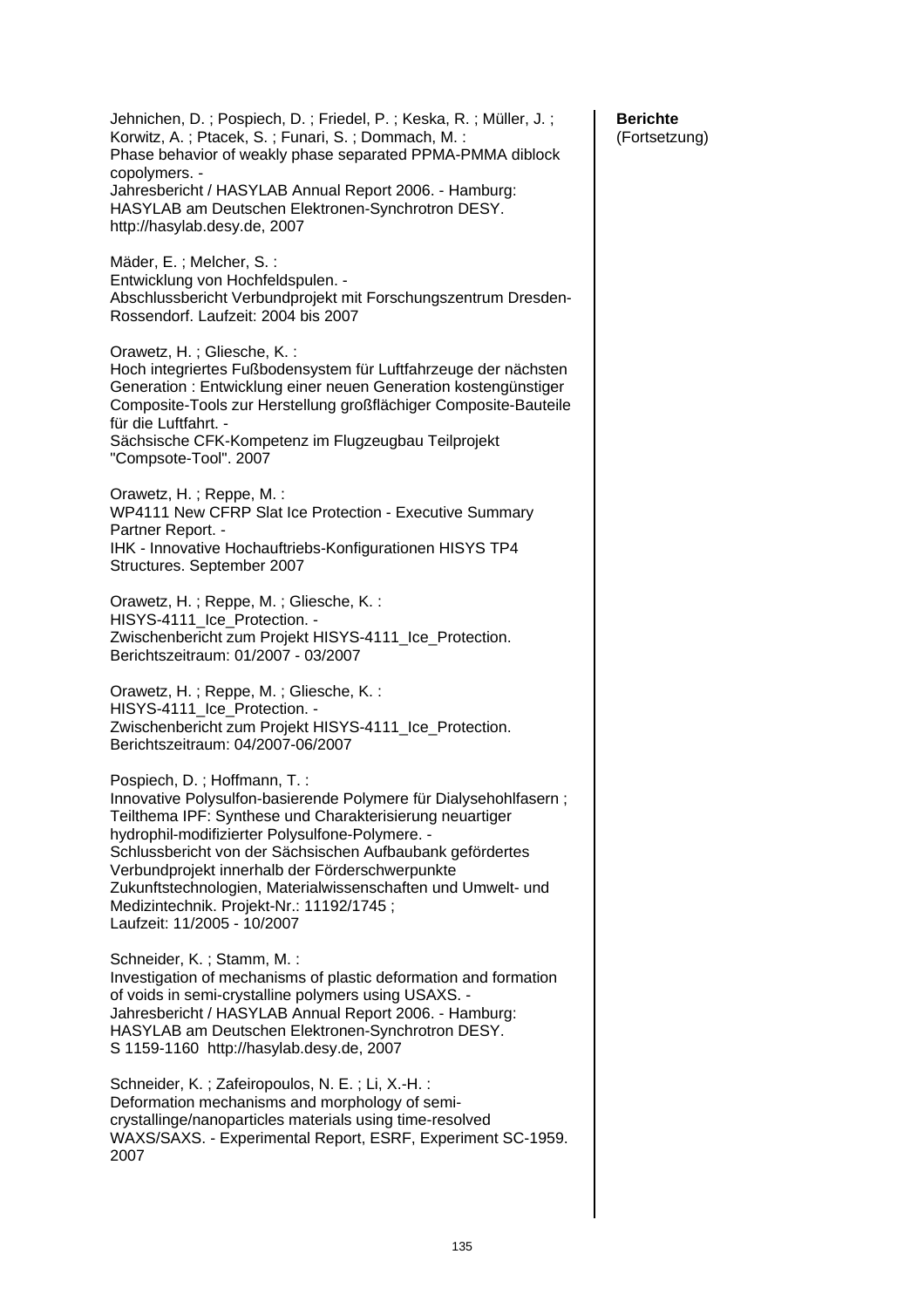**Berichte**
(Fortsetzung)

Jehnichen, D. ; Pospiech, D. ; Friedel, P. ; Keska, R. ; Müller, J. ; Korwitz, A. ; Ptacek, S. ; Funari, S. ; Dommach, M. :
Phase behavior of weakly phase separated PPMA-PMMA diblock copolymers. -
Jahresbericht / HASYLAB Annual Report 2006. - Hamburg: HASYLAB am Deutschen Elektronen-Synchrotron DESY. http://hasylab.desy.de, 2007

Mäder, E. ; Melcher, S. :
Entwicklung von Hochfeldspulen. -
Abschlussbericht Verbundprojekt mit Forschungszentrum Dresden-Rossendorf. Laufzeit: 2004 bis 2007

Orawetz, H. ; Gliesche, K. :
Hoch integriertes Fußbodensystem für Luftfahrzeuge der nächsten Generation : Entwicklung einer neuen Generation kostengünstiger Composite-Tools zur Herstellung großflächiger Composite-Bauteile für die Luftfahrt. -
Sächsische CFK-Kompetenz im Flugzeugbau Teilprojekt "Compsote-Tool". 2007

Orawetz, H. ; Reppe, M. :
WP4111 New CFRP Slat Ice Protection - Executive Summary Partner Report. -
IHK - Innovative Hochauftriebs-Konfigurationen HISYS TP4 Structures. September 2007

Orawetz, H. ; Reppe, M. ; Gliesche, K. :
HISYS-4111_Ice_Protection. -
Zwischenbericht zum Projekt HISYS-4111_Ice_Protection. Berichtszeitraum: 01/2007 - 03/2007

Orawetz, H. ; Reppe, M. ; Gliesche, K. :
HISYS-4111_Ice_Protection. -
Zwischenbericht zum Projekt HISYS-4111_Ice_Protection. Berichtszeitraum: 04/2007-06/2007

Pospiech, D. ; Hoffmann, T. :
Innovative Polysulfon-basierende Polymere für Dialysehohlfasern ; Teilthema IPF: Synthese und Charakterisierung neuartiger hydrophil-modifizierter Polysulfone-Polymere. -
Schlussbericht von der Sächsischen Aufbaubank gefördertes Verbundprojekt innerhalb der Förderschwerpunkte Zukunftstechnologien, Materialwissenschaften und Umwelt- und Medizintechnik. Projekt-Nr.: 11192/1745 ;
Laufzeit: 11/2005 - 10/2007

Schneider, K. ; Stamm, M. :
Investigation of mechanisms of plastic deformation and formation of voids in semi-crystalline polymers using USAXS. -
Jahresbericht / HASYLAB Annual Report 2006. - Hamburg: HASYLAB am Deutschen Elektronen-Synchrotron DESY.
S 1159-1160 http://hasylab.desy.de, 2007

Schneider, K. ; Zafeiropoulos, N. E. ; Li, X.-H. :
Deformation mechanisms and morphology of semi-crystallinge/nanoparticles materials using time-resolved WAXS/SAXS. - Experimental Report, ESRF, Experiment SC-1959. 2007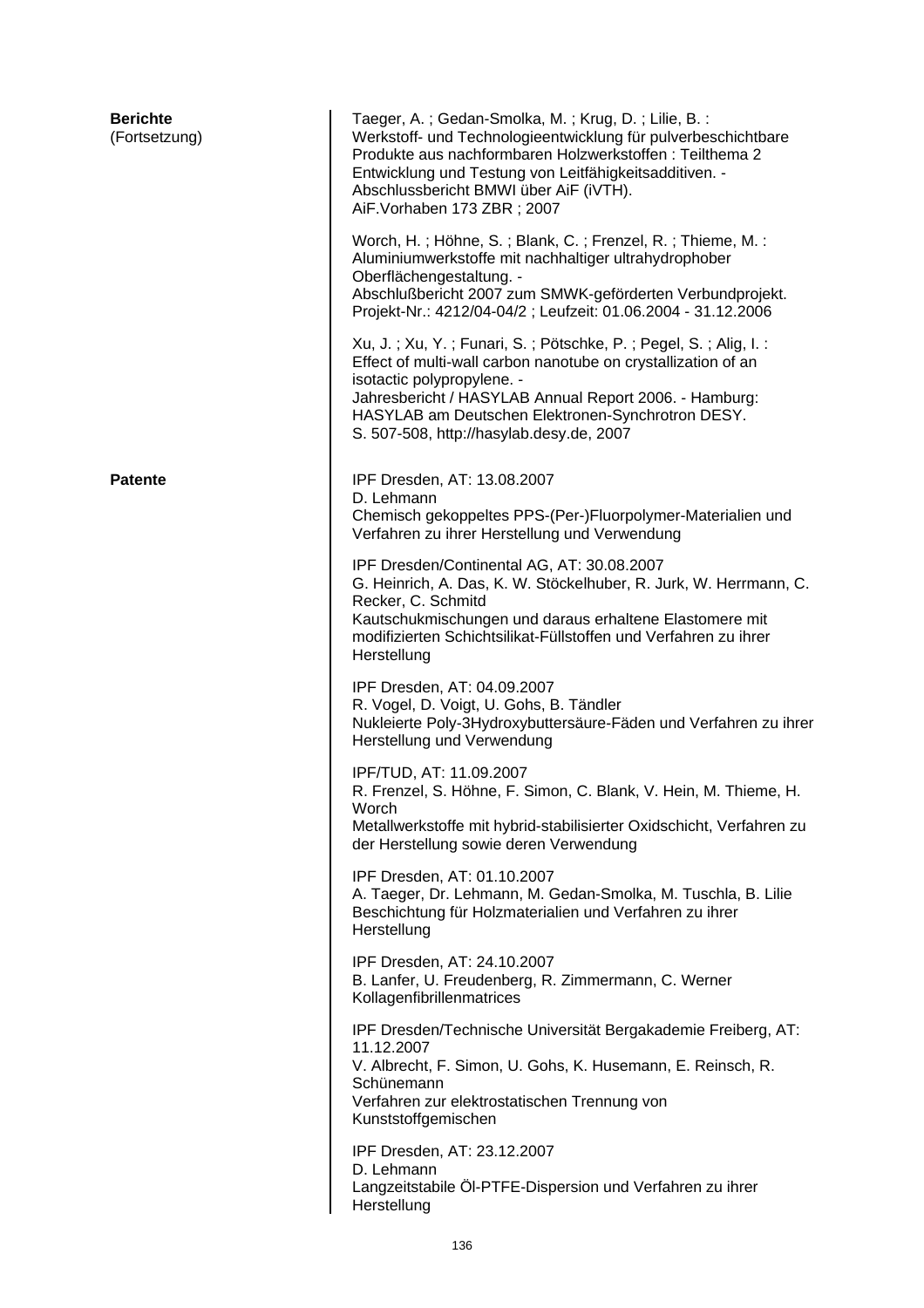**Berichte** (Fortsetzung)

Taeger, A. ; Gedan-Smolka, M. ; Krug, D. ; Lilie, B. :
Werkstoff- und Technologieentwicklung für pulverbeschichtbare Produkte aus nachformbaren Holzwerkstoffen : Teilthema 2 Entwicklung und Testung von Leitfähigkeitsadditiven. -
Abschlussbericht BMWI über AiF (iVTH).
AiF.Vorhaben 173 ZBR ; 2007

Worch, H. ; Höhne, S. ; Blank, C. ; Frenzel, R. ; Thieme, M. :
Aluminiumwerkstoffe mit nachhaltiger ultrahydrophober Oberflächengestaltung. -
Abschlußbericht 2007 zum SMWK-geförderten Verbundprojekt.
Projekt-Nr.: 4212/04-04/2 ; Leufzeit: 01.06.2004 - 31.12.2006

Xu, J. ; Xu, Y. ; Funari, S. ; Pötschke, P. ; Pegel, S. ; Alig, I. :
Effect of multi-wall carbon nanotube on crystallization of an isotactic polypropylene. -
Jahresbericht / HASYLAB Annual Report 2006. - Hamburg: HASYLAB am Deutschen Elektronen-Synchrotron DESY.
S. 507-508, http://hasylab.desy.de, 2007

**Patente**

IPF Dresden, AT: 13.08.2007
D. Lehmann
Chemisch gekoppeltes PPS-(Per-)Fluorpolymer-Materialien und Verfahren zu ihrer Herstellung und Verwendung

IPF Dresden/Continental AG, AT: 30.08.2007
G. Heinrich, A. Das, K. W. Stöckelhuber, R. Jurk, W. Herrmann, C. Recker, C. Schmitd
Kautschukmischungen und daraus erhaltene Elastomere mit modifizierten Schichtsilikat-Füllstoffen und Verfahren zu ihrer Herstellung

IPF Dresden, AT: 04.09.2007
R. Vogel, D. Voigt, U. Gohs, B. Tändler
Nukleierte Poly-3Hydroxybuttersäure-Fäden und Verfahren zu ihrer Herstellung und Verwendung

IPF/TUD, AT: 11.09.2007
R. Frenzel, S. Höhne, F. Simon, C. Blank, V. Hein, M. Thieme, H. Worch
Metallwerkstoffe mit hybrid-stabilisierter Oxidschicht, Verfahren zu der Herstellung sowie deren Verwendung

IPF Dresden, AT: 01.10.2007
A. Taeger, Dr. Lehmann, M. Gedan-Smolka, M. Tuschla, B. Lilie
Beschichtung für Holzmaterialien und Verfahren zu ihrer Herstellung

IPF Dresden, AT: 24.10.2007
B. Lanfer, U. Freudenberg, R. Zimmermann, C. Werner
Kollagenfibrillenmatrices

IPF Dresden/Technische Universität Bergakademie Freiberg, AT: 11.12.2007
V. Albrecht, F. Simon, U. Gohs, K. Husemann, E. Reinsch, R. Schünemann
Verfahren zur elektrostatischen Trennung von Kunststoffgemischen

IPF Dresden, AT: 23.12.2007
D. Lehmann
Langzeitstabile Öl-PTFE-Dispersion und Verfahren zu ihrer Herstellung